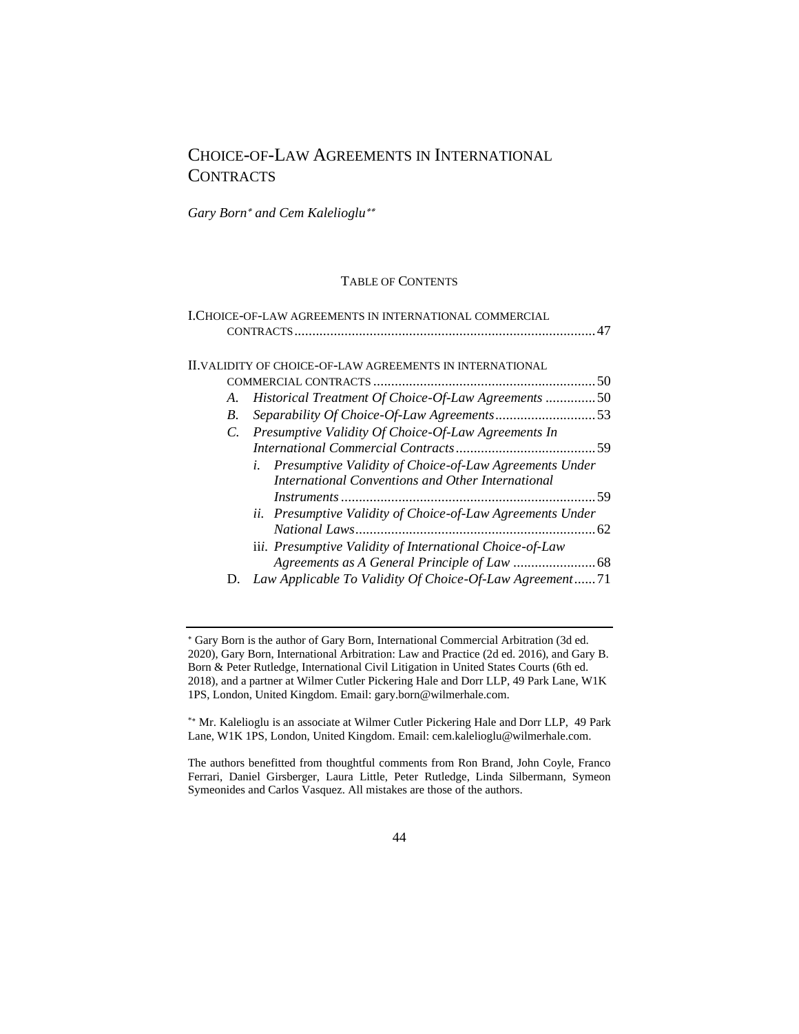# Choice-of-Law Agreements in International Contracts

*Gary Born[\*] and Cem Kalelioglu[\*\*]*

## Table of Contents

I. Choice-of-law agreements in international commercial contracts .......... 47

II. Validity of choice-of-law agreements in international commercial contracts .......... 50

- A. *Historical Treatment Of Choice-Of-Law Agreements* .......... 50
- B. *Separability Of Choice-Of-Law Agreements* .......... 53
- C. *Presumptive Validity Of Choice-Of-Law Agreements In International Commercial Contracts* .......... 59
  - *i. Presumptive Validity of Choice-of-Law Agreements Under International Conventions and Other International Instruments* .......... 59
  - *ii. Presumptive Validity of Choice-of-Law Agreements Under National Laws* .......... 62
  - iii. *Presumptive Validity of International Choice-of-Law Agreements as A General Principle of Law* .......... 68
- D. *Law Applicable To Validity Of Choice-Of-Law Agreement* .......... 71

---

[\*] Gary Born is the author of Gary Born, International Commercial Arbitration (3d ed. 2020), Gary Born, International Arbitration: Law and Practice (2d ed. 2016), and Gary B. Born & Peter Rutledge, International Civil Litigation in United States Courts (6th ed. 2018), and a partner at Wilmer Cutler Pickering Hale and Dorr LLP, 49 Park Lane, W1K 1PS, London, United Kingdom. Email: gary.born@wilmerhale.com.

[\*\*] Mr. Kalelioglu is an associate at Wilmer Cutler Pickering Hale and Dorr LLP, 49 Park Lane, W1K 1PS, London, United Kingdom. Email: cem.kalelioglu@wilmerhale.com.

The authors benefitted from thoughtful comments from Ron Brand, John Coyle, Franco Ferrari, Daniel Girsberger, Laura Little, Peter Rutledge, Linda Silbermann, Symeon Symeonides and Carlos Vasquez. All mistakes are those of the authors.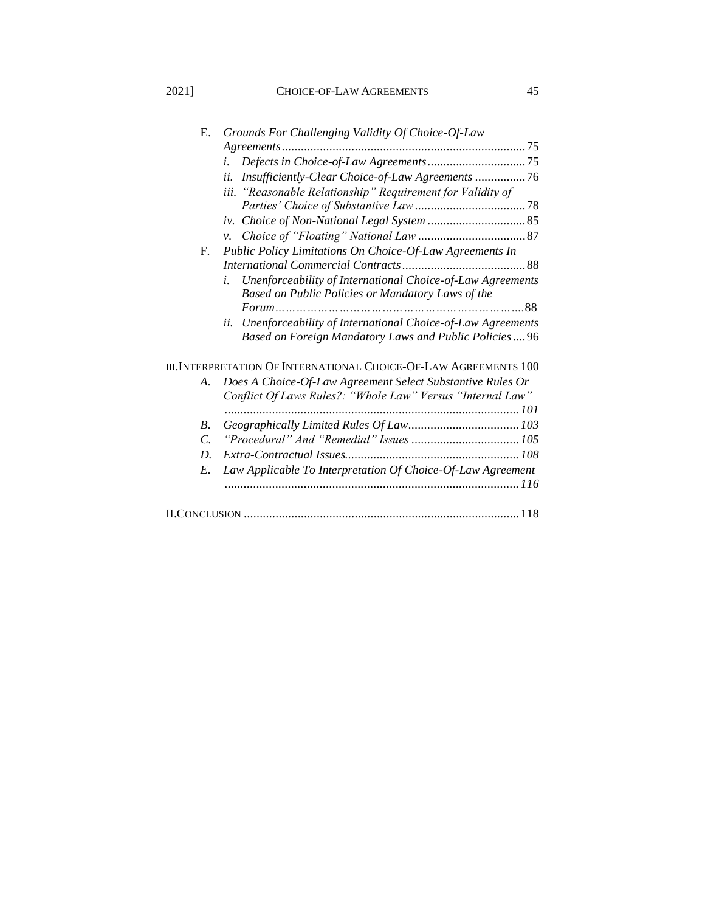E. *Grounds For Challenging Validity Of Choice-Of-Law Agreements* ........ 75

   i. *Defects in Choice-of-Law Agreements* ........ 75

   ii. *Insufficiently-Clear Choice-of-Law Agreements* ........ 76

   iii. *"Reasonable Relationship" Requirement for Validity of Parties' Choice of Substantive Law* ........ 78

   iv. *Choice of Non-National Legal System* ........ 85

   v. *Choice of "Floating" National Law* ........ 87

F. *Public Policy Limitations On Choice-Of-Law Agreements In International Commercial Contracts* ........ 88

   i. *Unenforceability of International Choice-of-Law Agreements Based on Public Policies or Mandatory Laws of the Forum*........ 88

   ii. *Unenforceability of International Choice-of-Law Agreements Based on Foreign Mandatory Laws and Public Policies* ........ 96

III. INTERPRETATION OF INTERNATIONAL CHOICE-OF-LAW AGREEMENTS 100

A. *Does A Choice-Of-Law Agreement Select Substantive Rules Or Conflict Of Laws Rules?: "Whole Law" Versus "Internal Law"* ........ *101*

B. *Geographically Limited Rules Of Law* ........ *103*

C. *"Procedural" And "Remedial" Issues* ........ *105*

D. *Extra-Contractual Issues* ........ *108*

E. *Law Applicable To Interpretation Of Choice-Of-Law Agreement* ........ *116*

II. CONCLUSION ........ 118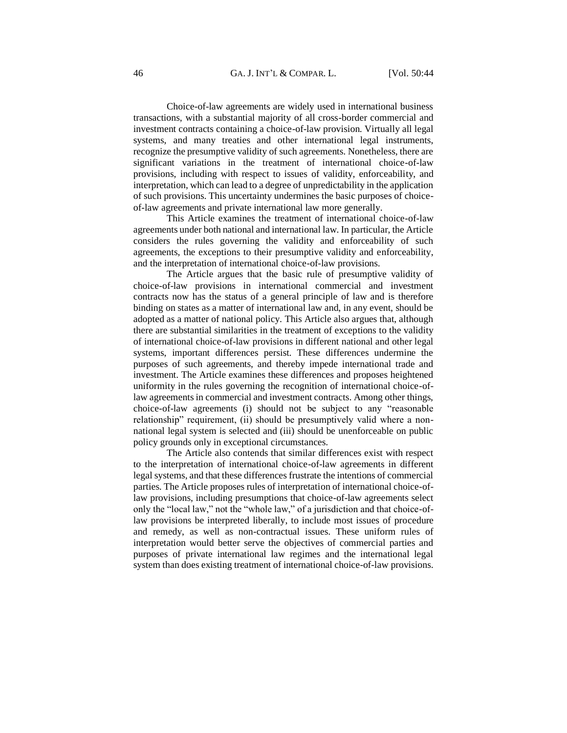Choice-of-law agreements are widely used in international business transactions, with a substantial majority of all cross-border commercial and investment contracts containing a choice-of-law provision. Virtually all legal systems, and many treaties and other international legal instruments, recognize the presumptive validity of such agreements. Nonetheless, there are significant variations in the treatment of international choice-of-law provisions, including with respect to issues of validity, enforceability, and interpretation, which can lead to a degree of unpredictability in the application of such provisions. This uncertainty undermines the basic purposes of choice-of-law agreements and private international law more generally.

This Article examines the treatment of international choice-of-law agreements under both national and international law. In particular, the Article considers the rules governing the validity and enforceability of such agreements, the exceptions to their presumptive validity and enforceability, and the interpretation of international choice-of-law provisions.

The Article argues that the basic rule of presumptive validity of choice-of-law provisions in international commercial and investment contracts now has the status of a general principle of law and is therefore binding on states as a matter of international law and, in any event, should be adopted as a matter of national policy. This Article also argues that, although there are substantial similarities in the treatment of exceptions to the validity of international choice-of-law provisions in different national and other legal systems, important differences persist. These differences undermine the purposes of such agreements, and thereby impede international trade and investment. The Article examines these differences and proposes heightened uniformity in the rules governing the recognition of international choice-of-law agreements in commercial and investment contracts. Among other things, choice-of-law agreements (i) should not be subject to any "reasonable relationship" requirement, (ii) should be presumptively valid where a non-national legal system is selected and (iii) should be unenforceable on public policy grounds only in exceptional circumstances.

The Article also contends that similar differences exist with respect to the interpretation of international choice-of-law agreements in different legal systems, and that these differences frustrate the intentions of commercial parties. The Article proposes rules of interpretation of international choice-of-law provisions, including presumptions that choice-of-law agreements select only the "local law," not the "whole law," of a jurisdiction and that choice-of-law provisions be interpreted liberally, to include most issues of procedure and remedy, as well as non-contractual issues. These uniform rules of interpretation would better serve the objectives of commercial parties and purposes of private international law regimes and the international legal system than does existing treatment of international choice-of-law provisions.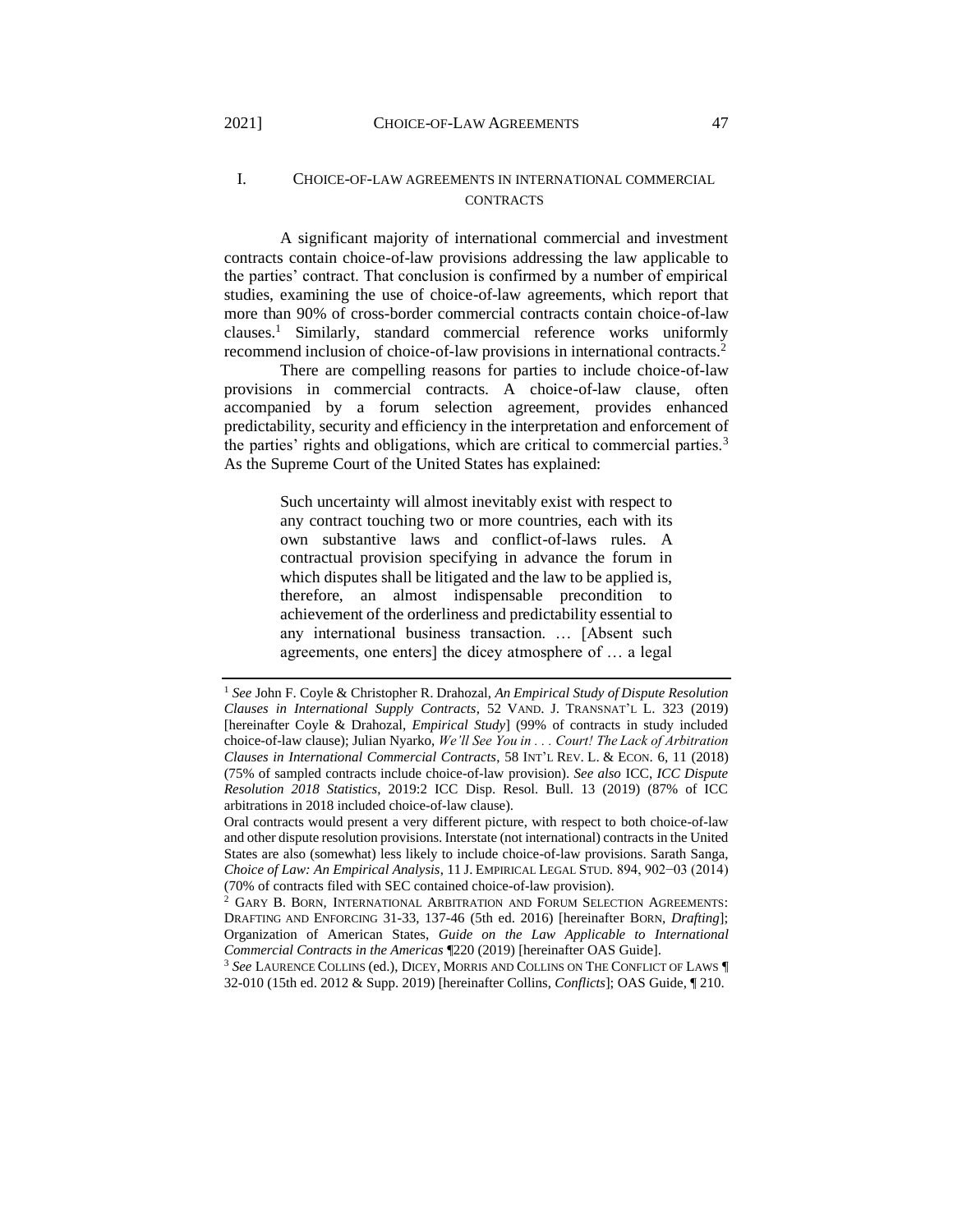## I. CHOICE-OF-LAW AGREEMENTS IN INTERNATIONAL COMMERCIAL CONTRACTS

A significant majority of international commercial and investment contracts contain choice-of-law provisions addressing the law applicable to the parties' contract. That conclusion is confirmed by a number of empirical studies, examining the use of choice-of-law agreements, which report that more than 90% of cross-border commercial contracts contain choice-of-law clauses.[1] Similarly, standard commercial reference works uniformly recommend inclusion of choice-of-law provisions in international contracts.[2]

There are compelling reasons for parties to include choice-of-law provisions in commercial contracts. A choice-of-law clause, often accompanied by a forum selection agreement, provides enhanced predictability, security and efficiency in the interpretation and enforcement of the parties' rights and obligations, which are critical to commercial parties.[3] As the Supreme Court of the United States has explained:

> Such uncertainty will almost inevitably exist with respect to any contract touching two or more countries, each with its own substantive laws and conflict-of-laws rules. A contractual provision specifying in advance the forum in which disputes shall be litigated and the law to be applied is, therefore, an almost indispensable precondition to achievement of the orderliness and predictability essential to any international business transaction. … [Absent such agreements, one enters] the dicey atmosphere of … a legal

---

[1] *See* John F. Coyle & Christopher R. Drahozal, *An Empirical Study of Dispute Resolution Clauses in International Supply Contracts*, 52 VAND. J. TRANSNAT'L L. 323 (2019) [hereinafter Coyle & Drahozal, *Empirical Study*] (99% of contracts in study included choice-of-law clause); Julian Nyarko, *We'll See You in . . . Court! The Lack of Arbitration Clauses in International Commercial Contracts*, 58 INT'L REV. L. & ECON. 6, 11 (2018) (75% of sampled contracts include choice-of-law provision). *See also* ICC, *ICC Dispute Resolution 2018 Statistics*, 2019:2 ICC Disp. Resol. Bull. 13 (2019) (87% of ICC arbitrations in 2018 included choice-of-law clause).

Oral contracts would present a very different picture, with respect to both choice-of-law and other dispute resolution provisions. Interstate (not international) contracts in the United States are also (somewhat) less likely to include choice-of-law provisions. Sarath Sanga, *Choice of Law: An Empirical Analysis*, 11 J. EMPIRICAL LEGAL STUD. 894, 902−03 (2014) (70% of contracts filed with SEC contained choice-of-law provision).

[2] GARY B. BORN, INTERNATIONAL ARBITRATION AND FORUM SELECTION AGREEMENTS: DRAFTING AND ENFORCING 31-33, 137-46 (5th ed. 2016) [hereinafter BORN, *Drafting*]; Organization of American States, *Guide on the Law Applicable to International Commercial Contracts in the Americas* ¶220 (2019) [hereinafter OAS Guide].

[3] *See* LAURENCE COLLINS (ed.), DICEY, MORRIS AND COLLINS ON THE CONFLICT OF LAWS ¶ 32-010 (15th ed. 2012 & Supp. 2019) [hereinafter Collins, *Conflicts*]; OAS Guide, ¶ 210.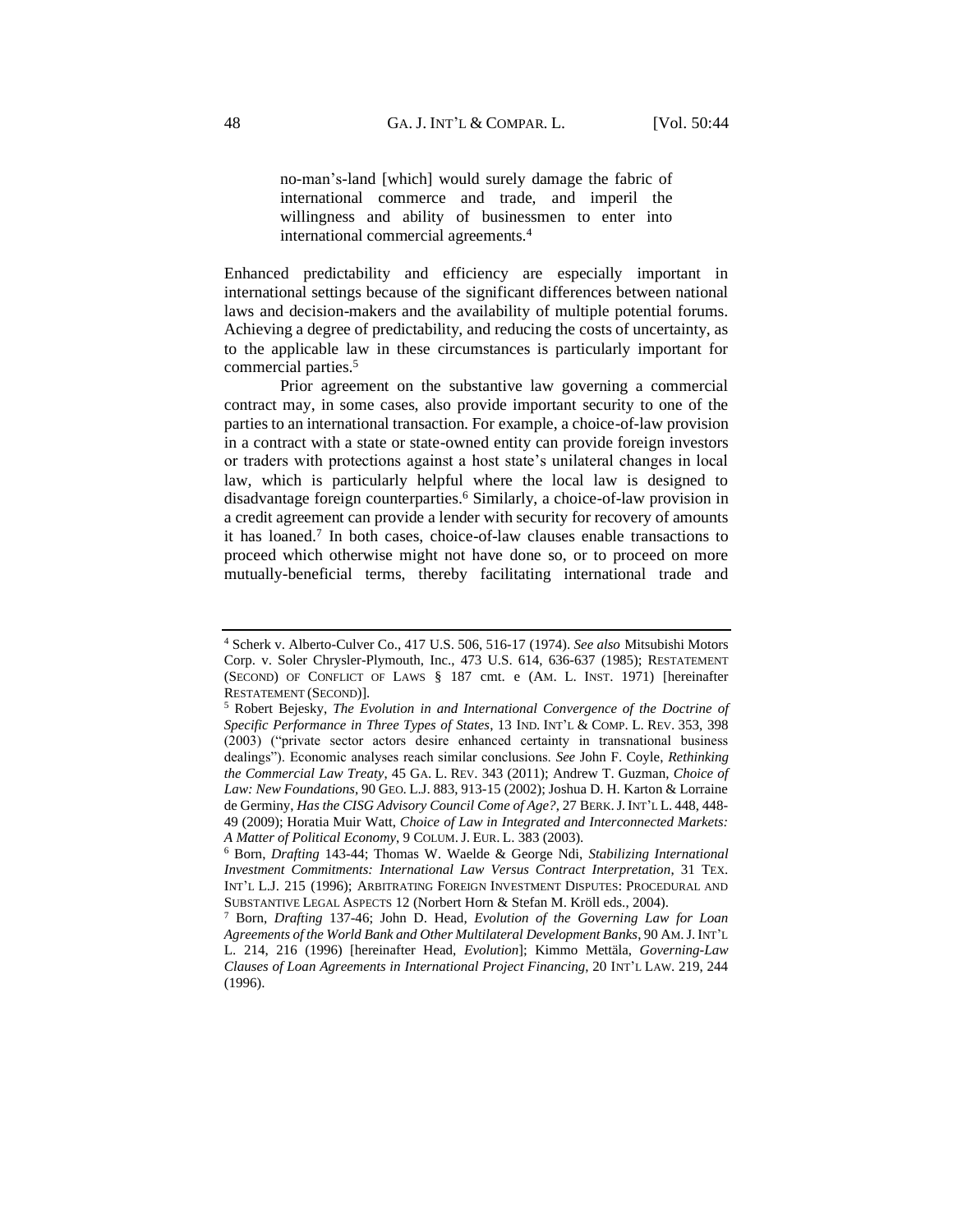> no-man's-land [which] would surely damage the fabric of international commerce and trade, and imperil the willingness and ability of businessmen to enter into international commercial agreements.[4]

Enhanced predictability and efficiency are especially important in international settings because of the significant differences between national laws and decision-makers and the availability of multiple potential forums. Achieving a degree of predictability, and reducing the costs of uncertainty, as to the applicable law in these circumstances is particularly important for commercial parties.[5]

Prior agreement on the substantive law governing a commercial contract may, in some cases, also provide important security to one of the parties to an international transaction. For example, a choice-of-law provision in a contract with a state or state-owned entity can provide foreign investors or traders with protections against a host state's unilateral changes in local law, which is particularly helpful where the local law is designed to disadvantage foreign counterparties.[6] Similarly, a choice-of-law provision in a credit agreement can provide a lender with security for recovery of amounts it has loaned.[7] In both cases, choice-of-law clauses enable transactions to proceed which otherwise might not have done so, or to proceed on more mutually-beneficial terms, thereby facilitating international trade and

---

[4] Scherk v. Alberto-Culver Co., 417 U.S. 506, 516-17 (1974). *See also* Mitsubishi Motors Corp. v. Soler Chrysler-Plymouth, Inc., 473 U.S. 614, 636-637 (1985); RESTATEMENT (SECOND) OF CONFLICT OF LAWS § 187 cmt. e (AM. L. INST. 1971) [hereinafter RESTATEMENT (SECOND)].

[5] Robert Bejesky, *The Evolution in and International Convergence of the Doctrine of Specific Performance in Three Types of States*, 13 IND. INT'L & COMP. L. REV. 353, 398 (2003) ("private sector actors desire enhanced certainty in transnational business dealings"). Economic analyses reach similar conclusions. *See* John F. Coyle, *Rethinking the Commercial Law Treaty*, 45 GA. L. REV. 343 (2011); Andrew T. Guzman, *Choice of Law: New Foundations*, 90 GEO. L.J. 883, 913-15 (2002); Joshua D. H. Karton & Lorraine de Germiny, *Has the CISG Advisory Council Come of Age?*, 27 BERK. J. INT'L L. 448, 448-49 (2009); Horatia Muir Watt, *Choice of Law in Integrated and Interconnected Markets: A Matter of Political Economy*, 9 COLUM. J. EUR. L. 383 (2003).

[6] Born, *Drafting* 143-44; Thomas W. Waelde & George Ndi, *Stabilizing International Investment Commitments: International Law Versus Contract Interpretation*, 31 TEX. INT'L L.J. 215 (1996); ARBITRATING FOREIGN INVESTMENT DISPUTES: PROCEDURAL AND SUBSTANTIVE LEGAL ASPECTS 12 (Norbert Horn & Stefan M. Kröll eds., 2004).

[7] Born, *Drafting* 137-46; John D. Head, *Evolution of the Governing Law for Loan Agreements of the World Bank and Other Multilateral Development Banks*, 90 AM. J. INT'L L. 214, 216 (1996) [hereinafter Head, *Evolution*]; Kimmo Mettälä, *Governing-Law Clauses of Loan Agreements in International Project Financing*, 20 INT'L LAW. 219, 244 (1996).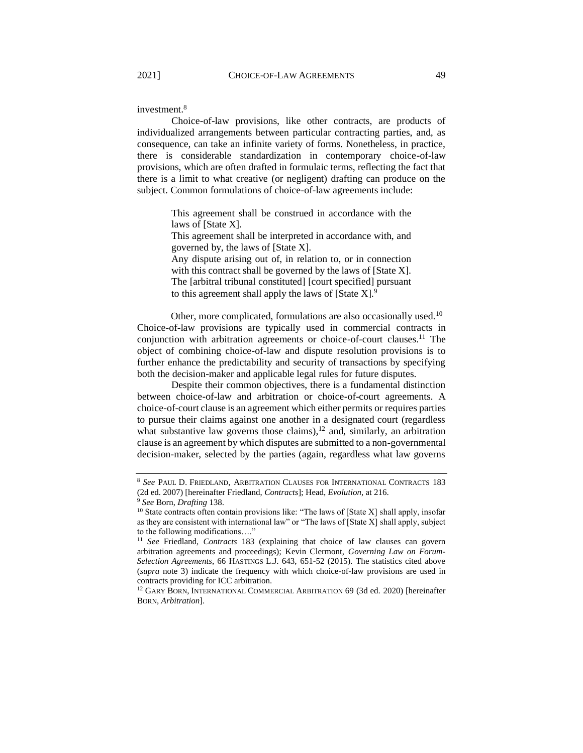investment.[8]

Choice-of-law provisions, like other contracts, are products of individualized arrangements between particular contracting parties, and, as consequence, can take an infinite variety of forms. Nonetheless, in practice, there is considerable standardization in contemporary choice-of-law provisions, which are often drafted in formulaic terms, reflecting the fact that there is a limit to what creative (or negligent) drafting can produce on the subject. Common formulations of choice-of-law agreements include:

> This agreement shall be construed in accordance with the laws of [State X].
> This agreement shall be interpreted in accordance with, and governed by, the laws of [State X].
> Any dispute arising out of, in relation to, or in connection with this contract shall be governed by the laws of [State X].
> The [arbitral tribunal constituted] [court specified] pursuant to this agreement shall apply the laws of [State X].[9]

Other, more complicated, formulations are also occasionally used.[10] Choice-of-law provisions are typically used in commercial contracts in conjunction with arbitration agreements or choice-of-court clauses.[11] The object of combining choice-of-law and dispute resolution provisions is to further enhance the predictability and security of transactions by specifying both the decision-maker and applicable legal rules for future disputes.

Despite their common objectives, there is a fundamental distinction between choice-of-law and arbitration or choice-of-court agreements. A choice-of-court clause is an agreement which either permits or requires parties to pursue their claims against one another in a designated court (regardless what substantive law governs those claims),[12] and, similarly, an arbitration clause is an agreement by which disputes are submitted to a non-governmental decision-maker, selected by the parties (again, regardless what law governs

---

[8] *See* PAUL D. FRIEDLAND, ARBITRATION CLAUSES FOR INTERNATIONAL CONTRACTS 183 (2d ed. 2007) [hereinafter Friedland, *Contracts*]; Head, *Evolution*, at 216.

[9] *See* Born, *Drafting* 138.

[10] State contracts often contain provisions like: "The laws of [State X] shall apply, insofar as they are consistent with international law" or "The laws of [State X] shall apply, subject to the following modifications…."

[11] *See* Friedland, *Contracts* 183 (explaining that choice of law clauses can govern arbitration agreements and proceedings); Kevin Clermont, *Governing Law on Forum-Selection Agreements*, 66 HASTINGS L.J. 643, 651-52 (2015). The statistics cited above (*supra* note 3) indicate the frequency with which choice-of-law provisions are used in contracts providing for ICC arbitration.

[12] GARY BORN, INTERNATIONAL COMMERCIAL ARBITRATION 69 (3d ed. 2020) [hereinafter BORN, *Arbitration*].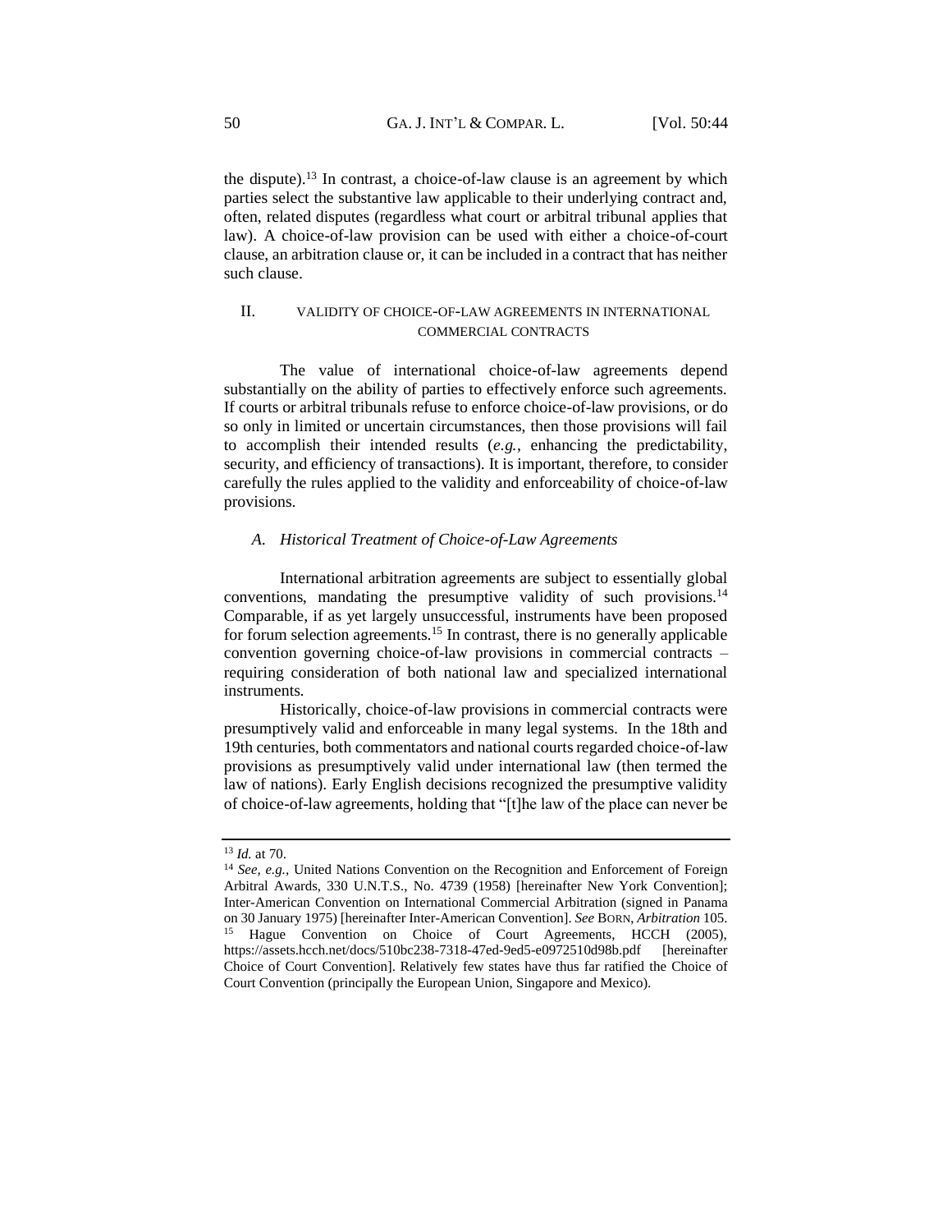the dispute).[13] In contrast, a choice-of-law clause is an agreement by which parties select the substantive law applicable to their underlying contract and, often, related disputes (regardless what court or arbitral tribunal applies that law). A choice-of-law provision can be used with either a choice-of-court clause, an arbitration clause or, it can be included in a contract that has neither such clause.

## II. VALIDITY OF CHOICE-OF-LAW AGREEMENTS IN INTERNATIONAL COMMERCIAL CONTRACTS

The value of international choice-of-law agreements depend substantially on the ability of parties to effectively enforce such agreements. If courts or arbitral tribunals refuse to enforce choice-of-law provisions, or do so only in limited or uncertain circumstances, then those provisions will fail to accomplish their intended results (*e.g.*, enhancing the predictability, security, and efficiency of transactions). It is important, therefore, to consider carefully the rules applied to the validity and enforceability of choice-of-law provisions.

### *A. Historical Treatment of Choice-of-Law Agreements*

International arbitration agreements are subject to essentially global conventions, mandating the presumptive validity of such provisions.[14] Comparable, if as yet largely unsuccessful, instruments have been proposed for forum selection agreements.[15] In contrast, there is no generally applicable convention governing choice-of-law provisions in commercial contracts – requiring consideration of both national law and specialized international instruments.

Historically, choice-of-law provisions in commercial contracts were presumptively valid and enforceable in many legal systems. In the 18th and 19th centuries, both commentators and national courts regarded choice-of-law provisions as presumptively valid under international law (then termed the law of nations). Early English decisions recognized the presumptive validity of choice-of-law agreements, holding that "[t]he law of the place can never be

---

[13] *Id.* at 70.

[14] *See, e.g.*, United Nations Convention on the Recognition and Enforcement of Foreign Arbitral Awards, 330 U.N.T.S., No. 4739 (1958) [hereinafter New York Convention]; Inter-American Convention on International Commercial Arbitration (signed in Panama on 30 January 1975) [hereinafter Inter-American Convention]. *See* BORN, *Arbitration* 105.

[15] Hague Convention on Choice of Court Agreements, HCCH (2005), https://assets.hcch.net/docs/510bc238-7318-47ed-9ed5-e0972510d98b.pdf [hereinafter Choice of Court Convention]. Relatively few states have thus far ratified the Choice of Court Convention (principally the European Union, Singapore and Mexico).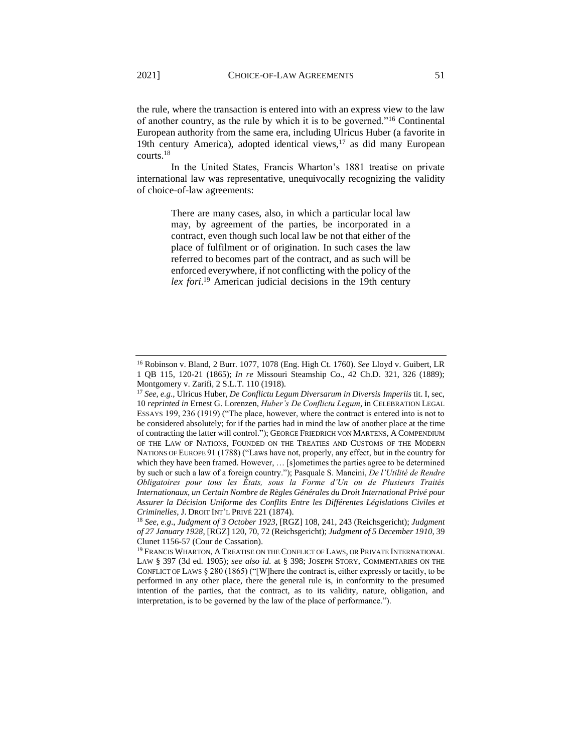the rule, where the transaction is entered into with an express view to the law of another country, as the rule by which it is to be governed."[16] Continental European authority from the same era, including Ulricus Huber (a favorite in 19th century America), adopted identical views,[17] as did many European courts.[18]

In the United States, Francis Wharton's 1881 treatise on private international law was representative, unequivocally recognizing the validity of choice-of-law agreements:

> There are many cases, also, in which a particular local law may, by agreement of the parties, be incorporated in a contract, even though such local law be not that either of the place of fulfilment or of origination. In such cases the law referred to becomes part of the contract, and as such will be enforced everywhere, if not conflicting with the policy of the *lex fori*.[19] American judicial decisions in the 19th century

---

[16] Robinson v. Bland, 2 Burr. 1077, 1078 (Eng. High Ct. 1760). *See* Lloyd v. Guibert, LR 1 QB 115, 120-21 (1865); *In re* Missouri Steamship Co., 42 Ch.D. 321, 326 (1889); Montgomery v. Zarifi, 2 S.L.T. 110 (1918).

[17] *See, e.g.*, Ulricus Huber, *De Conflictu Legum Diversarum in Diversis Imperiis* tit. I, sec, 10 *reprinted in* Ernest G. Lorenzen, *Huber's De Conflictu Legum*, in CELEBRATION LEGAL ESSAYS 199, 236 (1919) ("The place, however, where the contract is entered into is not to be considered absolutely; for if the parties had in mind the law of another place at the time of contracting the latter will control."); GEORGE FRIEDRICH VON MARTENS, A COMPENDIUM OF THE LAW OF NATIONS, FOUNDED ON THE TREATIES AND CUSTOMS OF THE MODERN NATIONS OF EUROPE 91 (1788) ("Laws have not, properly, any effect, but in the country for which they have been framed. However, … [s]ometimes the parties agree to be determined by such or such a law of a foreign country."); Pasquale S. Mancini, *De l'Utilité de Rendre Obligatoires pour tous les États, sous la Forme d'Un ou de Plusieurs Traités Internationaux, un Certain Nombre de Règles Générales du Droit International Privé pour Assurer la Décision Uniforme des Conflits Entre les Différentes Législations Civiles et Criminelles*, J. DROIT INT'L PRIVÉ 221 (1874).

[18] *See, e.g.*, *Judgment of 3 October 1923*, [RGZ] 108, 241, 243 (Reichsgericht); *Judgment of 27 January 1928*, [RGZ] 120, 70, 72 (Reichsgericht); *Judgment of 5 December 1910*, 39 Clunet 1156-57 (Cour de Cassation).

[19] FRANCIS WHARTON, A TREATISE ON THE CONFLICT OF LAWS, OR PRIVATE INTERNATIONAL LAW § 397 (3d ed. 1905); *see also id.* at § 398; JOSEPH STORY, COMMENTARIES ON THE CONFLICT OF LAWS § 280 (1865) ("[W]here the contract is, either expressly or tacitly, to be performed in any other place, there the general rule is, in conformity to the presumed intention of the parties, that the contract, as to its validity, nature, obligation, and interpretation, is to be governed by the law of the place of performance.").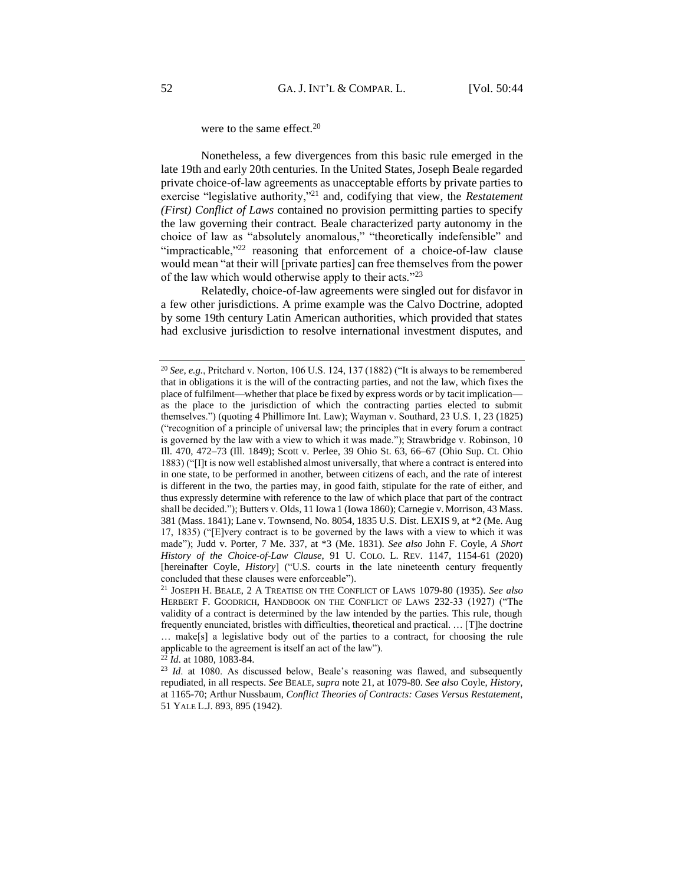were to the same effect.[20]

Nonetheless, a few divergences from this basic rule emerged in the late 19th and early 20th centuries. In the United States, Joseph Beale regarded private choice-of-law agreements as unacceptable efforts by private parties to exercise "legislative authority,"[21] and, codifying that view, the *Restatement (First) Conflict of Laws* contained no provision permitting parties to specify the law governing their contract. Beale characterized party autonomy in the choice of law as "absolutely anomalous," "theoretically indefensible" and "impracticable,"[22] reasoning that enforcement of a choice-of-law clause would mean "at their will [private parties] can free themselves from the power of the law which would otherwise apply to their acts."[23]

Relatedly, choice-of-law agreements were singled out for disfavor in a few other jurisdictions. A prime example was the Calvo Doctrine, adopted by some 19th century Latin American authorities, which provided that states had exclusive jurisdiction to resolve international investment disputes, and

---

[20] *See, e.g.*, Pritchard v. Norton, 106 U.S. 124, 137 (1882) ("It is always to be remembered that in obligations it is the will of the contracting parties, and not the law, which fixes the place of fulfilment—whether that place be fixed by express words or by tacit implication—as the place to the jurisdiction of which the contracting parties elected to submit themselves.") (quoting 4 Phillimore Int. Law); Wayman v. Southard, 23 U.S. 1, 23 (1825) ("recognition of a principle of universal law; the principles that in every forum a contract is governed by the law with a view to which it was made."); Strawbridge v. Robinson, 10 Ill. 470, 472–73 (Ill. 1849); Scott v. Perlee, 39 Ohio St. 63, 66–67 (Ohio Sup. Ct. Ohio 1883) ("[I]t is now well established almost universally, that where a contract is entered into in one state, to be performed in another, between citizens of each, and the rate of interest is different in the two, the parties may, in good faith, stipulate for the rate of either, and thus expressly determine with reference to the law of which place that part of the contract shall be decided."); Butters v. Olds, 11 Iowa 1 (Iowa 1860); Carnegie v. Morrison, 43 Mass. 381 (Mass. 1841); Lane v. Townsend, No. 8054, 1835 U.S. Dist. LEXIS 9, at *2 (Me. Aug 17, 1835) ("[E]very contract is to be governed by the laws with a view to which it was made"); Judd v. Porter, 7 Me. 337, at *3 (Me. 1831). *See also* John F. Coyle, *A Short History of the Choice-of-Law Clause*, 91 U. COLO. L. REV. 1147, 1154-61 (2020) [hereinafter Coyle, *History*] ("U.S. courts in the late nineteenth century frequently concluded that these clauses were enforceable").

[21] JOSEPH H. BEALE, 2 A TREATISE ON THE CONFLICT OF LAWS 1079-80 (1935). *See also* HERBERT F. GOODRICH, HANDBOOK ON THE CONFLICT OF LAWS 232-33 (1927) ("The validity of a contract is determined by the law intended by the parties. This rule, though frequently enunciated, bristles with difficulties, theoretical and practical. … [T]he doctrine … make[s] a legislative body out of the parties to a contract, for choosing the rule applicable to the agreement is itself an act of the law").

[22] *Id*. at 1080, 1083-84.

[23] *Id*. at 1080. As discussed below, Beale's reasoning was flawed, and subsequently repudiated, in all respects. *See* BEALE, *supra* note 21, at 1079-80. *See also* Coyle, *History*, at 1165-70; Arthur Nussbaum, *Conflict Theories of Contracts: Cases Versus Restatement*, 51 YALE L.J. 893, 895 (1942).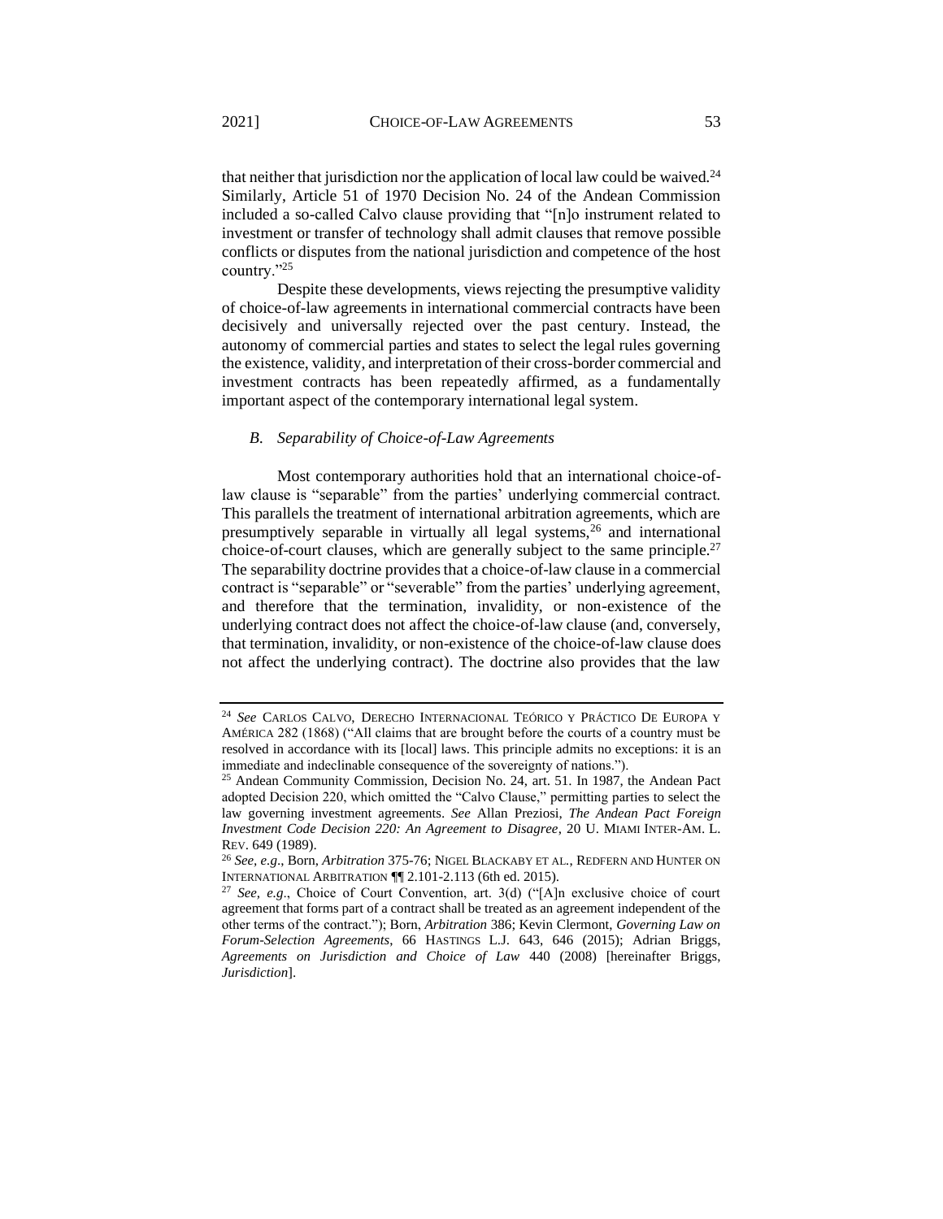that neither that jurisdiction nor the application of local law could be waived.[24] Similarly, Article 51 of 1970 Decision No. 24 of the Andean Commission included a so-called Calvo clause providing that "[n]o instrument related to investment or transfer of technology shall admit clauses that remove possible conflicts or disputes from the national jurisdiction and competence of the host country."[25]

Despite these developments, views rejecting the presumptive validity of choice-of-law agreements in international commercial contracts have been decisively and universally rejected over the past century. Instead, the autonomy of commercial parties and states to select the legal rules governing the existence, validity, and interpretation of their cross-border commercial and investment contracts has been repeatedly affirmed, as a fundamentally important aspect of the contemporary international legal system.

### *B. Separability of Choice-of-Law Agreements*

Most contemporary authorities hold that an international choice-of-law clause is "separable" from the parties' underlying commercial contract. This parallels the treatment of international arbitration agreements, which are presumptively separable in virtually all legal systems,[26] and international choice-of-court clauses, which are generally subject to the same principle.[27] The separability doctrine provides that a choice-of-law clause in a commercial contract is "separable" or "severable" from the parties' underlying agreement, and therefore that the termination, invalidity, or non-existence of the underlying contract does not affect the choice-of-law clause (and, conversely, that termination, invalidity, or non-existence of the choice-of-law clause does not affect the underlying contract). The doctrine also provides that the law

---

[24] *See* CARLOS CALVO, DERECHO INTERNACIONAL TEÓRICO Y PRÁCTICO DE EUROPA Y AMÉRICA 282 (1868) ("All claims that are brought before the courts of a country must be resolved in accordance with its [local] laws. This principle admits no exceptions: it is an immediate and indeclinable consequence of the sovereignty of nations.").

[25] Andean Community Commission, Decision No. 24, art. 51. In 1987, the Andean Pact adopted Decision 220, which omitted the "Calvo Clause," permitting parties to select the law governing investment agreements. *See* Allan Preziosi, *The Andean Pact Foreign Investment Code Decision 220: An Agreement to Disagree*, 20 U. MIAMI INTER-AM. L. REV. 649 (1989).

[26] *See, e.g.*, Born, *Arbitration* 375-76; NIGEL BLACKABY ET AL., REDFERN AND HUNTER ON INTERNATIONAL ARBITRATION ¶¶ 2.101-2.113 (6th ed. 2015).

[27] *See, e.g.*, Choice of Court Convention, art. 3(d) ("[A]n exclusive choice of court agreement that forms part of a contract shall be treated as an agreement independent of the other terms of the contract."); Born, *Arbitration* 386; Kevin Clermont, *Governing Law on Forum-Selection Agreements*, 66 HASTINGS L.J. 643, 646 (2015); Adrian Briggs, *Agreements on Jurisdiction and Choice of Law* 440 (2008) [hereinafter Briggs, *Jurisdiction*].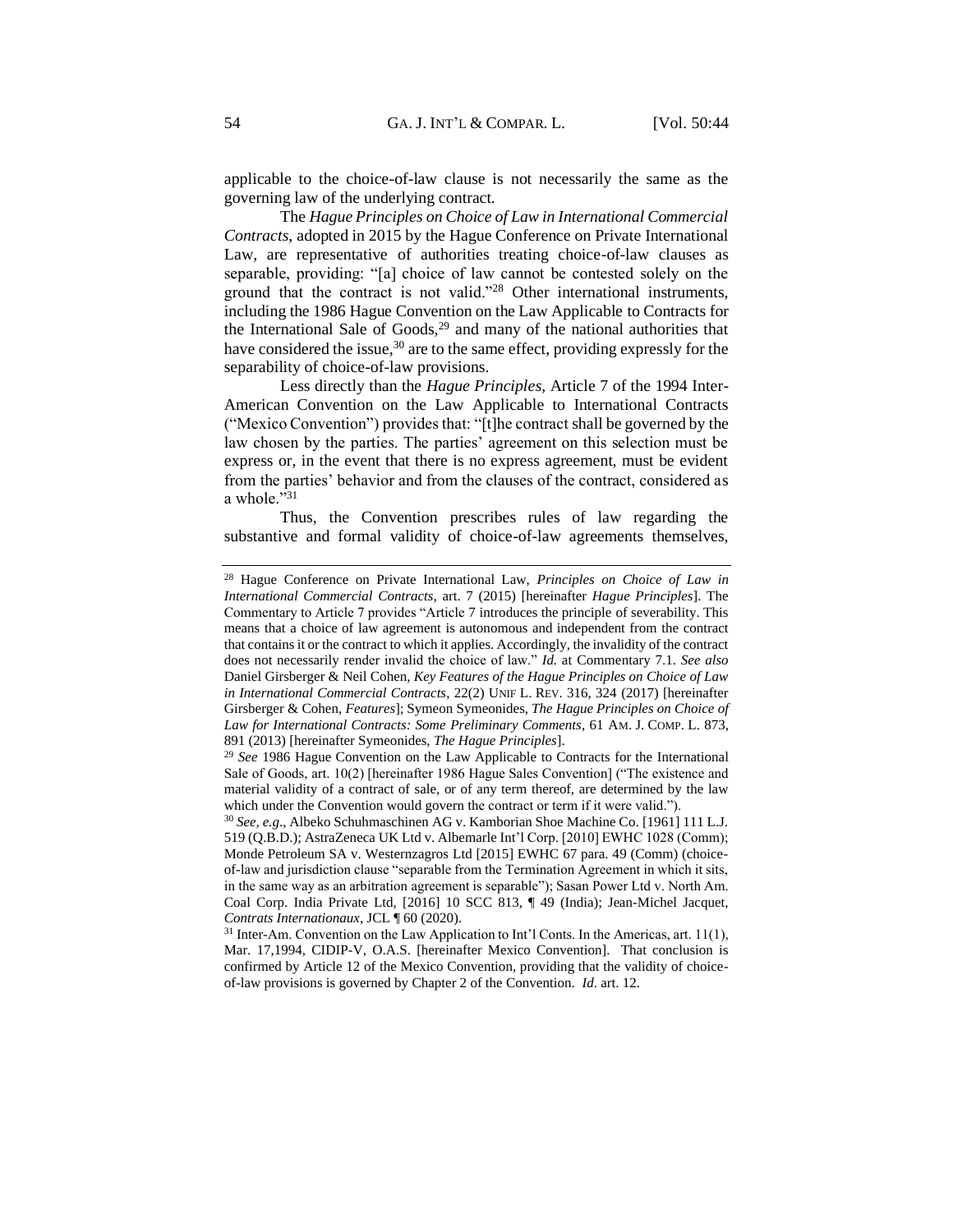applicable to the choice-of-law clause is not necessarily the same as the governing law of the underlying contract.

The *Hague Principles on Choice of Law in International Commercial Contracts*, adopted in 2015 by the Hague Conference on Private International Law, are representative of authorities treating choice-of-law clauses as separable, providing: "[a] choice of law cannot be contested solely on the ground that the contract is not valid."[28] Other international instruments, including the 1986 Hague Convention on the Law Applicable to Contracts for the International Sale of Goods,[29] and many of the national authorities that have considered the issue,[30] are to the same effect, providing expressly for the separability of choice-of-law provisions.

Less directly than the *Hague Principles*, Article 7 of the 1994 Inter-American Convention on the Law Applicable to International Contracts ("Mexico Convention") provides that: "[t]he contract shall be governed by the law chosen by the parties. The parties' agreement on this selection must be express or, in the event that there is no express agreement, must be evident from the parties' behavior and from the clauses of the contract, considered as a whole."[31]

Thus, the Convention prescribes rules of law regarding the substantive and formal validity of choice-of-law agreements themselves,

---

[28] Hague Conference on Private International Law, *Principles on Choice of Law in International Commercial Contracts*, art. 7 (2015) [hereinafter *Hague Principles*]. The Commentary to Article 7 provides "Article 7 introduces the principle of severability. This means that a choice of law agreement is autonomous and independent from the contract that contains it or the contract to which it applies. Accordingly, the invalidity of the contract does not necessarily render invalid the choice of law." *Id.* at Commentary 7.1. *See also* Daniel Girsberger & Neil Cohen, *Key Features of the Hague Principles on Choice of Law in International Commercial Contracts*, 22(2) UNIF L. REV. 316, 324 (2017) [hereinafter Girsberger & Cohen, *Features*]; Symeon Symeonides, *The Hague Principles on Choice of Law for International Contracts: Some Preliminary Comments*, 61 AM. J. COMP. L. 873, 891 (2013) [hereinafter Symeonides, *The Hague Principles*].

[29] *See* 1986 Hague Convention on the Law Applicable to Contracts for the International Sale of Goods, art. 10(2) [hereinafter 1986 Hague Sales Convention] ("The existence and material validity of a contract of sale, or of any term thereof, are determined by the law which under the Convention would govern the contract or term if it were valid.").

[30] *See, e.g.*, Albeko Schuhmaschinen AG v. Kamborian Shoe Machine Co. [1961] 111 L.J. 519 (Q.B.D.); AstraZeneca UK Ltd v. Albemarle Int'l Corp. [2010] EWHC 1028 (Comm); Monde Petroleum SA v. Westernzagros Ltd [2015] EWHC 67 para. 49 (Comm) (choice-of-law and jurisdiction clause "separable from the Termination Agreement in which it sits, in the same way as an arbitration agreement is separable"); Sasan Power Ltd v. North Am. Coal Corp. India Private Ltd, [2016] 10 SCC 813, ¶ 49 (India); Jean-Michel Jacquet, *Contrats Internationaux*, JCL ¶ 60 (2020).

[31] Inter-Am. Convention on the Law Application to Int'l Conts. In the Americas, art. 11(1), Mar. 17,1994, CIDIP-V, O.A.S. [hereinafter Mexico Convention]. That conclusion is confirmed by Article 12 of the Mexico Convention, providing that the validity of choice-of-law provisions is governed by Chapter 2 of the Convention. *Id*. art. 12.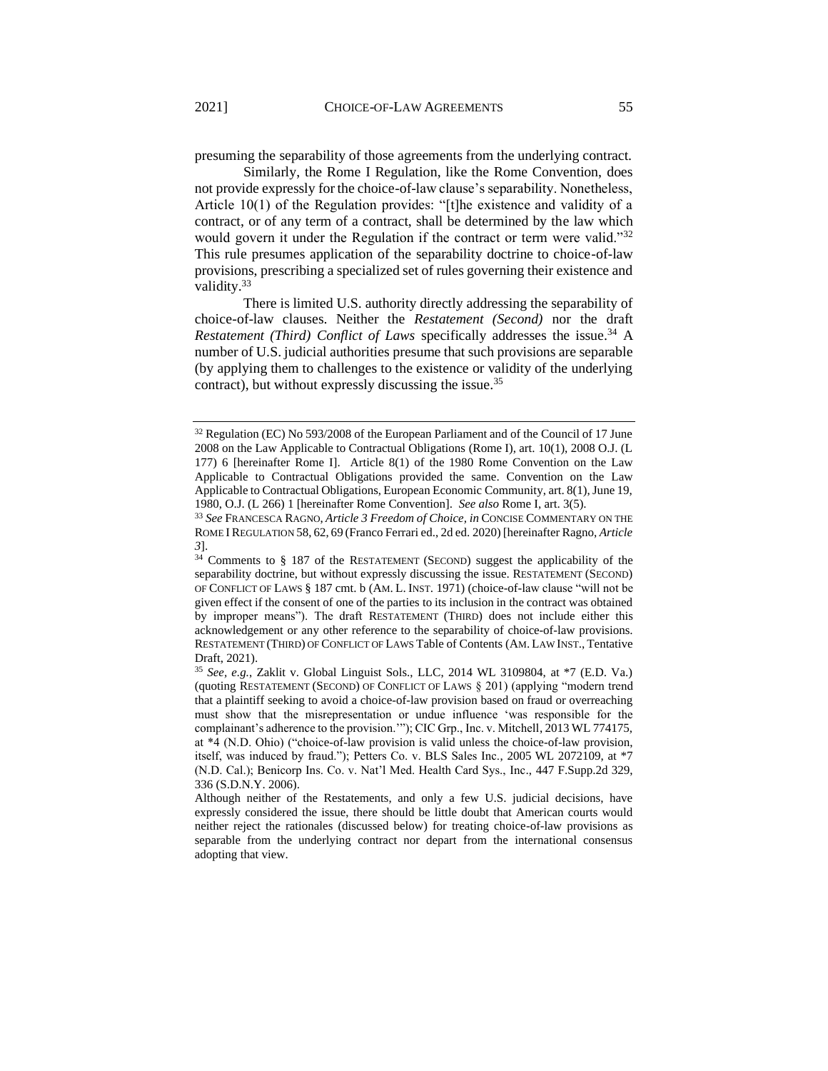presuming the separability of those agreements from the underlying contract.

Similarly, the Rome I Regulation, like the Rome Convention, does not provide expressly for the choice-of-law clause's separability. Nonetheless, Article 10(1) of the Regulation provides: "[t]he existence and validity of a contract, or of any term of a contract, shall be determined by the law which would govern it under the Regulation if the contract or term were valid."[32] This rule presumes application of the separability doctrine to choice-of-law provisions, prescribing a specialized set of rules governing their existence and validity.[33]

There is limited U.S. authority directly addressing the separability of choice-of-law clauses. Neither the *Restatement (Second)* nor the draft *Restatement (Third) Conflict of Laws* specifically addresses the issue.[34] A number of U.S. judicial authorities presume that such provisions are separable (by applying them to challenges to the existence or validity of the underlying contract), but without expressly discussing the issue.[35]

---

[32] Regulation (EC) No 593/2008 of the European Parliament and of the Council of 17 June 2008 on the Law Applicable to Contractual Obligations (Rome I), art. 10(1), 2008 O.J. (L 177) 6 [hereinafter Rome I]. Article 8(1) of the 1980 Rome Convention on the Law Applicable to Contractual Obligations provided the same. Convention on the Law Applicable to Contractual Obligations, European Economic Community, art. 8(1), June 19, 1980, O.J. (L 266) 1 [hereinafter Rome Convention]. *See also* Rome I, art. 3(5).

[33] *See* FRANCESCA RAGNO, *Article 3 Freedom of Choice*, *in* CONCISE COMMENTARY ON THE ROME I REGULATION 58, 62, 69 (Franco Ferrari ed., 2d ed. 2020) [hereinafter Ragno, *Article 3*].

[34] Comments to § 187 of the RESTATEMENT (SECOND) suggest the applicability of the separability doctrine, but without expressly discussing the issue. RESTATEMENT (SECOND) OF CONFLICT OF LAWS § 187 cmt. b (AM. L. INST. 1971) (choice-of-law clause "will not be given effect if the consent of one of the parties to its inclusion in the contract was obtained by improper means"). The draft RESTATEMENT (THIRD) does not include either this acknowledgement or any other reference to the separability of choice-of-law provisions. RESTATEMENT (THIRD) OF CONFLICT OF LAWS Table of Contents (AM. LAW INST., Tentative Draft, 2021).

[35] *See, e.g.*, Zaklit v. Global Linguist Sols., LLC, 2014 WL 3109804, at *7 (E.D. Va.) (quoting RESTATEMENT (SECOND) OF CONFLICT OF LAWS § 201) (applying "modern trend that a plaintiff seeking to avoid a choice-of-law provision based on fraud or overreaching must show that the misrepresentation or undue influence 'was responsible for the complainant's adherence to the provision.'"); CIC Grp., Inc. v. Mitchell, 2013 WL 774175, at *4 (N.D. Ohio) ("choice-of-law provision is valid unless the choice-of-law provision, itself, was induced by fraud."); Petters Co. v. BLS Sales Inc., 2005 WL 2072109, at *7 (N.D. Cal.); Benicorp Ins. Co. v. Nat'l Med. Health Card Sys., Inc., 447 F.Supp.2d 329, 336 (S.D.N.Y. 2006).

Although neither of the Restatements, and only a few U.S. judicial decisions, have expressly considered the issue, there should be little doubt that American courts would neither reject the rationales (discussed below) for treating choice-of-law provisions as separable from the underlying contract nor depart from the international consensus adopting that view.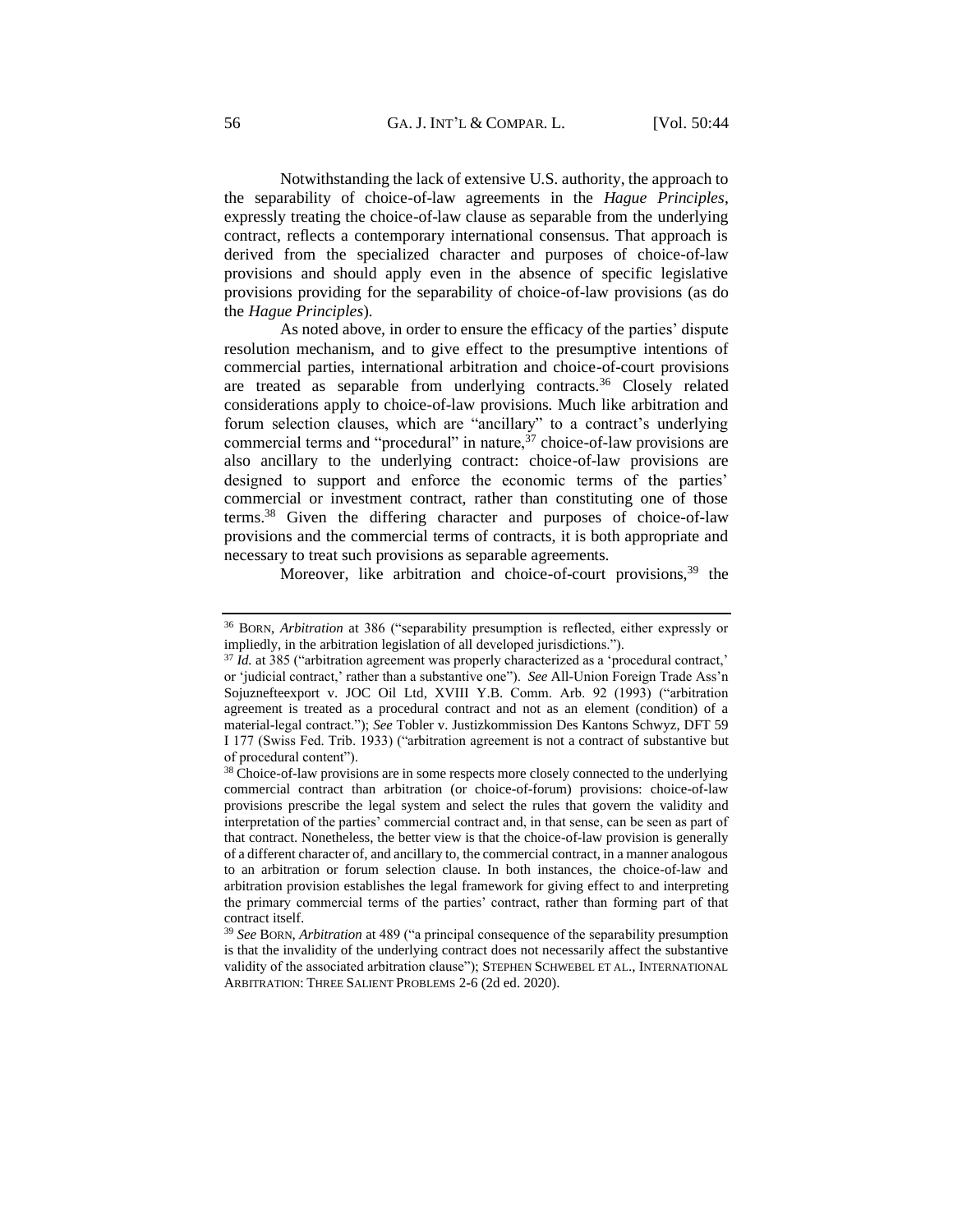Notwithstanding the lack of extensive U.S. authority, the approach to the separability of choice-of-law agreements in the *Hague Principles*, expressly treating the choice-of-law clause as separable from the underlying contract, reflects a contemporary international consensus. That approach is derived from the specialized character and purposes of choice-of-law provisions and should apply even in the absence of specific legislative provisions providing for the separability of choice-of-law provisions (as do the *Hague Principles*).

As noted above, in order to ensure the efficacy of the parties' dispute resolution mechanism, and to give effect to the presumptive intentions of commercial parties, international arbitration and choice-of-court provisions are treated as separable from underlying contracts.[36] Closely related considerations apply to choice-of-law provisions. Much like arbitration and forum selection clauses, which are "ancillary" to a contract's underlying commercial terms and "procedural" in nature,[37] choice-of-law provisions are also ancillary to the underlying contract: choice-of-law provisions are designed to support and enforce the economic terms of the parties' commercial or investment contract, rather than constituting one of those terms.[38] Given the differing character and purposes of choice-of-law provisions and the commercial terms of contracts, it is both appropriate and necessary to treat such provisions as separable agreements.

Moreover, like arbitration and choice-of-court provisions,[39] the

---

[36] BORN, *Arbitration* at 386 ("separability presumption is reflected, either expressly or impliedly, in the arbitration legislation of all developed jurisdictions.").

[37] *Id.* at 385 ("arbitration agreement was properly characterized as a 'procedural contract,' or 'judicial contract,' rather than a substantive one"). *See* All-Union Foreign Trade Ass'n Sojuznefteexport v. JOC Oil Ltd, XVIII Y.B. Comm. Arb. 92 (1993) ("arbitration agreement is treated as a procedural contract and not as an element (condition) of a material-legal contract."); *See* Tobler v. Justizkommission Des Kantons Schwyz, DFT 59 I 177 (Swiss Fed. Trib. 1933) ("arbitration agreement is not a contract of substantive but of procedural content").

[38] Choice-of-law provisions are in some respects more closely connected to the underlying commercial contract than arbitration (or choice-of-forum) provisions: choice-of-law provisions prescribe the legal system and select the rules that govern the validity and interpretation of the parties' commercial contract and, in that sense, can be seen as part of that contract. Nonetheless, the better view is that the choice-of-law provision is generally of a different character of, and ancillary to, the commercial contract, in a manner analogous to an arbitration or forum selection clause. In both instances, the choice-of-law and arbitration provision establishes the legal framework for giving effect to and interpreting the primary commercial terms of the parties' contract, rather than forming part of that contract itself.

[39] *See* BORN, *Arbitration* at 489 ("a principal consequence of the separability presumption is that the invalidity of the underlying contract does not necessarily affect the substantive validity of the associated arbitration clause"); STEPHEN SCHWEBEL ET AL., INTERNATIONAL ARBITRATION: THREE SALIENT PROBLEMS 2-6 (2d ed. 2020).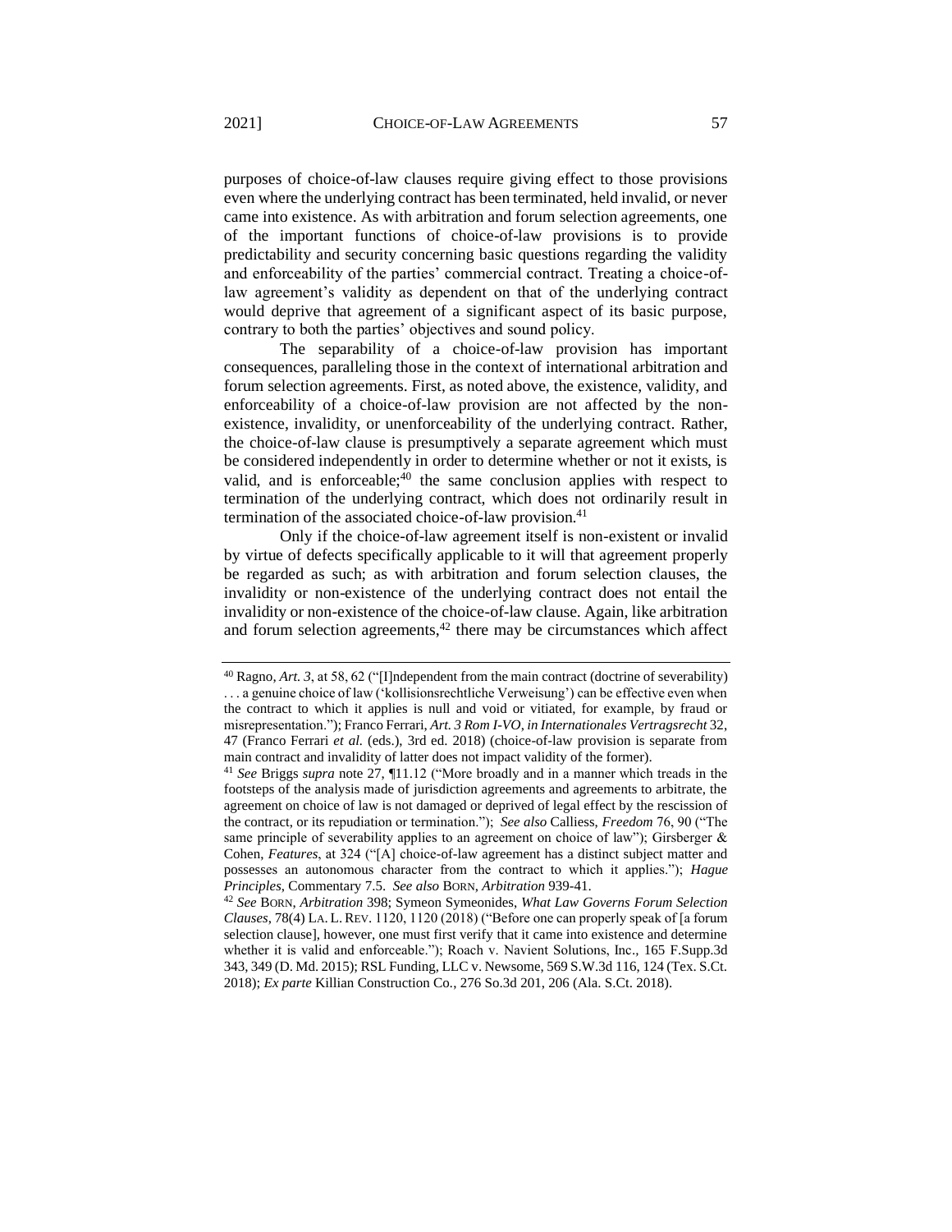purposes of choice-of-law clauses require giving effect to those provisions even where the underlying contract has been terminated, held invalid, or never came into existence. As with arbitration and forum selection agreements, one of the important functions of choice-of-law provisions is to provide predictability and security concerning basic questions regarding the validity and enforceability of the parties' commercial contract. Treating a choice-of-law agreement's validity as dependent on that of the underlying contract would deprive that agreement of a significant aspect of its basic purpose, contrary to both the parties' objectives and sound policy.

The separability of a choice-of-law provision has important consequences, paralleling those in the context of international arbitration and forum selection agreements. First, as noted above, the existence, validity, and enforceability of a choice-of-law provision are not affected by the non-existence, invalidity, or unenforceability of the underlying contract. Rather, the choice-of-law clause is presumptively a separate agreement which must be considered independently in order to determine whether or not it exists, is valid, and is enforceable;[40] the same conclusion applies with respect to termination of the underlying contract, which does not ordinarily result in termination of the associated choice-of-law provision.[41]

Only if the choice-of-law agreement itself is non-existent or invalid by virtue of defects specifically applicable to it will that agreement properly be regarded as such; as with arbitration and forum selection clauses, the invalidity or non-existence of the underlying contract does not entail the invalidity or non-existence of the choice-of-law clause. Again, like arbitration and forum selection agreements,[42] there may be circumstances which affect

---

[40] Ragno, *Art. 3*, at 58, 62 ("[I]ndependent from the main contract (doctrine of severability) . . . a genuine choice of law ('kollisionsrechtliche Verweisung') can be effective even when the contract to which it applies is null and void or vitiated, for example, by fraud or misrepresentation."); Franco Ferrari, *Art. 3 Rom I-VO, in Internationales Vertragsrecht* 32, 47 (Franco Ferrari *et al.* (eds.), 3rd ed. 2018) (choice-of-law provision is separate from main contract and invalidity of latter does not impact validity of the former).

[41] *See* Briggs *supra* note 27, ¶11.12 ("More broadly and in a manner which treads in the footsteps of the analysis made of jurisdiction agreements and agreements to arbitrate, the agreement on choice of law is not damaged or deprived of legal effect by the rescission of the contract, or its repudiation or termination."); *See also* Calliess, *Freedom* 76, 90 ("The same principle of severability applies to an agreement on choice of law"); Girsberger & Cohen, *Features*, at 324 ("[A] choice-of-law agreement has a distinct subject matter and possesses an autonomous character from the contract to which it applies."); *Hague Principles*, Commentary 7.5. *See also* BORN, *Arbitration* 939-41.

[42] *See* BORN, *Arbitration* 398; Symeon Symeonides, *What Law Governs Forum Selection Clauses*, 78(4) LA. L. REV. 1120, 1120 (2018) ("Before one can properly speak of [a forum selection clause], however, one must first verify that it came into existence and determine whether it is valid and enforceable."); Roach v. Navient Solutions, Inc., 165 F.Supp.3d 343, 349 (D. Md. 2015); RSL Funding, LLC v. Newsome, 569 S.W.3d 116, 124 (Tex. S.Ct. 2018); *Ex parte* Killian Construction Co., 276 So.3d 201, 206 (Ala. S.Ct. 2018).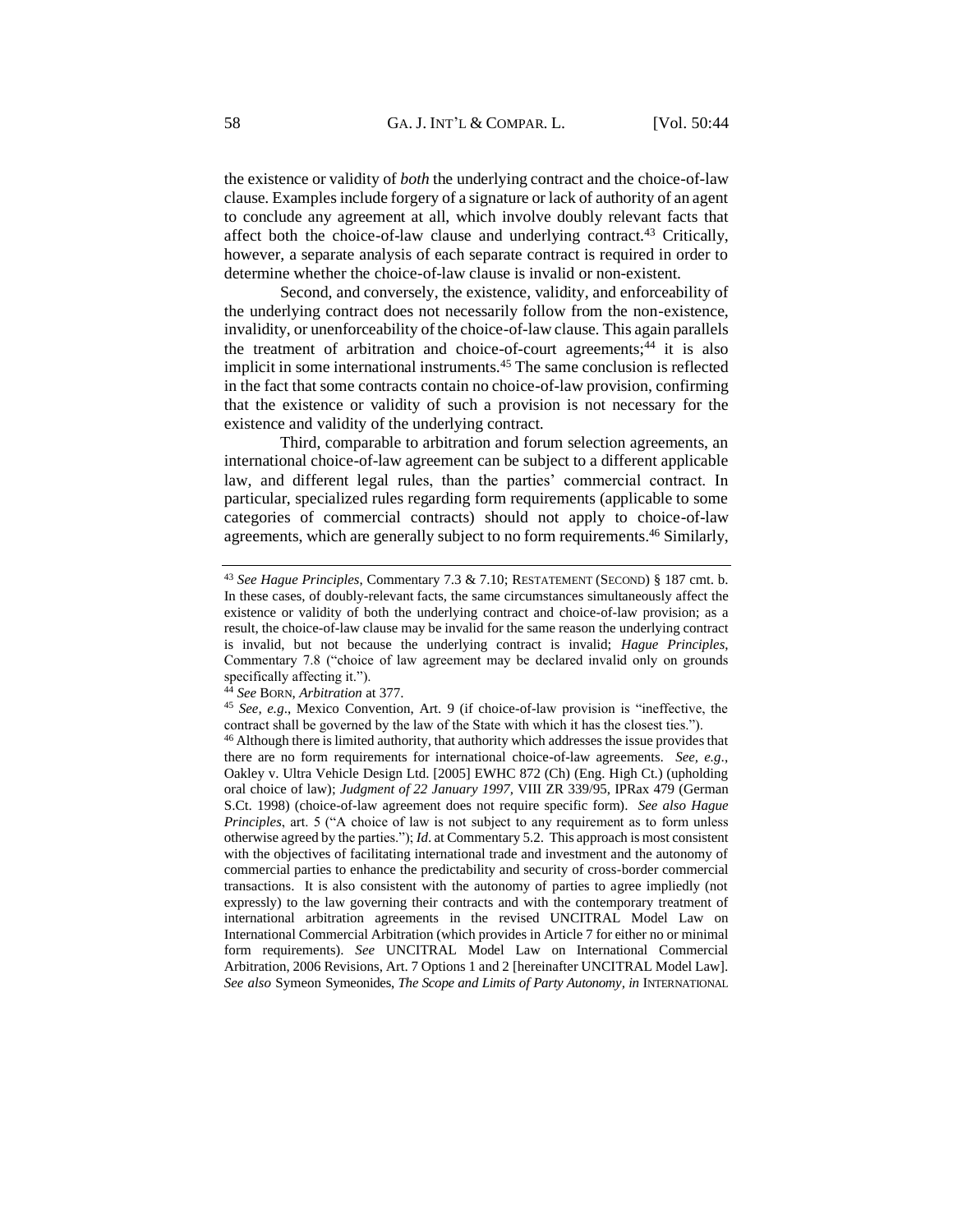the existence or validity of *both* the underlying contract and the choice-of-law clause. Examples include forgery of a signature or lack of authority of an agent to conclude any agreement at all, which involve doubly relevant facts that affect both the choice-of-law clause and underlying contract.[43] Critically, however, a separate analysis of each separate contract is required in order to determine whether the choice-of-law clause is invalid or non-existent.

Second, and conversely, the existence, validity, and enforceability of the underlying contract does not necessarily follow from the non-existence, invalidity, or unenforceability of the choice-of-law clause. This again parallels the treatment of arbitration and choice-of-court agreements;[44] it is also implicit in some international instruments.[45] The same conclusion is reflected in the fact that some contracts contain no choice-of-law provision, confirming that the existence or validity of such a provision is not necessary for the existence and validity of the underlying contract.

Third, comparable to arbitration and forum selection agreements, an international choice-of-law agreement can be subject to a different applicable law, and different legal rules, than the parties' commercial contract. In particular, specialized rules regarding form requirements (applicable to some categories of commercial contracts) should not apply to choice-of-law agreements, which are generally subject to no form requirements.[46] Similarly,

---

[43] *See Hague Principles*, Commentary 7.3 & 7.10; RESTATEMENT (SECOND) § 187 cmt. b. In these cases, of doubly-relevant facts, the same circumstances simultaneously affect the existence or validity of both the underlying contract and choice-of-law provision; as a result, the choice-of-law clause may be invalid for the same reason the underlying contract is invalid, but not because the underlying contract is invalid; *Hague Principles*, Commentary 7.8 ("choice of law agreement may be declared invalid only on grounds specifically affecting it.").

[44] *See* BORN, *Arbitration* at 377.

[45] *See, e.g*., Mexico Convention, Art. 9 (if choice-of-law provision is "ineffective, the contract shall be governed by the law of the State with which it has the closest ties.").

[46] Although there is limited authority, that authority which addresses the issue provides that there are no form requirements for international choice-of-law agreements. *See, e.g*., Oakley v. Ultra Vehicle Design Ltd. [2005] EWHC 872 (Ch) (Eng. High Ct.) (upholding oral choice of law); *Judgment of 22 January 1997*, VIII ZR 339/95, IPRax 479 (German S.Ct. 1998) (choice-of-law agreement does not require specific form). *See also Hague Principles*, art. 5 ("A choice of law is not subject to any requirement as to form unless otherwise agreed by the parties."); *Id*. at Commentary 5.2. This approach is most consistent with the objectives of facilitating international trade and investment and the autonomy of commercial parties to enhance the predictability and security of cross-border commercial transactions. It is also consistent with the autonomy of parties to agree impliedly (not expressly) to the law governing their contracts and with the contemporary treatment of international arbitration agreements in the revised UNCITRAL Model Law on International Commercial Arbitration (which provides in Article 7 for either no or minimal form requirements). *See* UNCITRAL Model Law on International Commercial Arbitration, 2006 Revisions, Art. 7 Options 1 and 2 [hereinafter UNCITRAL Model Law]. *See also* Symeon Symeonides, *The Scope and Limits of Party Autonomy, in* INTERNATIONAL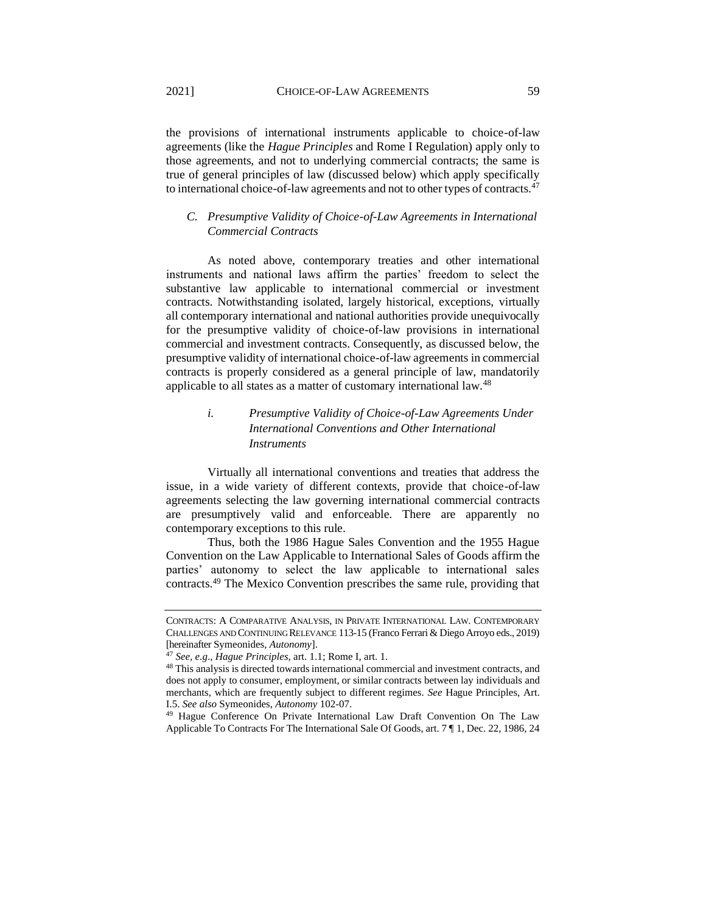the provisions of international instruments applicable to choice-of-law agreements (like the *Hague Principles* and Rome I Regulation) apply only to those agreements, and not to underlying commercial contracts; the same is true of general principles of law (discussed below) which apply specifically to international choice-of-law agreements and not to other types of contracts.[47]

### *C. Presumptive Validity of Choice-of-Law Agreements in International Commercial Contracts*

As noted above, contemporary treaties and other international instruments and national laws affirm the parties' freedom to select the substantive law applicable to international commercial or investment contracts. Notwithstanding isolated, largely historical, exceptions, virtually all contemporary international and national authorities provide unequivocally for the presumptive validity of choice-of-law provisions in international commercial and investment contracts. Consequently, as discussed below, the presumptive validity of international choice-of-law agreements in commercial contracts is properly considered as a general principle of law, mandatorily applicable to all states as a matter of customary international law.[48]

#### *i. Presumptive Validity of Choice-of-Law Agreements Under International Conventions and Other International Instruments*

Virtually all international conventions and treaties that address the issue, in a wide variety of different contexts, provide that choice-of-law agreements selecting the law governing international commercial contracts are presumptively valid and enforceable. There are apparently no contemporary exceptions to this rule.

Thus, both the 1986 Hague Sales Convention and the 1955 Hague Convention on the Law Applicable to International Sales of Goods affirm the parties' autonomy to select the law applicable to international sales contracts.[49] The Mexico Convention prescribes the same rule, providing that

---

CONTRACTS: A COMPARATIVE ANALYSIS, IN PRIVATE INTERNATIONAL LAW. CONTEMPORARY CHALLENGES AND CONTINUING RELEVANCE 113-15 (Franco Ferrari & Diego Arroyo eds., 2019) [hereinafter Symeonides, *Autonomy*].

[47] *See, e.g*., *Hague Principles*, art. 1.1; Rome I, art. 1.

[48] This analysis is directed towards international commercial and investment contracts, and does not apply to consumer, employment, or similar contracts between lay individuals and merchants, which are frequently subject to different regimes. *See* Hague Principles, Art. I.5. *See also* Symeonides, *Autonomy* 102-07.

[49] Hague Conference On Private International Law Draft Convention On The Law Applicable To Contracts For The International Sale Of Goods, art. 7 ¶ 1, Dec. 22, 1986, 24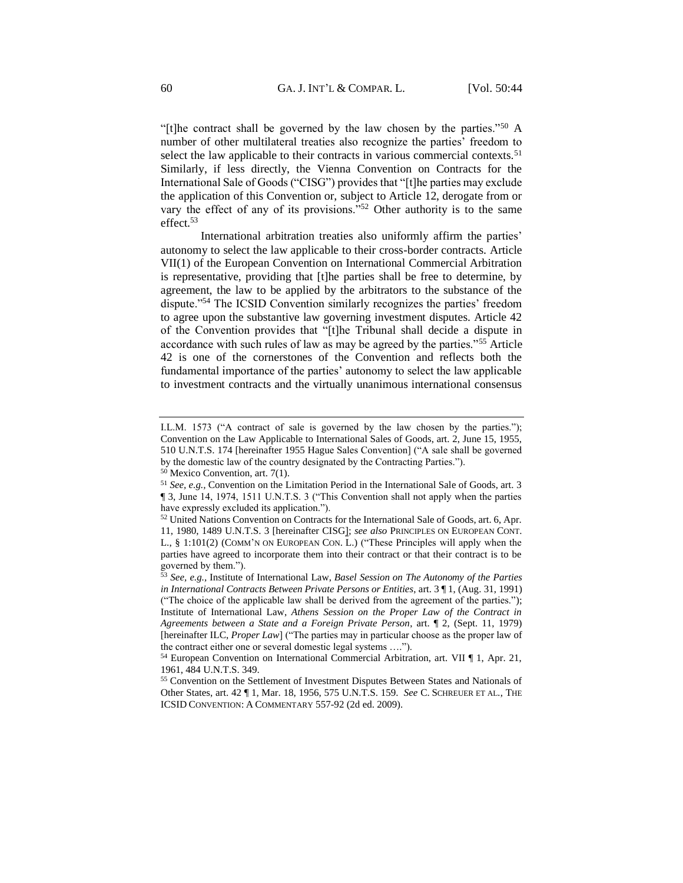"[t]he contract shall be governed by the law chosen by the parties."[50] A number of other multilateral treaties also recognize the parties' freedom to select the law applicable to their contracts in various commercial contexts.[51] Similarly, if less directly, the Vienna Convention on Contracts for the International Sale of Goods ("CISG") provides that "[t]he parties may exclude the application of this Convention or, subject to Article 12, derogate from or vary the effect of any of its provisions."[52] Other authority is to the same effect.[53]

International arbitration treaties also uniformly affirm the parties' autonomy to select the law applicable to their cross-border contracts. Article VII(1) of the European Convention on International Commercial Arbitration is representative, providing that [t]he parties shall be free to determine, by agreement, the law to be applied by the arbitrators to the substance of the dispute."[54] The ICSID Convention similarly recognizes the parties' freedom to agree upon the substantive law governing investment disputes. Article 42 of the Convention provides that "[t]he Tribunal shall decide a dispute in accordance with such rules of law as may be agreed by the parties."[55] Article 42 is one of the cornerstones of the Convention and reflects both the fundamental importance of the parties' autonomy to select the law applicable to investment contracts and the virtually unanimous international consensus

---

I.L.M. 1573 ("A contract of sale is governed by the law chosen by the parties."); Convention on the Law Applicable to International Sales of Goods, art. 2, June 15, 1955, 510 U.N.T.S. 174 [hereinafter 1955 Hague Sales Convention] ("A sale shall be governed by the domestic law of the country designated by the Contracting Parties.").

[50] Mexico Convention, art. 7(1).

[51] *See, e.g.*, Convention on the Limitation Period in the International Sale of Goods, art. 3 ¶ 3, June 14, 1974, 1511 U.N.T.S. 3 ("This Convention shall not apply when the parties have expressly excluded its application.").

[52] United Nations Convention on Contracts for the International Sale of Goods, art. 6, Apr. 11, 1980, 1489 U.N.T.S. 3 [hereinafter CISG]; *see also* PRINCIPLES ON EUROPEAN CONT. L., § 1:101(2) (COMM'N ON EUROPEAN CON. L.) ("These Principles will apply when the parties have agreed to incorporate them into their contract or that their contract is to be governed by them.").

[53] *See, e.g.*, Institute of International Law, *Basel Session on The Autonomy of the Parties in International Contracts Between Private Persons or Entities*, art. 3 ¶ 1, (Aug. 31, 1991) ("The choice of the applicable law shall be derived from the agreement of the parties."); Institute of International Law, *Athens Session on the Proper Law of the Contract in Agreements between a State and a Foreign Private Person*, art. ¶ 2, (Sept. 11, 1979) [hereinafter ILC, *Proper Law*] ("The parties may in particular choose as the proper law of the contract either one or several domestic legal systems ….").

[54] European Convention on International Commercial Arbitration, art. VII ¶ 1, Apr. 21, 1961, 484 U.N.T.S. 349.

[55] Convention on the Settlement of Investment Disputes Between States and Nationals of Other States, art. 42 ¶ 1, Mar. 18, 1956, 575 U.N.T.S. 159. *See* C. SCHREUER ET AL., THE ICSID CONVENTION: A COMMENTARY 557-92 (2d ed. 2009).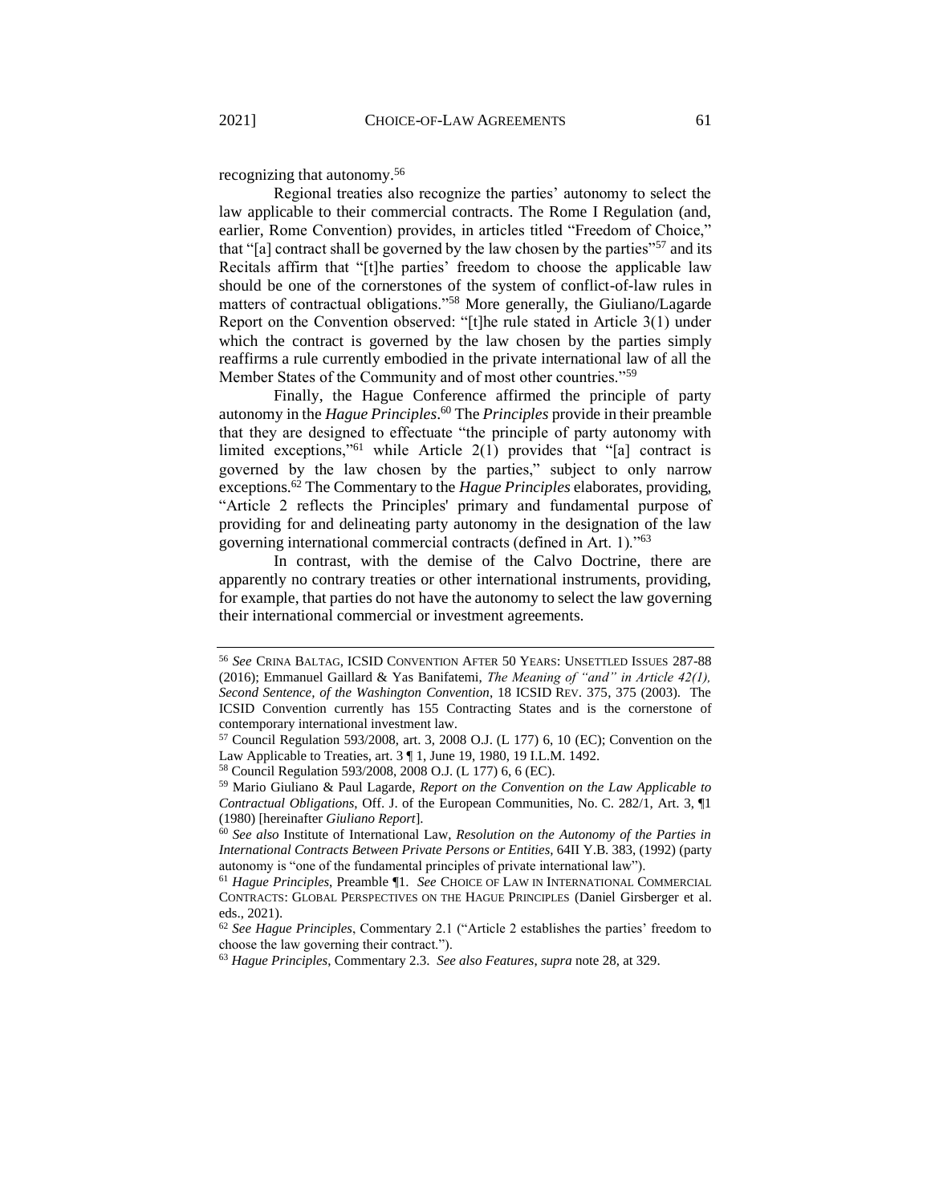recognizing that autonomy.[56]

Regional treaties also recognize the parties' autonomy to select the law applicable to their commercial contracts. The Rome I Regulation (and, earlier, Rome Convention) provides, in articles titled "Freedom of Choice," that "[a] contract shall be governed by the law chosen by the parties"[57] and its Recitals affirm that "[t]he parties' freedom to choose the applicable law should be one of the cornerstones of the system of conflict-of-law rules in matters of contractual obligations."[58] More generally, the Giuliano/Lagarde Report on the Convention observed: "[t]he rule stated in Article 3(1) under which the contract is governed by the law chosen by the parties simply reaffirms a rule currently embodied in the private international law of all the Member States of the Community and of most other countries."[59]

Finally, the Hague Conference affirmed the principle of party autonomy in the *Hague Principles*.[60] The *Principles* provide in their preamble that they are designed to effectuate "the principle of party autonomy with limited exceptions,"[61] while Article 2(1) provides that "[a] contract is governed by the law chosen by the parties," subject to only narrow exceptions.[62] The Commentary to the *Hague Principles* elaborates, providing, "Article 2 reflects the Principles' primary and fundamental purpose of providing for and delineating party autonomy in the designation of the law governing international commercial contracts (defined in Art. 1)."[63]

In contrast, with the demise of the Calvo Doctrine, there are apparently no contrary treaties or other international instruments, providing, for example, that parties do not have the autonomy to select the law governing their international commercial or investment agreements.

---

[56] *See* CRINA BALTAG, ICSID CONVENTION AFTER 50 YEARS: UNSETTLED ISSUES 287-88 (2016); Emmanuel Gaillard & Yas Banifatemi, *The Meaning of "and" in Article 42(1), Second Sentence, of the Washington Convention*, 18 ICSID REV. 375, 375 (2003). The ICSID Convention currently has 155 Contracting States and is the cornerstone of contemporary international investment law.

[57] Council Regulation 593/2008, art. 3, 2008 O.J. (L 177) 6, 10 (EC); Convention on the Law Applicable to Treaties, art. 3 ¶ 1, June 19, 1980, 19 I.L.M. 1492.

[58] Council Regulation 593/2008, 2008 O.J. (L 177) 6, 6 (EC).

[59] Mario Giuliano & Paul Lagarde, *Report on the Convention on the Law Applicable to Contractual Obligations*, Off. J. of the European Communities, No. C. 282/1, Art. 3, ¶1 (1980) [hereinafter *Giuliano Report*].

[60] *See also* Institute of International Law, *Resolution on the Autonomy of the Parties in International Contracts Between Private Persons or Entities*, 64II Y.B. 383, (1992) (party autonomy is "one of the fundamental principles of private international law").

[61] *Hague Principles*, Preamble ¶1. *See* CHOICE OF LAW IN INTERNATIONAL COMMERCIAL CONTRACTS: GLOBAL PERSPECTIVES ON THE HAGUE PRINCIPLES (Daniel Girsberger et al. eds., 2021).

[62] *See Hague Principles*, Commentary 2.1 ("Article 2 establishes the parties' freedom to choose the law governing their contract.").

[63] *Hague Principles*, Commentary 2.3. *See also Features*, *supra* note 28, at 329.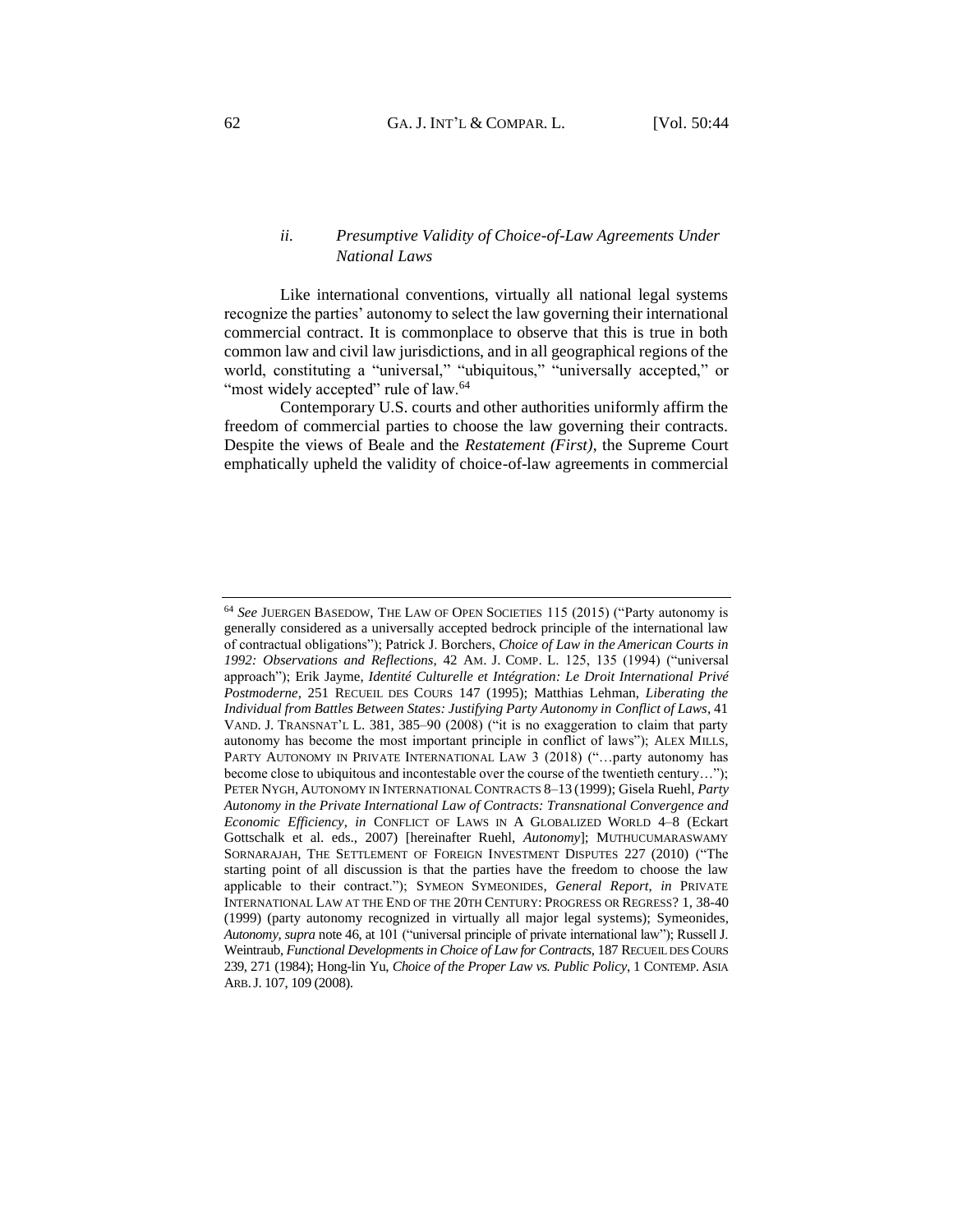### ii. *Presumptive Validity of Choice-of-Law Agreements Under National Laws*

Like international conventions, virtually all national legal systems recognize the parties' autonomy to select the law governing their international commercial contract. It is commonplace to observe that this is true in both common law and civil law jurisdictions, and in all geographical regions of the world, constituting a "universal," "ubiquitous," "universally accepted," or "most widely accepted" rule of law.[64]

Contemporary U.S. courts and other authorities uniformly affirm the freedom of commercial parties to choose the law governing their contracts. Despite the views of Beale and the *Restatement (First)*, the Supreme Court emphatically upheld the validity of choice-of-law agreements in commercial

---

[64] *See* JUERGEN BASEDOW, THE LAW OF OPEN SOCIETIES 115 (2015) ("Party autonomy is generally considered as a universally accepted bedrock principle of the international law of contractual obligations"); Patrick J. Borchers, *Choice of Law in the American Courts in 1992: Observations and Reflections*, 42 AM. J. COMP. L. 125, 135 (1994) ("universal approach"); Erik Jayme, *Identité Culturelle et Intégration: Le Droit International Privé Postmoderne*, 251 RECUEIL DES COURS 147 (1995); Matthias Lehman, *Liberating the Individual from Battles Between States: Justifying Party Autonomy in Conflict of Laws*, 41 VAND. J. TRANSNAT'L L. 381, 385–90 (2008) ("it is no exaggeration to claim that party autonomy has become the most important principle in conflict of laws"); ALEX MILLS, PARTY AUTONOMY IN PRIVATE INTERNATIONAL LAW 3 (2018) ("…party autonomy has become close to ubiquitous and incontestable over the course of the twentieth century…"); PETER NYGH, AUTONOMY IN INTERNATIONAL CONTRACTS 8–13 (1999); Gisela Ruehl, *Party Autonomy in the Private International Law of Contracts: Transnational Convergence and Economic Efficiency*, *in* CONFLICT OF LAWS IN A GLOBALIZED WORLD 4–8 (Eckart Gottschalk et al. eds., 2007) [hereinafter Ruehl, *Autonomy*]; MUTHUCUMARASWAMY SORNARAJAH, THE SETTLEMENT OF FOREIGN INVESTMENT DISPUTES 227 (2010) ("The starting point of all discussion is that the parties have the freedom to choose the law applicable to their contract."); SYMEON SYMEONIDES, *General Report*, *in* PRIVATE INTERNATIONAL LAW AT THE END OF THE 20TH CENTURY: PROGRESS OR REGRESS? 1, 38-40 (1999) (party autonomy recognized in virtually all major legal systems); Symeonides, *Autonomy*, *supra* note 46, at 101 ("universal principle of private international law"); Russell J. Weintraub, *Functional Developments in Choice of Law for Contracts*, 187 RECUEIL DES COURS 239, 271 (1984); Hong-lin Yu, *Choice of the Proper Law vs. Public Policy*, 1 CONTEMP. ASIA ARB. J. 107, 109 (2008).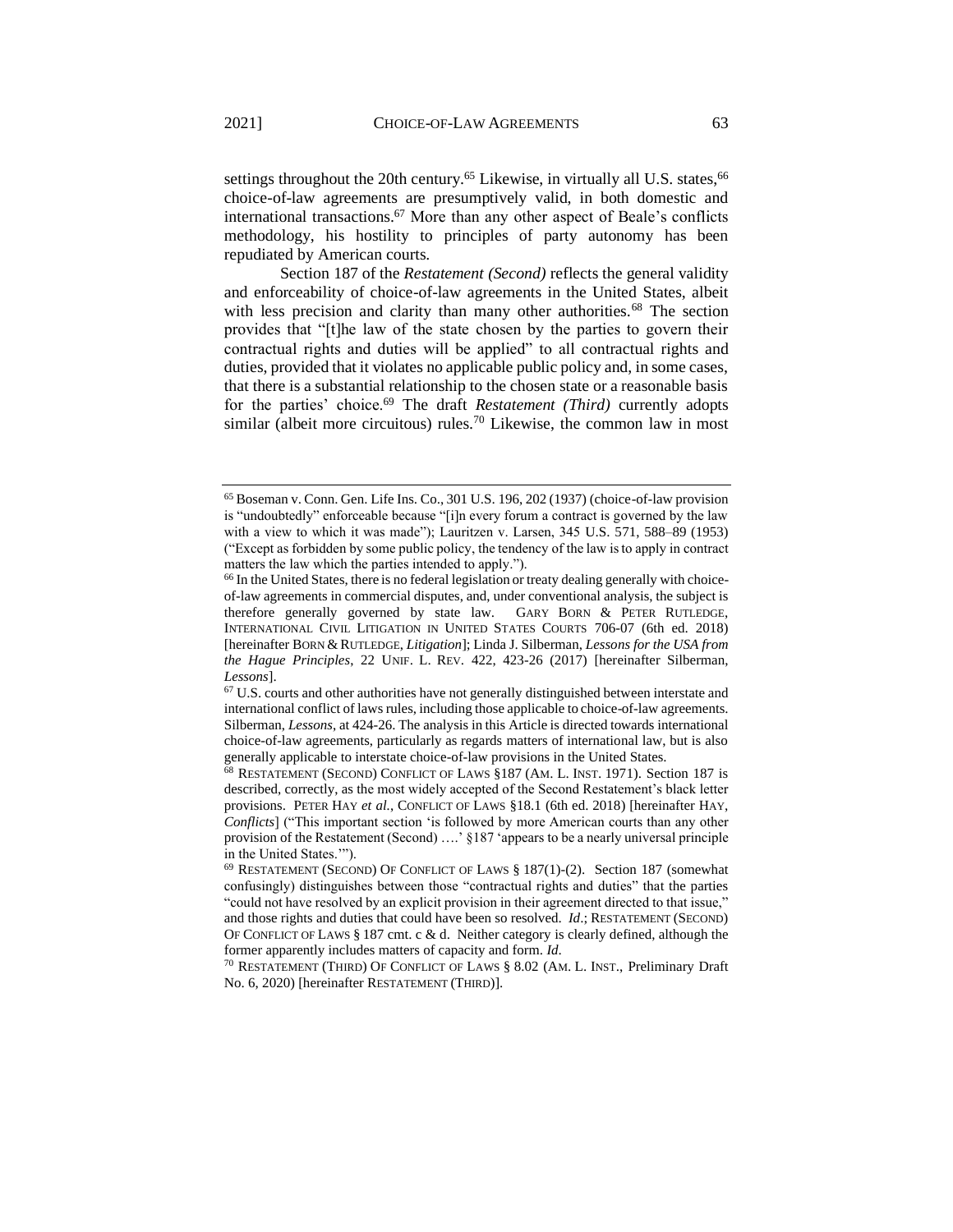settings throughout the 20th century.[65] Likewise, in virtually all U.S. states,[66] choice-of-law agreements are presumptively valid, in both domestic and international transactions.[67] More than any other aspect of Beale's conflicts methodology, his hostility to principles of party autonomy has been repudiated by American courts.

Section 187 of the *Restatement (Second)* reflects the general validity and enforceability of choice-of-law agreements in the United States, albeit with less precision and clarity than many other authorities.[68] The section provides that "[t]he law of the state chosen by the parties to govern their contractual rights and duties will be applied" to all contractual rights and duties, provided that it violates no applicable public policy and, in some cases, that there is a substantial relationship to the chosen state or a reasonable basis for the parties' choice.[69] The draft *Restatement (Third)* currently adopts similar (albeit more circuitous) rules.[70] Likewise, the common law in most

---

[65] Boseman v. Conn. Gen. Life Ins. Co., 301 U.S. 196, 202 (1937) (choice-of-law provision is "undoubtedly" enforceable because "[i]n every forum a contract is governed by the law with a view to which it was made"); Lauritzen v. Larsen, 345 U.S. 571, 588–89 (1953) ("Except as forbidden by some public policy, the tendency of the law is to apply in contract matters the law which the parties intended to apply.").

[66] In the United States, there is no federal legislation or treaty dealing generally with choice-of-law agreements in commercial disputes, and, under conventional analysis, the subject is therefore generally governed by state law. GARY BORN & PETER RUTLEDGE, INTERNATIONAL CIVIL LITIGATION IN UNITED STATES COURTS 706-07 (6th ed. 2018) [hereinafter BORN & RUTLEDGE, *Litigation*]; Linda J. Silberman, *Lessons for the USA from the Hague Principles*, 22 UNIF. L. REV. 422, 423-26 (2017) [hereinafter Silberman, *Lessons*].

[67] U.S. courts and other authorities have not generally distinguished between interstate and international conflict of laws rules, including those applicable to choice-of-law agreements. Silberman, *Lessons*, at 424-26. The analysis in this Article is directed towards international choice-of-law agreements, particularly as regards matters of international law, but is also generally applicable to interstate choice-of-law provisions in the United States.

[68] RESTATEMENT (SECOND) CONFLICT OF LAWS §187 (AM. L. INST. 1971). Section 187 is described, correctly, as the most widely accepted of the Second Restatement's black letter provisions. PETER HAY *et al.*, CONFLICT OF LAWS §18.1 (6th ed. 2018) [hereinafter HAY, *Conflicts*] ("This important section 'is followed by more American courts than any other provision of the Restatement (Second) ….' §187 'appears to be a nearly universal principle in the United States.'").

[69] RESTATEMENT (SECOND) OF CONFLICT OF LAWS § 187(1)-(2). Section 187 (somewhat confusingly) distinguishes between those "contractual rights and duties" that the parties "could not have resolved by an explicit provision in their agreement directed to that issue," and those rights and duties that could have been so resolved. *Id*.; RESTATEMENT (SECOND) OF CONFLICT OF LAWS § 187 cmt. c & d. Neither category is clearly defined, although the former apparently includes matters of capacity and form. *Id*.

[70] RESTATEMENT (THIRD) OF CONFLICT OF LAWS § 8.02 (AM. L. INST., Preliminary Draft No. 6, 2020) [hereinafter RESTATEMENT (THIRD)].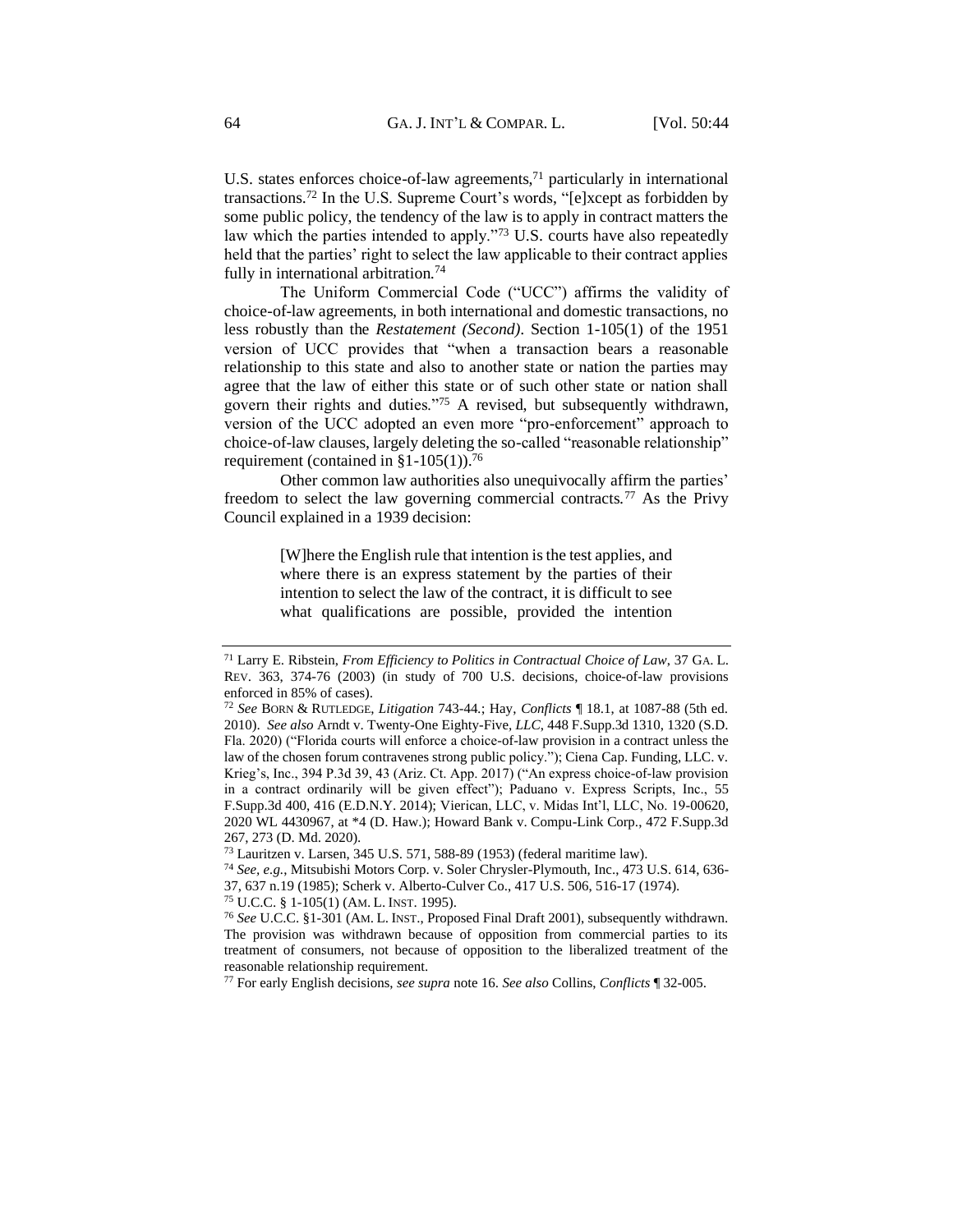U.S. states enforces choice-of-law agreements,[71] particularly in international transactions.[72] In the U.S. Supreme Court's words, "[e]xcept as forbidden by some public policy, the tendency of the law is to apply in contract matters the law which the parties intended to apply."[73] U.S. courts have also repeatedly held that the parties' right to select the law applicable to their contract applies fully in international arbitration.[74]

The Uniform Commercial Code ("UCC") affirms the validity of choice-of-law agreements, in both international and domestic transactions, no less robustly than the *Restatement (Second)*. Section 1-105(1) of the 1951 version of UCC provides that "when a transaction bears a reasonable relationship to this state and also to another state or nation the parties may agree that the law of either this state or of such other state or nation shall govern their rights and duties."[75] A revised, but subsequently withdrawn, version of the UCC adopted an even more "pro-enforcement" approach to choice-of-law clauses, largely deleting the so-called "reasonable relationship" requirement (contained in §1-105(1)).[76]

Other common law authorities also unequivocally affirm the parties' freedom to select the law governing commercial contracts.[77] As the Privy Council explained in a 1939 decision:

> [W]here the English rule that intention is the test applies, and where there is an express statement by the parties of their intention to select the law of the contract, it is difficult to see what qualifications are possible, provided the intention

---

[71] Larry E. Ribstein, *From Efficiency to Politics in Contractual Choice of Law*, 37 GA. L. REV. 363, 374-76 (2003) (in study of 700 U.S. decisions, choice-of-law provisions enforced in 85% of cases).

[72] *See* BORN & RUTLEDGE, *Litigation* 743-44.; Hay, *Conflicts* ¶ 18.1, at 1087-88 (5th ed. 2010). *See also* Arndt v. Twenty-One Eighty-Five, *LLC*, 448 F.Supp.3d 1310, 1320 (S.D. Fla. 2020) ("Florida courts will enforce a choice-of-law provision in a contract unless the law of the chosen forum contravenes strong public policy."); Ciena Cap. Funding, LLC. v. Krieg's, Inc., 394 P.3d 39, 43 (Ariz. Ct. App. 2017) ("An express choice-of-law provision in a contract ordinarily will be given effect"); Paduano v. Express Scripts, Inc., 55 F.Supp.3d 400, 416 (E.D.N.Y. 2014); Viericαn, LLC, v. Midas Int'l, LLC, No. 19-00620, 2020 WL 4430967, at *4 (D. Haw.); Howard Bank v. Compu-Link Corp., 472 F.Supp.3d 267, 273 (D. Md. 2020).

[73] Lauritzen v. Larsen, 345 U.S. 571, 588-89 (1953) (federal maritime law).

[74] *See, e.g.*, Mitsubishi Motors Corp. v. Soler Chrysler-Plymouth, Inc., 473 U.S. 614, 636-37, 637 n.19 (1985); Scherk v. Alberto-Culver Co., 417 U.S. 506, 516-17 (1974).

[75] U.C.C. § 1-105(1) (AM. L. INST. 1995).

[76] *See* U.C.C. §1-301 (AM. L. INST., Proposed Final Draft 2001), subsequently withdrawn. The provision was withdrawn because of opposition from commercial parties to its treatment of consumers, not because of opposition to the liberalized treatment of the reasonable relationship requirement.

[77] For early English decisions, *see supra* note 16. *See also* Collins, *Conflicts* ¶ 32-005.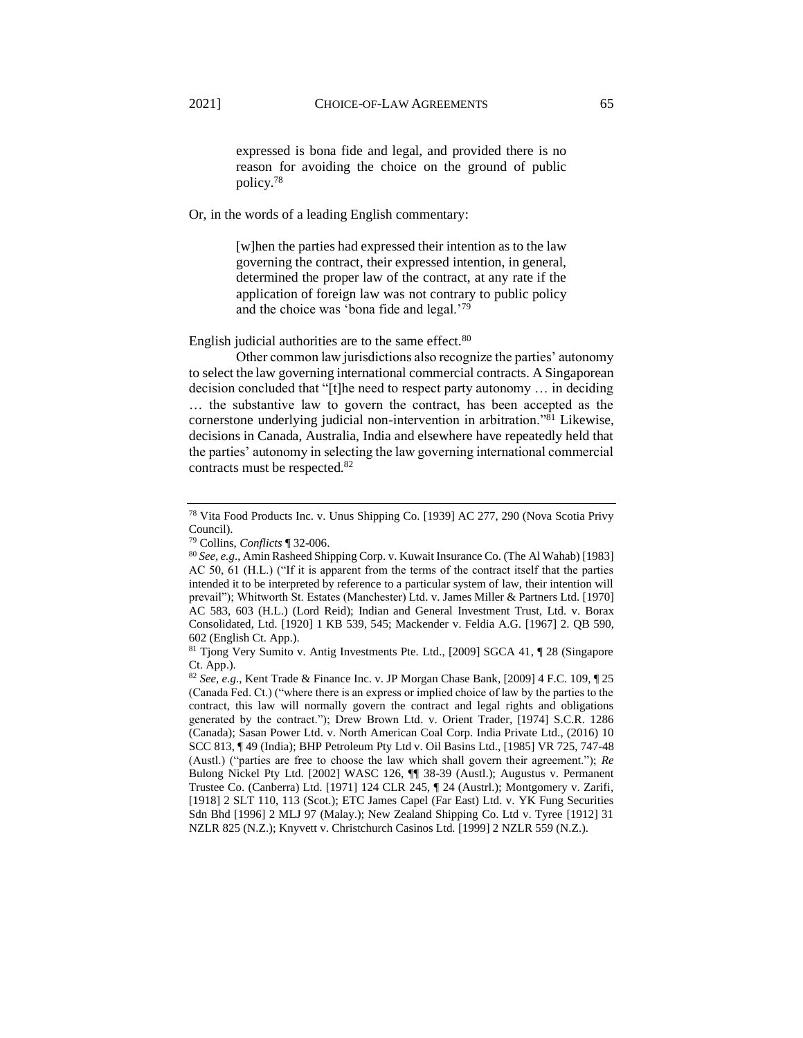> expressed is bona fide and legal, and provided there is no reason for avoiding the choice on the ground of public policy.[78]

Or, in the words of a leading English commentary:

> [w]hen the parties had expressed their intention as to the law governing the contract, their expressed intention, in general, determined the proper law of the contract, at any rate if the application of foreign law was not contrary to public policy and the choice was 'bona fide and legal.'[79]

English judicial authorities are to the same effect.[80]

Other common law jurisdictions also recognize the parties' autonomy to select the law governing international commercial contracts. A Singaporean decision concluded that "[t]he need to respect party autonomy … in deciding … the substantive law to govern the contract, has been accepted as the cornerstone underlying judicial non-intervention in arbitration."[81] Likewise, decisions in Canada, Australia, India and elsewhere have repeatedly held that the parties' autonomy in selecting the law governing international commercial contracts must be respected.[82]

---

[78] Vita Food Products Inc. v. Unus Shipping Co. [1939] AC 277, 290 (Nova Scotia Privy Council).

[79] Collins, *Conflicts* ¶ 32-006.

[80] *See, e.g.*, Amin Rasheed Shipping Corp. v. Kuwait Insurance Co. (The Al Wahab) [1983] AC 50, 61 (H.L.) ("If it is apparent from the terms of the contract itself that the parties intended it to be interpreted by reference to a particular system of law, their intention will prevail"); Whitworth St. Estates (Manchester) Ltd. v. James Miller & Partners Ltd. [1970] AC 583, 603 (H.L.) (Lord Reid); Indian and General Investment Trust, Ltd. v. Borax Consolidated, Ltd. [1920] 1 KB 539, 545; Mackender v. Feldia A.G. [1967] 2. QB 590, 602 (English Ct. App.).

[81] Tjong Very Sumito v. Antig Investments Pte. Ltd., [2009] SGCA 41, ¶ 28 (Singapore Ct. App.).

[82] *See, e.g.*, Kent Trade & Finance Inc. v. JP Morgan Chase Bank, [2009] 4 F.C. 109, ¶ 25 (Canada Fed. Ct.) ("where there is an express or implied choice of law by the parties to the contract, this law will normally govern the contract and legal rights and obligations generated by the contract."); Drew Brown Ltd. v. Orient Trader, [1974] S.C.R. 1286 (Canada); Sasan Power Ltd. v. North American Coal Corp. India Private Ltd., (2016) 10 SCC 813, ¶ 49 (India); BHP Petroleum Pty Ltd v. Oil Basins Ltd., [1985] VR 725, 747-48 (Austl.) ("parties are free to choose the law which shall govern their agreement."); *Re* Bulong Nickel Pty Ltd. [2002] WASC 126, ¶¶ 38-39 (Austl.); Augustus v. Permanent Trustee Co. (Canberra) Ltd. [1971] 124 CLR 245, ¶ 24 (Austrl.); Montgomery v. Zarifi, [1918] 2 SLT 110, 113 (Scot.); ETC James Capel (Far East) Ltd. v. YK Fung Securities Sdn Bhd [1996] 2 MLJ 97 (Malay.); New Zealand Shipping Co. Ltd v. Tyree [1912] 31 NZLR 825 (N.Z.); Knyvett v. Christchurch Casinos Ltd. [1999] 2 NZLR 559 (N.Z.).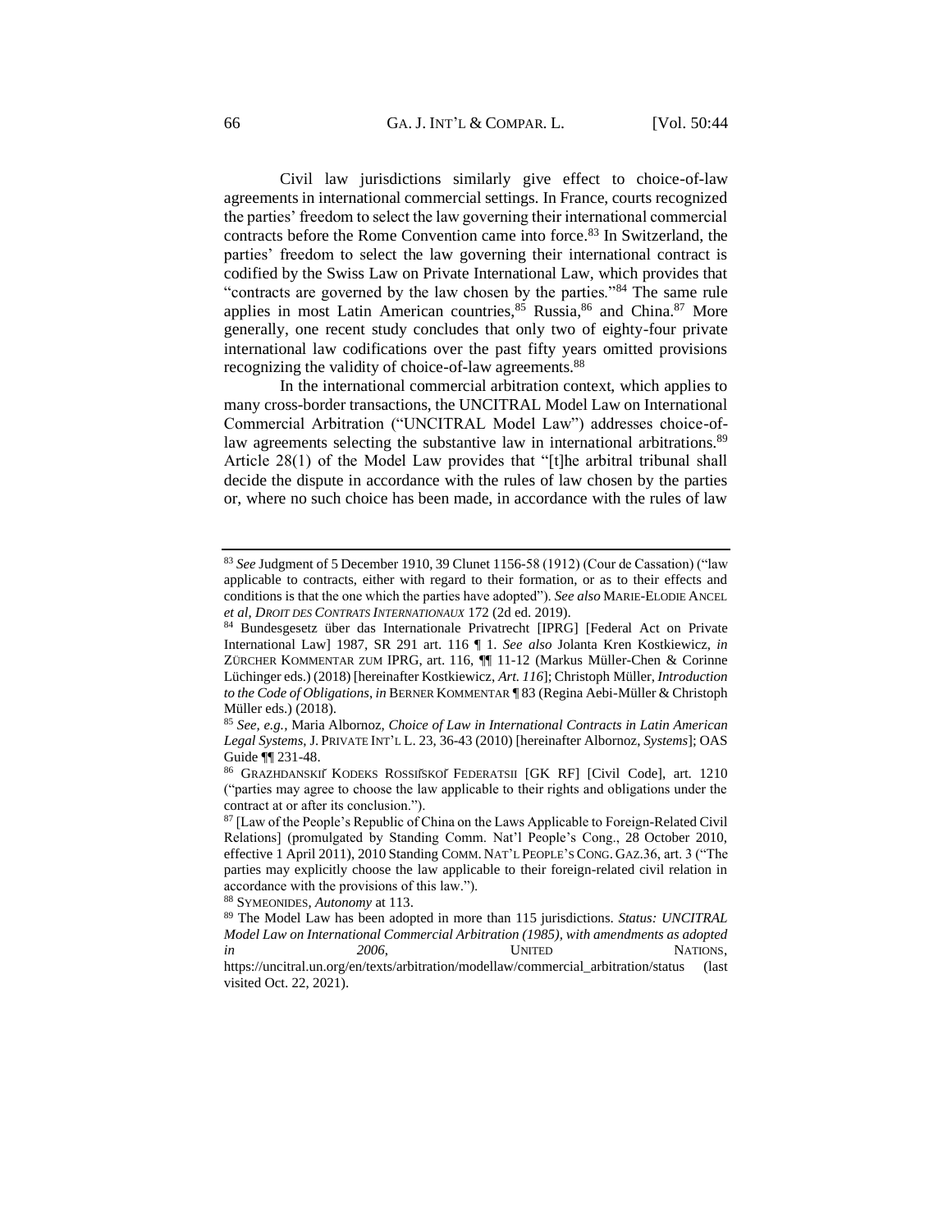Civil law jurisdictions similarly give effect to choice-of-law agreements in international commercial settings. In France, courts recognized the parties' freedom to select the law governing their international commercial contracts before the Rome Convention came into force.[83] In Switzerland, the parties' freedom to select the law governing their international contract is codified by the Swiss Law on Private International Law, which provides that "contracts are governed by the law chosen by the parties."[84] The same rule applies in most Latin American countries,[85] Russia,[86] and China.[87] More generally, one recent study concludes that only two of eighty-four private international law codifications over the past fifty years omitted provisions recognizing the validity of choice-of-law agreements.[88]

In the international commercial arbitration context, which applies to many cross-border transactions, the UNCITRAL Model Law on International Commercial Arbitration ("UNCITRAL Model Law") addresses choice-of-law agreements selecting the substantive law in international arbitrations.[89] Article 28(1) of the Model Law provides that "[t]he arbitral tribunal shall decide the dispute in accordance with the rules of law chosen by the parties or, where no such choice has been made, in accordance with the rules of law

---

[83] *See* Judgment of 5 December 1910, 39 Clunet 1156-58 (1912) (Cour de Cassation) ("law applicable to contracts, either with regard to their formation, or as to their effects and conditions is that the one which the parties have adopted"). *See also* MARIE-ELODIE ANCEL *et al*, *DROIT DES CONTRATS INTERNATIONAUX* 172 (2d ed. 2019).

[84] Bundesgesetz über das Internationale Privatrecht [IPRG] [Federal Act on Private International Law] 1987, SR 291 art. 116 ¶ 1. *See also* Jolanta Kren Kostkiewicz, *in* ZÜRCHER KOMMENTAR ZUM IPRG, art. 116, ¶¶ 11-12 (Markus Müller-Chen & Corinne Lüchinger eds.) (2018) [hereinafter Kostkiewicz, *Art. 116*]; Christoph Müller, *Introduction to the Code of Obligations*, *in* BERNER KOMMENTAR ¶ 83 (Regina Aebi-Müller & Christoph Müller eds.) (2018).

[85] *See, e.g.*, Maria Albornoz, *Choice of Law in International Contracts in Latin American Legal Systems*, J. PRIVATE INT'L L. 23, 36-43 (2010) [hereinafter Albornoz, *Systems*]; OAS Guide ¶¶ 231-48.

[86] GRAZHDANSKIĬ KODEKS ROSSIĬSKOĬ FEDERATSII [GK RF] [Civil Code], art. 1210 ("parties may agree to choose the law applicable to their rights and obligations under the contract at or after its conclusion.").

[87] [Law of the People's Republic of China on the Laws Applicable to Foreign-Related Civil Relations] (promulgated by Standing Comm. Nat'l People's Cong., 28 October 2010, effective 1 April 2011), 2010 Standing COMM. NAT'L PEOPLE'S CONG. GAZ.36, art. 3 ("The parties may explicitly choose the law applicable to their foreign-related civil relation in accordance with the provisions of this law.").

[88] SYMEONIDES, *Autonomy* at 113.

[89] The Model Law has been adopted in more than 115 jurisdictions. *Status: UNCITRAL Model Law on International Commercial Arbitration (1985), with amendments as adopted in 2006*, UNITED NATIONS, https://uncitral.un.org/en/texts/arbitration/modellaw/commercial_arbitration/status (last visited Oct. 22, 2021).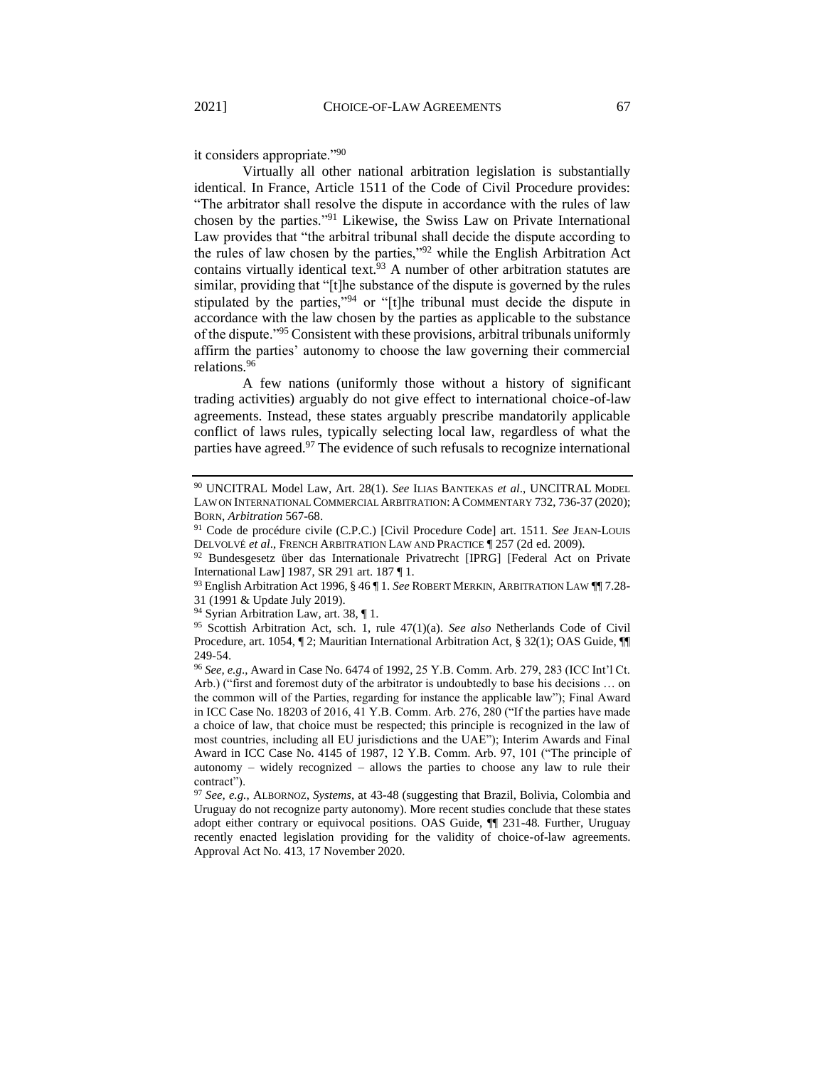it considers appropriate."[90]

Virtually all other national arbitration legislation is substantially identical. In France, Article 1511 of the Code of Civil Procedure provides: "The arbitrator shall resolve the dispute in accordance with the rules of law chosen by the parties."[91] Likewise, the Swiss Law on Private International Law provides that "the arbitral tribunal shall decide the dispute according to the rules of law chosen by the parties,"[92] while the English Arbitration Act contains virtually identical text.[93] A number of other arbitration statutes are similar, providing that "[t]he substance of the dispute is governed by the rules stipulated by the parties,"[94] or "[t]he tribunal must decide the dispute in accordance with the law chosen by the parties as applicable to the substance of the dispute."[95] Consistent with these provisions, arbitral tribunals uniformly affirm the parties' autonomy to choose the law governing their commercial relations.[96]

A few nations (uniformly those without a history of significant trading activities) arguably do not give effect to international choice-of-law agreements. Instead, these states arguably prescribe mandatorily applicable conflict of laws rules, typically selecting local law, regardless of what the parties have agreed.[97] The evidence of such refusals to recognize international

---

[90] UNCITRAL Model Law, Art. 28(1). *See* ILIAS BANTEKAS *et al*., UNCITRAL MODEL LAW ON INTERNATIONAL COMMERCIAL ARBITRATION: A COMMENTARY 732, 736-37 (2020); BORN, *Arbitration* 567-68.

[91] Code de procédure civile (C.P.C.) [Civil Procedure Code] art. 1511. *See* JEAN-LOUIS DELVOLVÉ *et al*., FRENCH ARBITRATION LAW AND PRACTICE ¶ 257 (2d ed. 2009).

[92] Bundesgesetz über das Internationale Privatrecht [IPRG] [Federal Act on Private International Law] 1987, SR 291 art. 187 ¶ 1.

[93] English Arbitration Act 1996, § 46 ¶ 1. *See* ROBERT MERKIN, ARBITRATION LAW ¶¶ 7.28-31 (1991 & Update July 2019).

[94] Syrian Arbitration Law, art. 38, ¶ 1.

[95] Scottish Arbitration Act, sch. 1, rule 47(1)(a). *See also* Netherlands Code of Civil Procedure, art. 1054, ¶ 2; Mauritian International Arbitration Act, § 32(1); OAS Guide, ¶¶ 249-54.

[96] *See, e.g*., Award in Case No. 6474 of 1992, 25 Y.B. Comm. Arb. 279, 283 (ICC Int'l Ct. Arb.) ("first and foremost duty of the arbitrator is undoubtedly to base his decisions … on the common will of the Parties, regarding for instance the applicable law"); Final Award in ICC Case No. 18203 of 2016, 41 Y.B. Comm. Arb. 276, 280 ("If the parties have made a choice of law, that choice must be respected; this principle is recognized in the law of most countries, including all EU jurisdictions and the UAE"); Interim Awards and Final Award in ICC Case No. 4145 of 1987, 12 Y.B. Comm. Arb. 97, 101 ("The principle of autonomy – widely recognized – allows the parties to choose any law to rule their contract").

[97] *See, e.g.*, ALBORNOZ, *Systems*, at 43-48 (suggesting that Brazil, Bolivia, Colombia and Uruguay do not recognize party autonomy). More recent studies conclude that these states adopt either contrary or equivocal positions. OAS Guide, ¶¶ 231-48. Further, Uruguay recently enacted legislation providing for the validity of choice-of-law agreements. Approval Act No. 413, 17 November 2020.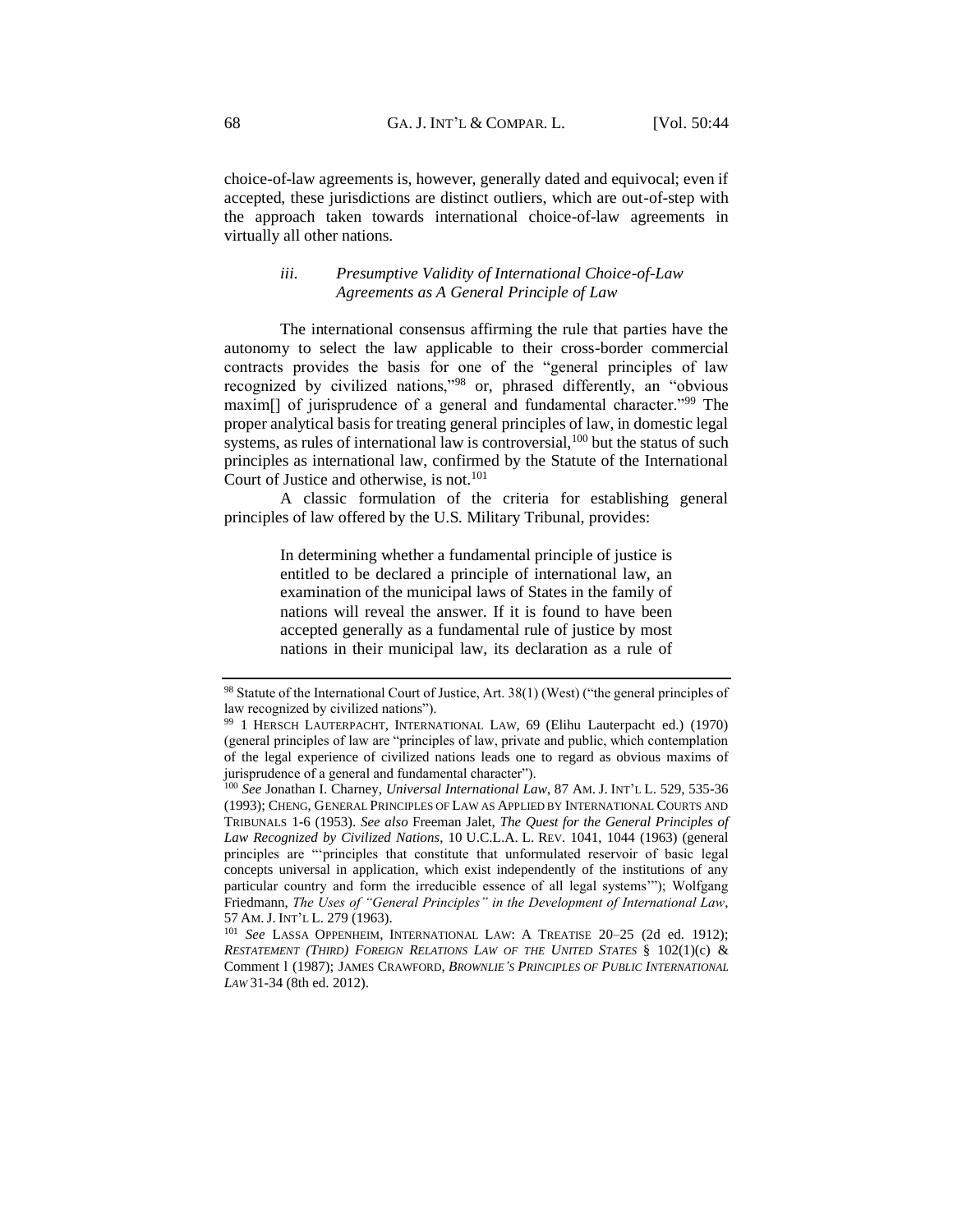choice-of-law agreements is, however, generally dated and equivocal; even if accepted, these jurisdictions are distinct outliers, which are out-of-step with the approach taken towards international choice-of-law agreements in virtually all other nations.

#### *iii. Presumptive Validity of International Choice-of-Law Agreements as A General Principle of Law*

The international consensus affirming the rule that parties have the autonomy to select the law applicable to their cross-border commercial contracts provides the basis for one of the "general principles of law recognized by civilized nations,"[98] or, phrased differently, an "obvious maxim[] of jurisprudence of a general and fundamental character."[99] The proper analytical basis for treating general principles of law, in domestic legal systems, as rules of international law is controversial,[100] but the status of such principles as international law, confirmed by the Statute of the International Court of Justice and otherwise, is not.[101]

A classic formulation of the criteria for establishing general principles of law offered by the U.S. Military Tribunal, provides:

> In determining whether a fundamental principle of justice is entitled to be declared a principle of international law, an examination of the municipal laws of States in the family of nations will reveal the answer. If it is found to have been accepted generally as a fundamental rule of justice by most nations in their municipal law, its declaration as a rule of

---

[98] Statute of the International Court of Justice, Art. 38(1) (West) ("the general principles of law recognized by civilized nations").

[99] 1 HERSCH LAUTERPACHT, INTERNATIONAL LAW, 69 (Elihu Lauterpacht ed.) (1970) (general principles of law are "principles of law, private and public, which contemplation of the legal experience of civilized nations leads one to regard as obvious maxims of jurisprudence of a general and fundamental character").

[100] *See* Jonathan I. Charney, *Universal International Law*, 87 AM. J. INT'L L. 529, 535-36 (1993); CHENG, GENERAL PRINCIPLES OF LAW AS APPLIED BY INTERNATIONAL COURTS AND TRIBUNALS 1-6 (1953). *See also* Freeman Jalet, *The Quest for the General Principles of Law Recognized by Civilized Nations*, 10 U.C.L.A. L. REV. 1041, 1044 (1963) (general principles are "'principles that constitute that unformulated reservoir of basic legal concepts universal in application, which exist independently of the institutions of any particular country and form the irreducible essence of all legal systems'"); Wolfgang Friedmann, *The Uses of "General Principles" in the Development of International Law*, 57 AM. J. INT'L L. 279 (1963).

[101] *See* LASSA OPPENHEIM, INTERNATIONAL LAW: A TREATISE 20–25 (2d ed. 1912); *RESTATEMENT (THIRD) FOREIGN RELATIONS LAW OF THE UNITED STATES* § 102(1)(c) & Comment l (1987); JAMES CRAWFORD, *BROWNLIE'S PRINCIPLES OF PUBLIC INTERNATIONAL LAW* 31-34 (8th ed. 2012).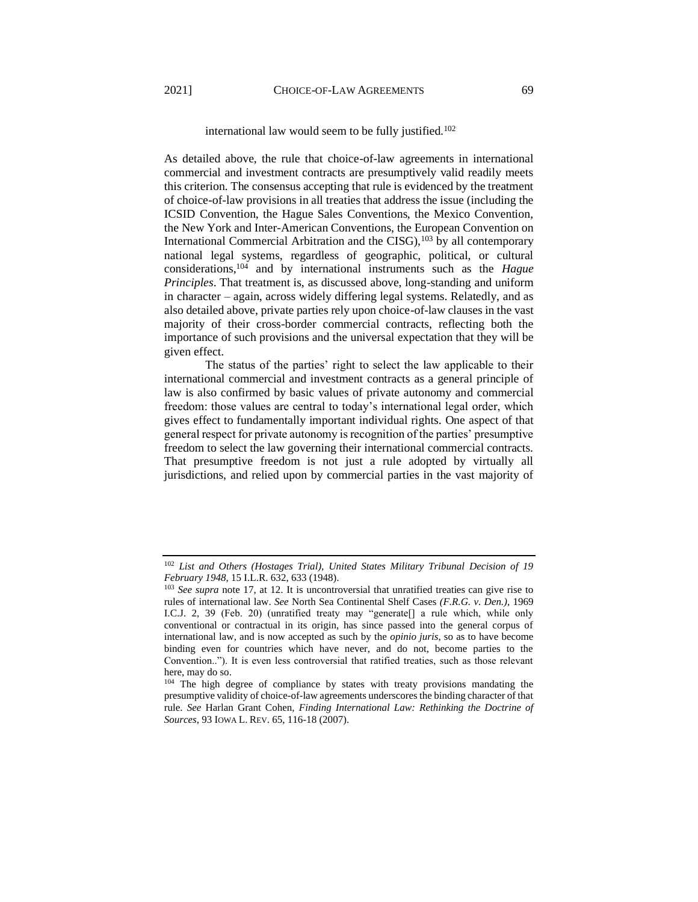international law would seem to be fully justified.[102]

As detailed above, the rule that choice-of-law agreements in international commercial and investment contracts are presumptively valid readily meets this criterion. The consensus accepting that rule is evidenced by the treatment of choice-of-law provisions in all treaties that address the issue (including the ICSID Convention, the Hague Sales Conventions, the Mexico Convention, the New York and Inter-American Conventions, the European Convention on International Commercial Arbitration and the CISG),[103] by all contemporary national legal systems, regardless of geographic, political, or cultural considerations,[104] and by international instruments such as the *Hague Principles*. That treatment is, as discussed above, long-standing and uniform in character – again, across widely differing legal systems. Relatedly, and as also detailed above, private parties rely upon choice-of-law clauses in the vast majority of their cross-border commercial contracts, reflecting both the importance of such provisions and the universal expectation that they will be given effect.

The status of the parties' right to select the law applicable to their international commercial and investment contracts as a general principle of law is also confirmed by basic values of private autonomy and commercial freedom: those values are central to today's international legal order, which gives effect to fundamentally important individual rights. One aspect of that general respect for private autonomy is recognition of the parties' presumptive freedom to select the law governing their international commercial contracts. That presumptive freedom is not just a rule adopted by virtually all jurisdictions, and relied upon by commercial parties in the vast majority of

---

[102] *List and Others (Hostages Trial), United States Military Tribunal Decision of 19 February 1948*, 15 I.L.R. 632, 633 (1948).

[103] *See supra* note 17, at 12. It is uncontroversial that unratified treaties can give rise to rules of international law. *See* North Sea Continental Shelf Cases *(F.R.G. v. Den.)*, 1969 I.C.J. 2, 39 (Feb. 20) (unratified treaty may "generate[] a rule which, while only conventional or contractual in its origin, has since passed into the general corpus of international law, and is now accepted as such by the *opinio juris*, so as to have become binding even for countries which have never, and do not, become parties to the Convention.."). It is even less controversial that ratified treaties, such as those relevant here, may do so.

[104] The high degree of compliance by states with treaty provisions mandating the presumptive validity of choice-of-law agreements underscores the binding character of that rule. *See* Harlan Grant Cohen, *Finding International Law: Rethinking the Doctrine of Sources*, 93 IOWA L. REV. 65, 116-18 (2007).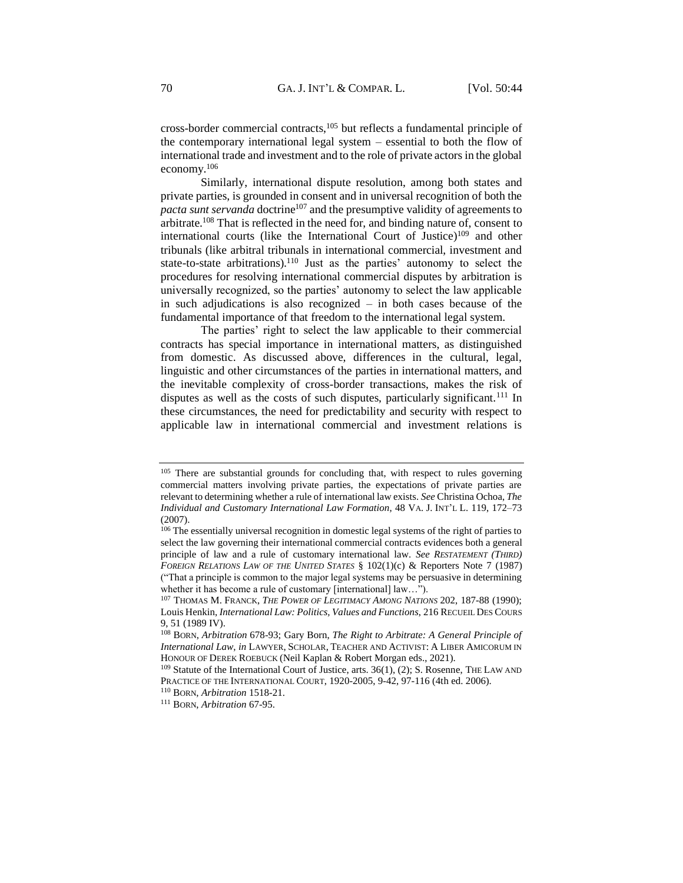cross-border commercial contracts,[105] but reflects a fundamental principle of the contemporary international legal system – essential to both the flow of international trade and investment and to the role of private actors in the global economy.[106]

Similarly, international dispute resolution, among both states and private parties, is grounded in consent and in universal recognition of both the *pacta sunt servanda* doctrine[107] and the presumptive validity of agreements to arbitrate.[108] That is reflected in the need for, and binding nature of, consent to international courts (like the International Court of Justice)[109] and other tribunals (like arbitral tribunals in international commercial, investment and state-to-state arbitrations).[110] Just as the parties' autonomy to select the procedures for resolving international commercial disputes by arbitration is universally recognized, so the parties' autonomy to select the law applicable in such adjudications is also recognized – in both cases because of the fundamental importance of that freedom to the international legal system.

The parties' right to select the law applicable to their commercial contracts has special importance in international matters, as distinguished from domestic. As discussed above, differences in the cultural, legal, linguistic and other circumstances of the parties in international matters, and the inevitable complexity of cross-border transactions, makes the risk of disputes as well as the costs of such disputes, particularly significant.[111] In these circumstances, the need for predictability and security with respect to applicable law in international commercial and investment relations is

---

[105] There are substantial grounds for concluding that, with respect to rules governing commercial matters involving private parties, the expectations of private parties are relevant to determining whether a rule of international law exists. *See* Christina Ochoa, *The Individual and Customary International Law Formation*, 48 VA. J. INT'L L. 119, 172–73 (2007).

[106] The essentially universal recognition in domestic legal systems of the right of parties to select the law governing their international commercial contracts evidences both a general principle of law and a rule of customary international law. *See RESTATEMENT (THIRD) FOREIGN RELATIONS LAW OF THE UNITED STATES* § 102(1)(c) & Reporters Note 7 (1987) ("That a principle is common to the major legal systems may be persuasive in determining whether it has become a rule of customary [international] law…").

[107] THOMAS M. FRANCK, *THE POWER OF LEGITIMACY AMONG NATIONS* 202, 187-88 (1990); Louis Henkin, *International Law: Politics, Values and Functions*, 216 RECUEIL DES COURS 9, 51 (1989 IV).

[108] BORN, *Arbitration* 678-93; Gary Born, *The Right to Arbitrate: A General Principle of International Law*, *in* LAWYER, SCHOLAR, TEACHER AND ACTIVIST: A LIBER AMICORUM IN HONOUR OF DEREK ROEBUCK (Neil Kaplan & Robert Morgan eds., 2021).

[109] Statute of the International Court of Justice, arts. 36(1), (2); S. Rosenne, THE LAW AND PRACTICE OF THE INTERNATIONAL COURT, 1920-2005, 9-42, 97-116 (4th ed. 2006).

[110] BORN, *Arbitration* 1518-21.

[111] BORN, *Arbitration* 67-95.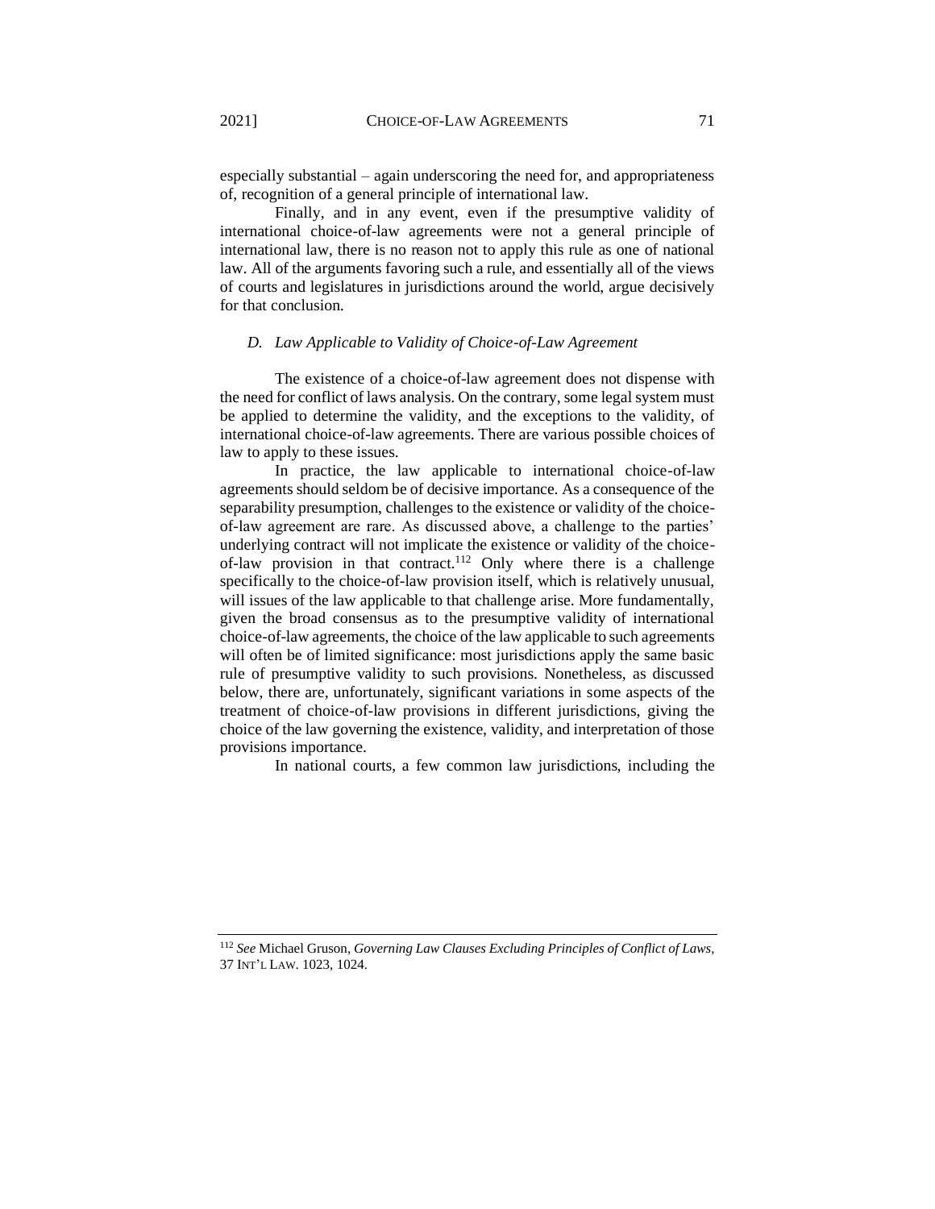especially substantial – again underscoring the need for, and appropriateness of, recognition of a general principle of international law.

Finally, and in any event, even if the presumptive validity of international choice-of-law agreements were not a general principle of international law, there is no reason not to apply this rule as one of national law. All of the arguments favoring such a rule, and essentially all of the views of courts and legislatures in jurisdictions around the world, argue decisively for that conclusion.

### *D. Law Applicable to Validity of Choice-of-Law Agreement*

The existence of a choice-of-law agreement does not dispense with the need for conflict of laws analysis. On the contrary, some legal system must be applied to determine the validity, and the exceptions to the validity, of international choice-of-law agreements. There are various possible choices of law to apply to these issues.

In practice, the law applicable to international choice-of-law agreements should seldom be of decisive importance. As a consequence of the separability presumption, challenges to the existence or validity of the choice-of-law agreement are rare. As discussed above, a challenge to the parties' underlying contract will not implicate the existence or validity of the choice-of-law provision in that contract.[112] Only where there is a challenge specifically to the choice-of-law provision itself, which is relatively unusual, will issues of the law applicable to that challenge arise. More fundamentally, given the broad consensus as to the presumptive validity of international choice-of-law agreements, the choice of the law applicable to such agreements will often be of limited significance: most jurisdictions apply the same basic rule of presumptive validity to such provisions. Nonetheless, as discussed below, there are, unfortunately, significant variations in some aspects of the treatment of choice-of-law provisions in different jurisdictions, giving the choice of the law governing the existence, validity, and interpretation of those provisions importance.

In national courts, a few common law jurisdictions, including the

[112] *See* Michael Gruson, *Governing Law Clauses Excluding Principles of Conflict of Laws*, 37 INT'L LAW. 1023, 1024.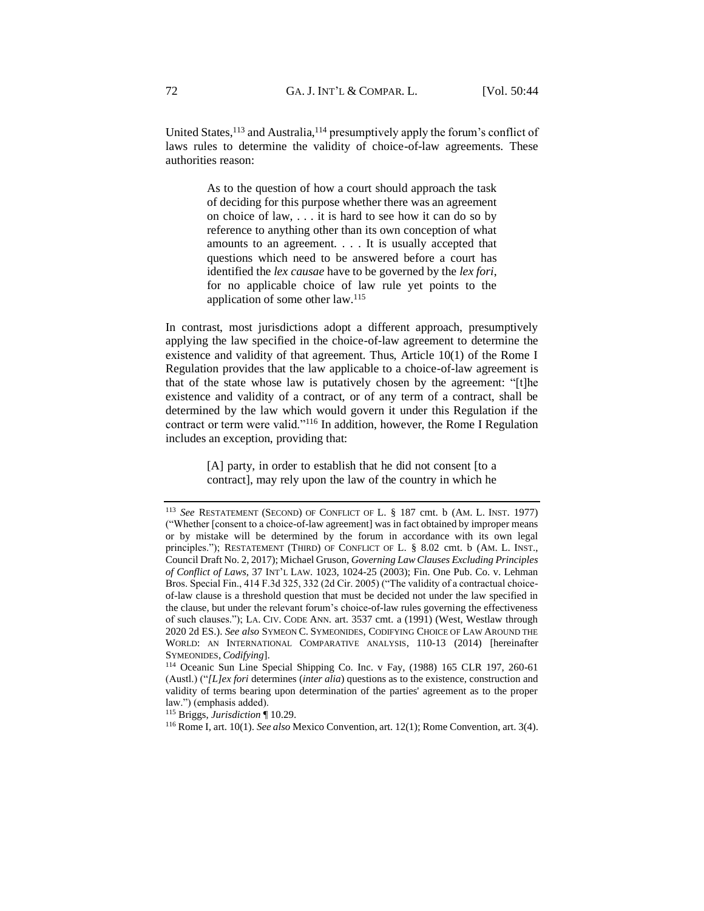United States,[113] and Australia,[114] presumptively apply the forum's conflict of laws rules to determine the validity of choice-of-law agreements. These authorities reason:

> As to the question of how a court should approach the task of deciding for this purpose whether there was an agreement on choice of law, . . . it is hard to see how it can do so by reference to anything other than its own conception of what amounts to an agreement. . . . It is usually accepted that questions which need to be answered before a court has identified the *lex causae* have to be governed by the *lex fori*, for no applicable choice of law rule yet points to the application of some other law.[115]

In contrast, most jurisdictions adopt a different approach, presumptively applying the law specified in the choice-of-law agreement to determine the existence and validity of that agreement. Thus, Article 10(1) of the Rome I Regulation provides that the law applicable to a choice-of-law agreement is that of the state whose law is putatively chosen by the agreement: "[t]he existence and validity of a contract, or of any term of a contract, shall be determined by the law which would govern it under this Regulation if the contract or term were valid."[116] In addition, however, the Rome I Regulation includes an exception, providing that:

> [A] party, in order to establish that he did not consent [to a contract], may rely upon the law of the country in which he

---

[113] *See* RESTATEMENT (SECOND) OF CONFLICT OF L. § 187 cmt. b (AM. L. INST. 1977) ("Whether [consent to a choice-of-law agreement] was in fact obtained by improper means or by mistake will be determined by the forum in accordance with its own legal principles."); RESTATEMENT (THIRD) OF CONFLICT OF L. § 8.02 cmt. b (AM. L. INST., Council Draft No. 2, 2017); Michael Gruson, *Governing Law Clauses Excluding Principles of Conflict of Laws*, 37 INT'L LAW. 1023, 1024-25 (2003); Fin. One Pub. Co. v. Lehman Bros. Special Fin., 414 F.3d 325, 332 (2d Cir. 2005) ("The validity of a contractual choice-of-law clause is a threshold question that must be decided not under the law specified in the clause, but under the relevant forum's choice-of-law rules governing the effectiveness of such clauses."); LA. CIV. CODE ANN. art. 3537 cmt. a (1991) (West, Westlaw through 2020 2d ES.). *See also* SYMEON C. SYMEONIDES, CODIFYING CHOICE OF LAW AROUND THE WORLD: AN INTERNATIONAL COMPARATIVE ANALYSIS, 110-13 (2014) [hereinafter SYMEONIDES, *Codifying*].

[114] Oceanic Sun Line Special Shipping Co. Inc. v Fay, (1988) 165 CLR 197, 260-61 (Austl.) ("*[L]ex fori* determines (*inter alia*) questions as to the existence, construction and validity of terms bearing upon determination of the parties' agreement as to the proper law.") (emphasis added).

[115] Briggs, *Jurisdiction* ¶ 10.29.

[116] Rome I, art. 10(1). *See also* Mexico Convention, art. 12(1); Rome Convention, art. 3(4).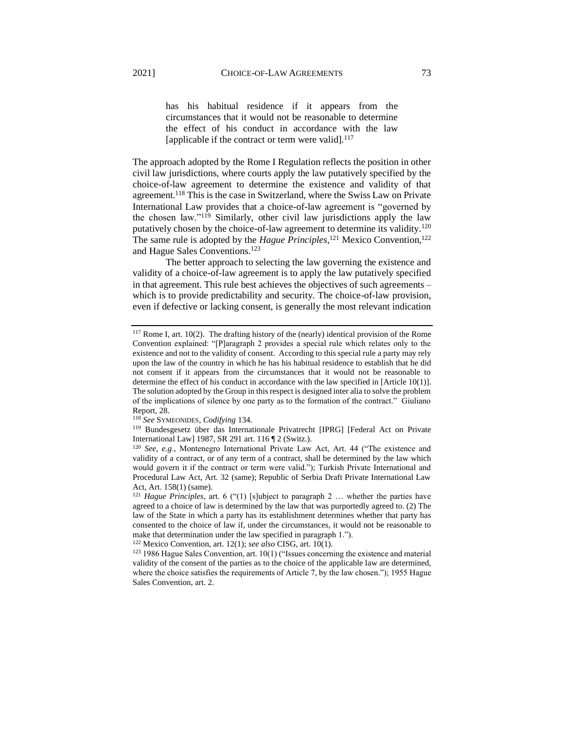> has his habitual residence if it appears from the circumstances that it would not be reasonable to determine the effect of his conduct in accordance with the law [applicable if the contract or term were valid].[117]

The approach adopted by the Rome I Regulation reflects the position in other civil law jurisdictions, where courts apply the law putatively specified by the choice-of-law agreement to determine the existence and validity of that agreement.[118] This is the case in Switzerland, where the Swiss Law on Private International Law provides that a choice-of-law agreement is "governed by the chosen law."[119] Similarly, other civil law jurisdictions apply the law putatively chosen by the choice-of-law agreement to determine its validity.[120] The same rule is adopted by the *Hague Principles*,[121] Mexico Convention,[122] and Hague Sales Conventions.[123]

The better approach to selecting the law governing the existence and validity of a choice-of-law agreement is to apply the law putatively specified in that agreement. This rule best achieves the objectives of such agreements – which is to provide predictability and security. The choice-of-law provision, even if defective or lacking consent, is generally the most relevant indication

---

[117] Rome I, art. 10(2). The drafting history of the (nearly) identical provision of the Rome Convention explained: "[P]aragraph 2 provides a special rule which relates only to the existence and not to the validity of consent. According to this special rule a party may rely upon the law of the country in which he has his habitual residence to establish that he did not consent if it appears from the circumstances that it would not be reasonable to determine the effect of his conduct in accordance with the law specified in [Article 10(1)]. The solution adopted by the Group in this respect is designed inter alia to solve the problem of the implications of silence by one party as to the formation of the contract." Giuliano Report, 28.

[118] *See* SYMEONIDES, *Codifying* 134.

[119] Bundesgesetz über das Internationale Privatrecht [IPRG] [Federal Act on Private International Law] 1987, SR 291 art. 116 ¶ 2 (Switz.).

[120] *See, e.g*., Montenegro International Private Law Act, Art. 44 ("The existence and validity of a contract, or of any term of a contract, shall be determined by the law which would govern it if the contract or term were valid."); Turkish Private International and Procedural Law Act, Art. 32 (same); Republic of Serbia Draft Private International Law Act, Art. 158(1) (same).

[121] *Hague Principles*, art. 6 ("(1) [s]ubject to paragraph 2 … whether the parties have agreed to a choice of law is determined by the law that was purportedly agreed to. (2) The law of the State in which a party has its establishment determines whether that party has consented to the choice of law if, under the circumstances, it would not be reasonable to make that determination under the law specified in paragraph 1.").

[122] Mexico Convention, art. 12(1); *see also* CISG, art. 10(1).

[123] 1986 Hague Sales Convention, art. 10(1) ("Issues concerning the existence and material validity of the consent of the parties as to the choice of the applicable law are determined, where the choice satisfies the requirements of Article 7, by the law chosen."); 1955 Hague Sales Convention, art. 2.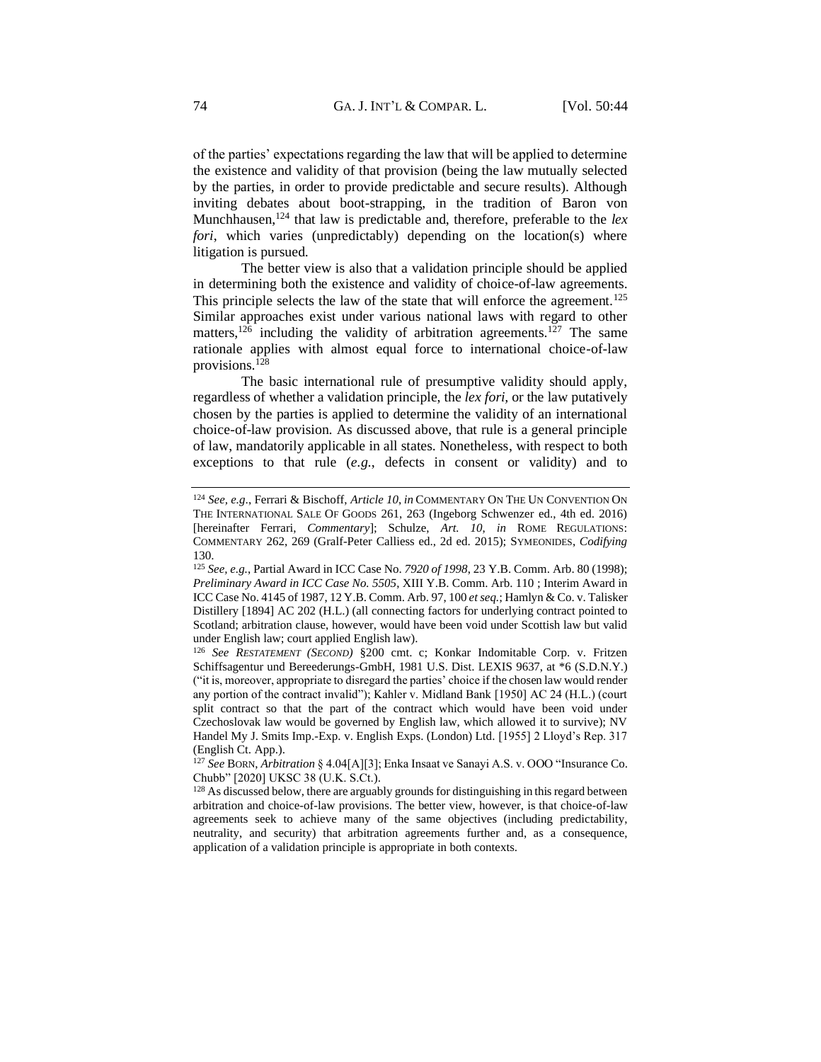of the parties' expectations regarding the law that will be applied to determine the existence and validity of that provision (being the law mutually selected by the parties, in order to provide predictable and secure results). Although inviting debates about boot-strapping, in the tradition of Baron von Munchhausen,[124] that law is predictable and, therefore, preferable to the *lex fori*, which varies (unpredictably) depending on the location(s) where litigation is pursued.

The better view is also that a validation principle should be applied in determining both the existence and validity of choice-of-law agreements. This principle selects the law of the state that will enforce the agreement.[125] Similar approaches exist under various national laws with regard to other matters,[126] including the validity of arbitration agreements.[127] The same rationale applies with almost equal force to international choice-of-law provisions.[128]

The basic international rule of presumptive validity should apply, regardless of whether a validation principle, the *lex fori,* or the law putatively chosen by the parties is applied to determine the validity of an international choice-of-law provision. As discussed above, that rule is a general principle of law, mandatorily applicable in all states. Nonetheless, with respect to both exceptions to that rule (*e.g.*, defects in consent or validity) and to

---

[124] *See, e.g*., Ferrari & Bischoff, *Article 10*, *in* COMMENTARY ON THE UN CONVENTION ON THE INTERNATIONAL SALE OF GOODS 261, 263 (Ingeborg Schwenzer ed., 4th ed. 2016) [hereinafter Ferrari, *Commentary*]; Schulze, *Art. 10, in* ROME REGULATIONS: COMMENTARY 262, 269 (Gralf-Peter Calliess ed., 2d ed. 2015); SYMEONIDES, *Codifying* 130.

[125] *See, e.g.*, Partial Award in ICC Case No. *7920 of 1998*, 23 Y.B. Comm. Arb. 80 (1998); *Preliminary Award in ICC Case No. 5505*, XIII Y.B. Comm. Arb. 110 ; Interim Award in ICC Case No. 4145 of 1987, 12 Y.B. Comm. Arb. 97, 100 *et seq.*; Hamlyn & Co. v. Talisker Distillery [1894] AC 202 (H.L.) (all connecting factors for underlying contract pointed to Scotland; arbitration clause, however, would have been void under Scottish law but valid under English law; court applied English law).

[126] *See RESTATEMENT (SECOND)* §200 cmt. c; Konkar Indomitable Corp. v. Fritzen Schiffsagentur und Bereederungs-GmbH, 1981 U.S. Dist. LEXIS 9637, at \*6 (S.D.N.Y.) ("it is, moreover, appropriate to disregard the parties' choice if the chosen law would render any portion of the contract invalid"); Kahler v. Midland Bank [1950] AC 24 (H.L.) (court split contract so that the part of the contract which would have been void under Czechoslovak law would be governed by English law, which allowed it to survive); NV Handel My J. Smits Imp.-Exp. v. English Exps. (London) Ltd. [1955] 2 Lloyd's Rep. 317 (English Ct. App.).

[127] *See* BORN, *Arbitration* § 4.04[A][3]; Enka Insaat ve Sanayi A.S. v. OOO "Insurance Co. Chubb" [2020] UKSC 38 (U.K. S.Ct.).

[128] As discussed below, there are arguably grounds for distinguishing in this regard between arbitration and choice-of-law provisions. The better view, however, is that choice-of-law agreements seek to achieve many of the same objectives (including predictability, neutrality, and security) that arbitration agreements further and, as a consequence, application of a validation principle is appropriate in both contexts.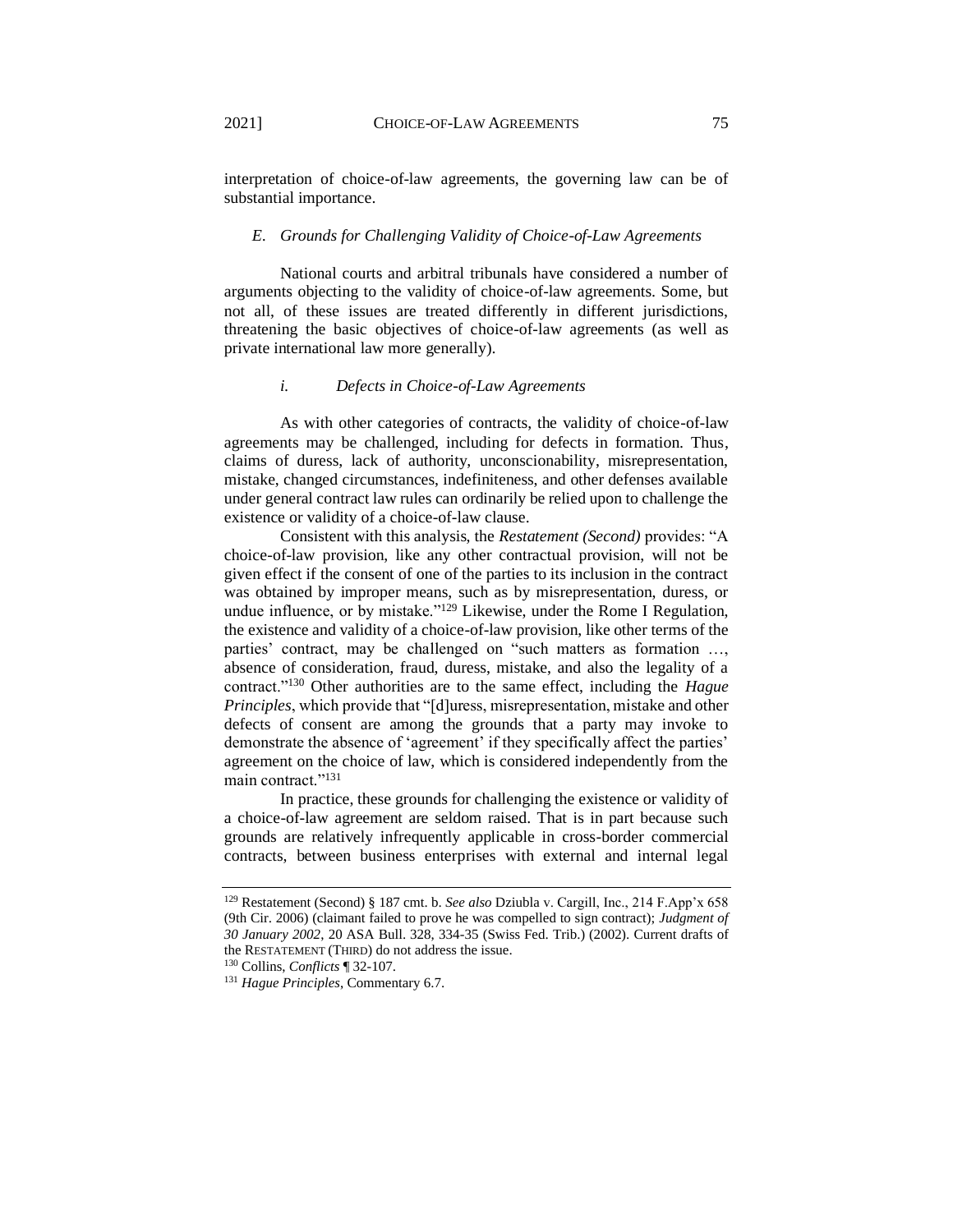interpretation of choice-of-law agreements, the governing law can be of substantial importance.

### *E. Grounds for Challenging Validity of Choice-of-Law Agreements*

National courts and arbitral tribunals have considered a number of arguments objecting to the validity of choice-of-law agreements. Some, but not all, of these issues are treated differently in different jurisdictions, threatening the basic objectives of choice-of-law agreements (as well as private international law more generally).

#### *i. Defects in Choice-of-Law Agreements*

As with other categories of contracts, the validity of choice-of-law agreements may be challenged, including for defects in formation. Thus, claims of duress, lack of authority, unconscionability, misrepresentation, mistake, changed circumstances, indefiniteness, and other defenses available under general contract law rules can ordinarily be relied upon to challenge the existence or validity of a choice-of-law clause.

Consistent with this analysis, the *Restatement (Second)* provides: "A choice-of-law provision, like any other contractual provision, will not be given effect if the consent of one of the parties to its inclusion in the contract was obtained by improper means, such as by misrepresentation, duress, or undue influence, or by mistake."[129] Likewise, under the Rome I Regulation, the existence and validity of a choice-of-law provision, like other terms of the parties' contract, may be challenged on "such matters as formation …, absence of consideration, fraud, duress, mistake, and also the legality of a contract."[130] Other authorities are to the same effect, including the *Hague Principles*, which provide that "[d]uress, misrepresentation, mistake and other defects of consent are among the grounds that a party may invoke to demonstrate the absence of 'agreement' if they specifically affect the parties' agreement on the choice of law, which is considered independently from the main contract."[131]

In practice, these grounds for challenging the existence or validity of a choice-of-law agreement are seldom raised. That is in part because such grounds are relatively infrequently applicable in cross-border commercial contracts, between business enterprises with external and internal legal

---

[129] Restatement (Second) § 187 cmt. b. *See also* Dziubla v. Cargill, Inc., 214 F.App'x 658 (9th Cir. 2006) (claimant failed to prove he was compelled to sign contract); *Judgment of 30 January 2002*, 20 ASA Bull. 328, 334-35 (Swiss Fed. Trib.) (2002). Current drafts of the RESTATEMENT (THIRD) do not address the issue.

[130] Collins, *Conflicts* ¶ 32-107.

[131] *Hague Principles*, Commentary 6.7.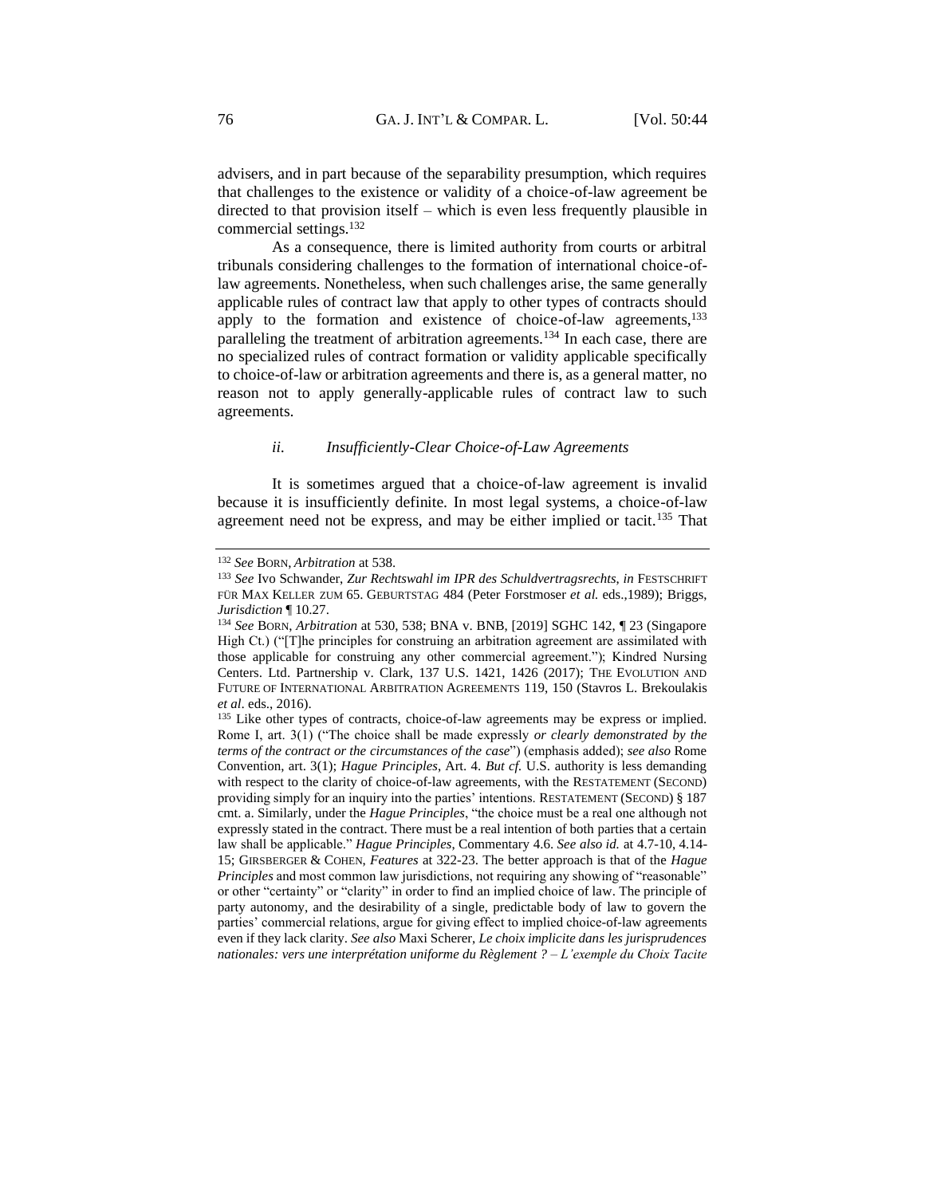advisers, and in part because of the separability presumption, which requires that challenges to the existence or validity of a choice-of-law agreement be directed to that provision itself – which is even less frequently plausible in commercial settings.[132]

As a consequence, there is limited authority from courts or arbitral tribunals considering challenges to the formation of international choice-of-law agreements. Nonetheless, when such challenges arise, the same generally applicable rules of contract law that apply to other types of contracts should apply to the formation and existence of choice-of-law agreements,[133] paralleling the treatment of arbitration agreements.[134] In each case, there are no specialized rules of contract formation or validity applicable specifically to choice-of-law or arbitration agreements and there is, as a general matter, no reason not to apply generally-applicable rules of contract law to such agreements.

#### *ii. Insufficiently-Clear Choice-of-Law Agreements*

It is sometimes argued that a choice-of-law agreement is invalid because it is insufficiently definite. In most legal systems, a choice-of-law agreement need not be express, and may be either implied or tacit.[135] That

---

[132] *See* BORN, *Arbitration* at 538.

[133] *See* Ivo Schwander, *Zur Rechtswahl im IPR des Schuldvertragsrechts*, *in* FESTSCHRIFT FÜR MAX KELLER ZUM 65. GEBURTSTAG 484 (Peter Forstmoser *et al.* eds.,1989); Briggs, *Jurisdiction* ¶ 10.27.

[134] *See* BORN, *Arbitration* at 530, 538; BNA v. BNB, [2019] SGHC 142, ¶ 23 (Singapore High Ct.) ("[T]he principles for construing an arbitration agreement are assimilated with those applicable for construing any other commercial agreement."); Kindred Nursing Centers. Ltd. Partnership v. Clark, 137 U.S. 1421, 1426 (2017); THE EVOLUTION AND FUTURE OF INTERNATIONAL ARBITRATION AGREEMENTS 119, 150 (Stavros L. Brekoulakis *et al*. eds., 2016).

[135] Like other types of contracts, choice-of-law agreements may be express or implied. Rome I, art. 3(1) ("The choice shall be made expressly *or clearly demonstrated by the terms of the contract or the circumstances of the case*") (emphasis added); *see also* Rome Convention, art. 3(1); *Hague Principles*, Art. 4. *But cf.* U.S. authority is less demanding with respect to the clarity of choice-of-law agreements, with the RESTATEMENT (SECOND) providing simply for an inquiry into the parties' intentions. RESTATEMENT (SECOND) § 187 cmt. a. Similarly, under the *Hague Principles*, "the choice must be a real one although not expressly stated in the contract. There must be a real intention of both parties that a certain law shall be applicable." *Hague Principles*, Commentary 4.6. *See also id.* at 4.7-10, 4.14-15; GIRSBERGER & COHEN, *Features* at 322-23. The better approach is that of the *Hague Principles* and most common law jurisdictions, not requiring any showing of "reasonable" or other "certainty" or "clarity" in order to find an implied choice of law. The principle of party autonomy, and the desirability of a single, predictable body of law to govern the parties' commercial relations, argue for giving effect to implied choice-of-law agreements even if they lack clarity. *See also* Maxi Scherer, *Le choix implicite dans les jurisprudences nationales: vers une interprétation uniforme du Règlement ? – L'exemple du Choix Tacite*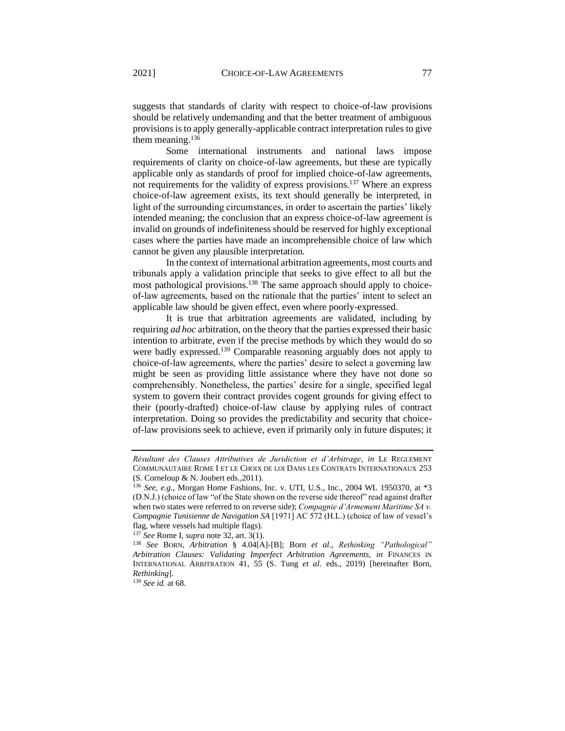suggests that standards of clarity with respect to choice-of-law provisions should be relatively undemanding and that the better treatment of ambiguous provisions is to apply generally-applicable contract interpretation rules to give them meaning.[136]

Some international instruments and national laws impose requirements of clarity on choice-of-law agreements, but these are typically applicable only as standards of proof for implied choice-of-law agreements, not requirements for the validity of express provisions.[137] Where an express choice-of-law agreement exists, its text should generally be interpreted, in light of the surrounding circumstances, in order to ascertain the parties' likely intended meaning; the conclusion that an express choice-of-law agreement is invalid on grounds of indefiniteness should be reserved for highly exceptional cases where the parties have made an incomprehensible choice of law which cannot be given any plausible interpretation.

In the context of international arbitration agreements, most courts and tribunals apply a validation principle that seeks to give effect to all but the most pathological provisions.[138] The same approach should apply to choice-of-law agreements, based on the rationale that the parties' intent to select an applicable law should be given effect, even where poorly-expressed.

It is true that arbitration agreements are validated, including by requiring *ad hoc* arbitration, on the theory that the parties expressed their basic intention to arbitrate, even if the precise methods by which they would do so were badly expressed.[139] Comparable reasoning arguably does not apply to choice-of-law agreements, where the parties' desire to select a governing law might be seen as providing little assistance where they have not done so comprehensibly. Nonetheless, the parties' desire for a single, specified legal system to govern their contract provides cogent grounds for giving effect to their (poorly-drafted) choice-of-law clause by applying rules of contract interpretation. Doing so provides the predictability and security that choice-of-law provisions seek to achieve, even if primarily only in future disputes; it

---

*Résultant des Clauses Attributives de Juridiction et d'Arbitrage*, *in* LE REGLEMENT COMMUNAUTAIRE ROME I ET LE CHOIX DE LOI DANS LES CONTRATS INTERNATIONAUX 253 (S. Corneloup & N. Joubert eds.,2011).

[136] *See, e.g.*, Morgan Home Fashions, Inc. v. UTI, U.S., Inc., 2004 WL 1950370, at *3 (D.N.J.) (choice of law "of the State shown on the reverse side thereof" read against drafter when two states were referred to on reverse side); *Compagnie d'Armement Maritime SA v. Compagnie Tunisienne de Navigation SA* [1971] AC 572 (H.L.) (choice of law of vessel's flag, where vessels had multiple flags).

[137] *See* Rome I, *supra* note 32, art. 3(1).

[138] *See* BORN, *Arbitration* § 4.04[A]-[B]; Born *et al.*, *Rethinking "Pathological" Arbitration Clauses: Validating Imperfect Arbitration Agreements*, *in* FINANCES IN INTERNATIONAL ARBITRATION 41, 55 (S. Tung *et al.* eds., 2019) [hereinafter Born, *Rethinking*].

[139] *See id.* at 68.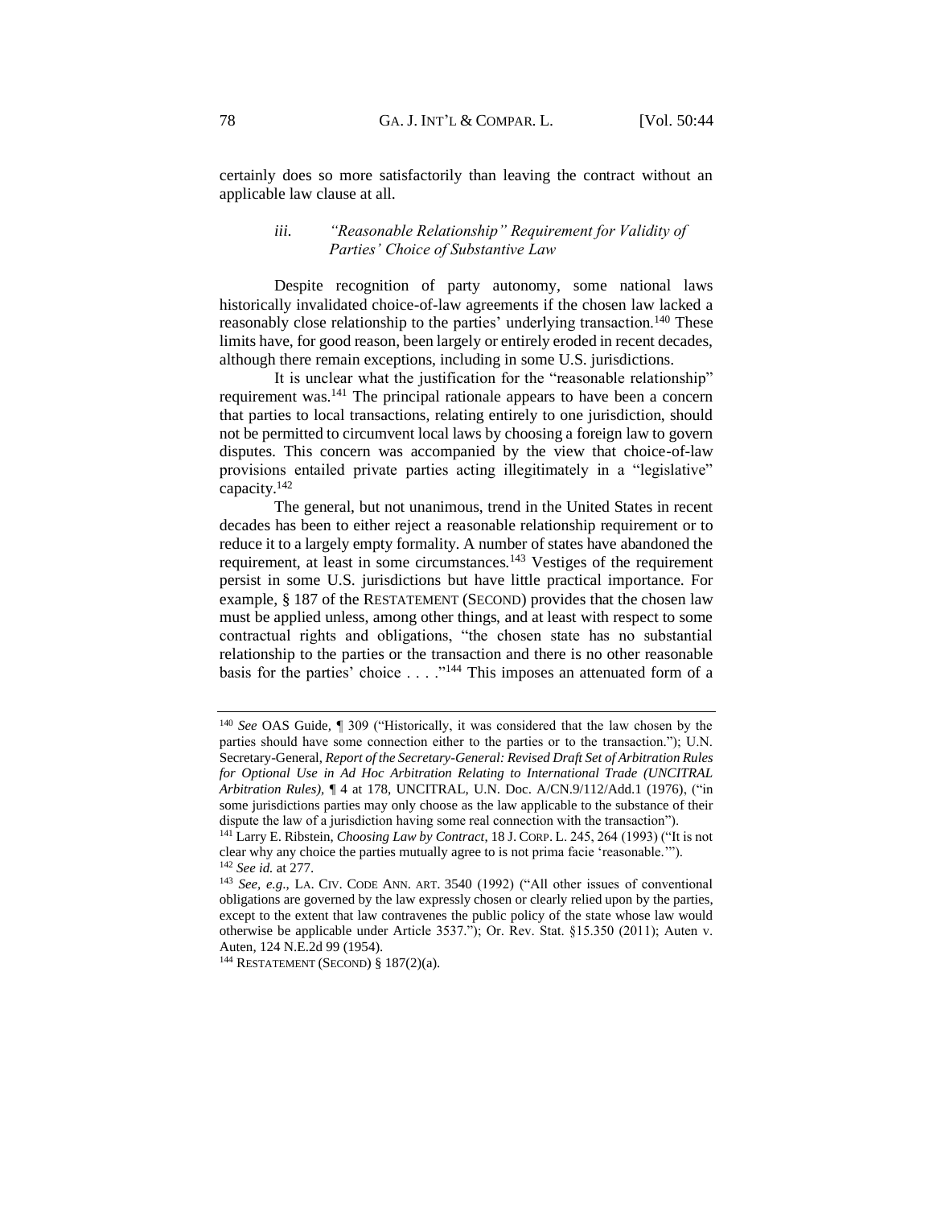certainly does so more satisfactorily than leaving the contract without an applicable law clause at all.

### *iii. "Reasonable Relationship" Requirement for Validity of Parties' Choice of Substantive Law*

Despite recognition of party autonomy, some national laws historically invalidated choice-of-law agreements if the chosen law lacked a reasonably close relationship to the parties' underlying transaction.[140] These limits have, for good reason, been largely or entirely eroded in recent decades, although there remain exceptions, including in some U.S. jurisdictions.

It is unclear what the justification for the "reasonable relationship" requirement was.[141] The principal rationale appears to have been a concern that parties to local transactions, relating entirely to one jurisdiction, should not be permitted to circumvent local laws by choosing a foreign law to govern disputes. This concern was accompanied by the view that choice-of-law provisions entailed private parties acting illegitimately in a "legislative" capacity.[142]

The general, but not unanimous, trend in the United States in recent decades has been to either reject a reasonable relationship requirement or to reduce it to a largely empty formality. A number of states have abandoned the requirement, at least in some circumstances.[143] Vestiges of the requirement persist in some U.S. jurisdictions but have little practical importance. For example, § 187 of the RESTATEMENT (SECOND) provides that the chosen law must be applied unless, among other things, and at least with respect to some contractual rights and obligations, "the chosen state has no substantial relationship to the parties or the transaction and there is no other reasonable basis for the parties' choice . . . ."[144] This imposes an attenuated form of a

---

[140] *See* OAS Guide, ¶ 309 ("Historically, it was considered that the law chosen by the parties should have some connection either to the parties or to the transaction."); U.N. Secretary-General, *Report of the Secretary-General: Revised Draft Set of Arbitration Rules for Optional Use in Ad Hoc Arbitration Relating to International Trade (UNCITRAL Arbitration Rules)*, ¶ 4 at 178, UNCITRAL, U.N. Doc. A/CN.9/112/Add.1 (1976), ("in some jurisdictions parties may only choose as the law applicable to the substance of their dispute the law of a jurisdiction having some real connection with the transaction").

[141] Larry E. Ribstein, *Choosing Law by Contract*, 18 J. CORP. L. 245, 264 (1993) ("It is not clear why any choice the parties mutually agree to is not prima facie 'reasonable.'").

[142] *See id.* at 277.

[143] *See, e.g.*, LA. CIV. CODE ANN. ART. 3540 (1992) ("All other issues of conventional obligations are governed by the law expressly chosen or clearly relied upon by the parties, except to the extent that law contravenes the public policy of the state whose law would otherwise be applicable under Article 3537."); Or. Rev. Stat. §15.350 (2011); Auten v. Auten, 124 N.E.2d 99 (1954).

[144] RESTATEMENT (SECOND) § 187(2)(a).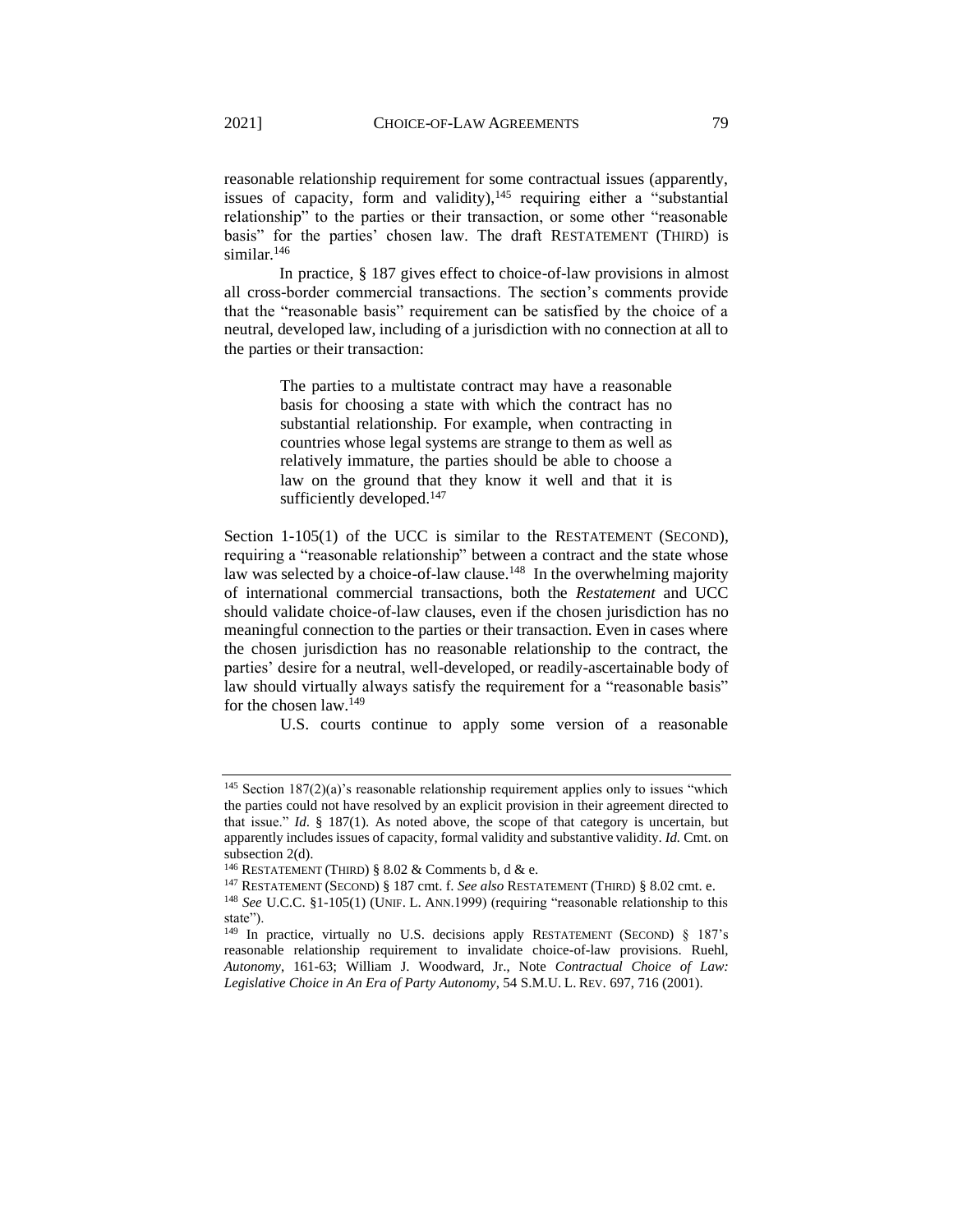reasonable relationship requirement for some contractual issues (apparently, issues of capacity, form and validity),[145] requiring either a "substantial relationship" to the parties or their transaction, or some other "reasonable basis" for the parties' chosen law. The draft RESTATEMENT (THIRD) is similar.[146]

In practice, § 187 gives effect to choice-of-law provisions in almost all cross-border commercial transactions. The section's comments provide that the "reasonable basis" requirement can be satisfied by the choice of a neutral, developed law, including of a jurisdiction with no connection at all to the parties or their transaction:

> The parties to a multistate contract may have a reasonable basis for choosing a state with which the contract has no substantial relationship. For example, when contracting in countries whose legal systems are strange to them as well as relatively immature, the parties should be able to choose a law on the ground that they know it well and that it is sufficiently developed.[147]

Section 1-105(1) of the UCC is similar to the RESTATEMENT (SECOND), requiring a "reasonable relationship" between a contract and the state whose law was selected by a choice-of-law clause.[148] In the overwhelming majority of international commercial transactions, both the *Restatement* and UCC should validate choice-of-law clauses, even if the chosen jurisdiction has no meaningful connection to the parties or their transaction. Even in cases where the chosen jurisdiction has no reasonable relationship to the contract, the parties' desire for a neutral, well-developed, or readily-ascertainable body of law should virtually always satisfy the requirement for a "reasonable basis" for the chosen law.[149]

U.S. courts continue to apply some version of a reasonable

---

[145] Section 187(2)(a)'s reasonable relationship requirement applies only to issues "which the parties could not have resolved by an explicit provision in their agreement directed to that issue." *Id*. § 187(1). As noted above, the scope of that category is uncertain, but apparently includes issues of capacity, formal validity and substantive validity. *Id.* Cmt. on subsection 2(d).

[146] RESTATEMENT (THIRD) § 8.02 & Comments b, d & e.

[147] RESTATEMENT (SECOND) § 187 cmt. f. *See also* RESTATEMENT (THIRD) § 8.02 cmt. e.

[148] *See* U.C.C. §1-105(1) (UNIF. L. ANN.1999) (requiring "reasonable relationship to this state").

[149] In practice, virtually no U.S. decisions apply RESTATEMENT (SECOND) § 187's reasonable relationship requirement to invalidate choice-of-law provisions. Ruehl, *Autonomy*, 161-63; William J. Woodward, Jr., Note *Contractual Choice of Law: Legislative Choice in An Era of Party Autonomy*, 54 S.M.U. L. REV. 697, 716 (2001).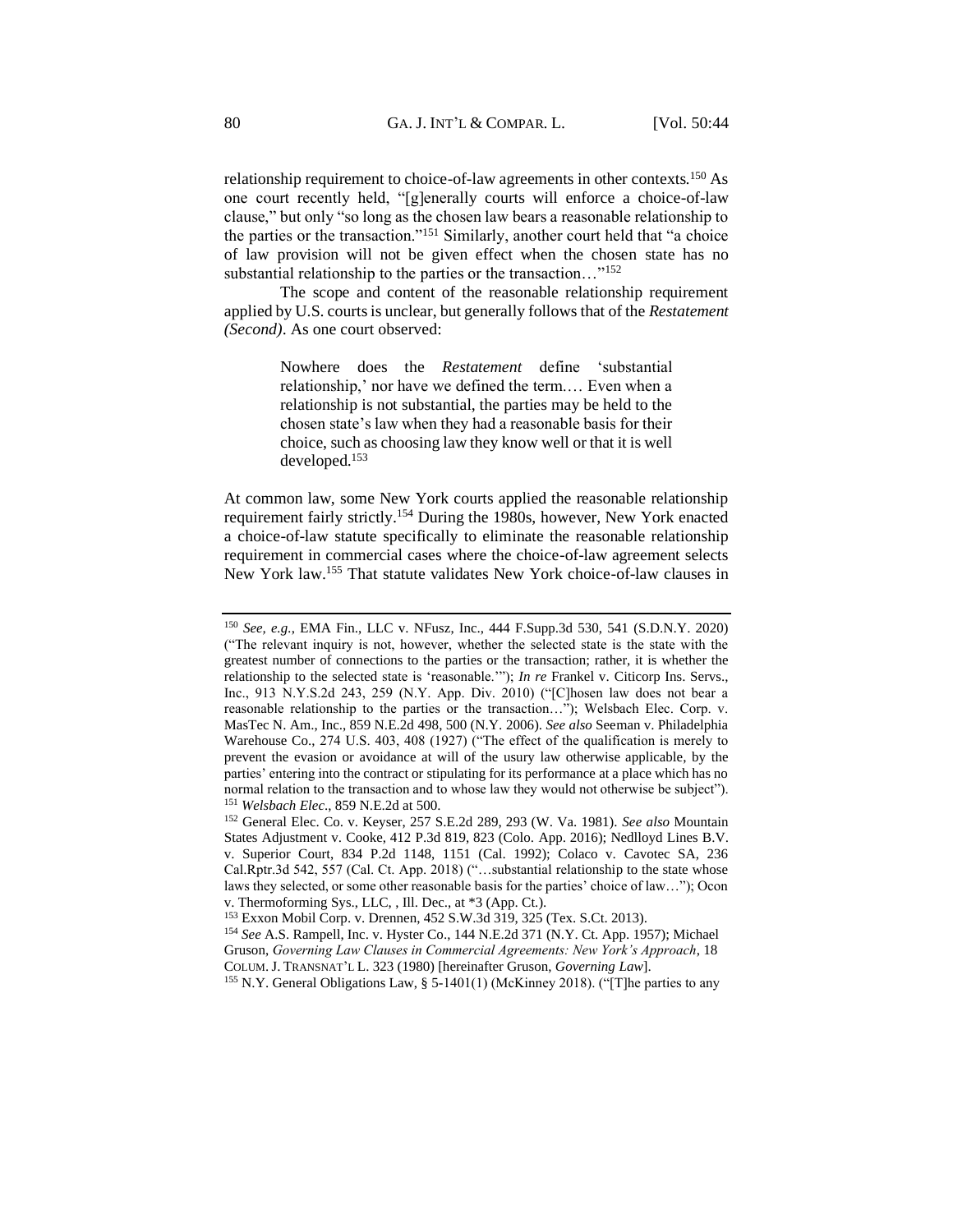relationship requirement to choice-of-law agreements in other contexts.[150] As one court recently held, "[g]enerally courts will enforce a choice-of-law clause," but only "so long as the chosen law bears a reasonable relationship to the parties or the transaction."[151] Similarly, another court held that "a choice of law provision will not be given effect when the chosen state has no substantial relationship to the parties or the transaction…"[152]

The scope and content of the reasonable relationship requirement applied by U.S. courts is unclear, but generally follows that of the *Restatement (Second)*. As one court observed:

> Nowhere does the *Restatement* define 'substantial relationship,' nor have we defined the term.… Even when a relationship is not substantial, the parties may be held to the chosen state's law when they had a reasonable basis for their choice, such as choosing law they know well or that it is well developed.[153]

At common law, some New York courts applied the reasonable relationship requirement fairly strictly.[154] During the 1980s, however, New York enacted a choice-of-law statute specifically to eliminate the reasonable relationship requirement in commercial cases where the choice-of-law agreement selects New York law.[155] That statute validates New York choice-of-law clauses in

---

[150] *See, e.g.*, EMA Fin., LLC v. NFusz, Inc., 444 F.Supp.3d 530, 541 (S.D.N.Y. 2020) ("The relevant inquiry is not, however, whether the selected state is the state with the greatest number of connections to the parties or the transaction; rather, it is whether the relationship to the selected state is 'reasonable.'"); *In re* Frankel v. Citicorp Ins. Servs., Inc., 913 N.Y.S.2d 243, 259 (N.Y. App. Div. 2010) ("[C]hosen law does not bear a reasonable relationship to the parties or the transaction…"); Welsbach Elec. Corp. v. MasTec N. Am., Inc., 859 N.E.2d 498, 500 (N.Y. 2006). *See also* Seeman v. Philadelphia Warehouse Co., 274 U.S. 403, 408 (1927) ("The effect of the qualification is merely to prevent the evasion or avoidance at will of the usury law otherwise applicable, by the parties' entering into the contract or stipulating for its performance at a place which has no normal relation to the transaction and to whose law they would not otherwise be subject").

[151] *Welsbach Elec.*, 859 N.E.2d at 500.

[152] General Elec. Co. v. Keyser, 257 S.E.2d 289, 293 (W. Va. 1981). *See also* Mountain States Adjustment v. Cooke, 412 P.3d 819, 823 (Colo. App. 2016); Nedlloyd Lines B.V. v. Superior Court, 834 P.2d 1148, 1151 (Cal. 1992); Colaco v. Cavotec SA, 236 Cal.Rptr.3d 542, 557 (Cal. Ct. App. 2018) ("…substantial relationship to the state whose laws they selected, or some other reasonable basis for the parties' choice of law…"); Ocon v. Thermoforming Sys., LLC, , Ill. Dec., at *3 (App. Ct.).

[153] Exxon Mobil Corp. v. Drennen, 452 S.W.3d 319, 325 (Tex. S.Ct. 2013).

[154] *See* A.S. Rampell, Inc. v. Hyster Co., 144 N.E.2d 371 (N.Y. Ct. App. 1957); Michael Gruson, *Governing Law Clauses in Commercial Agreements: New York's Approach*, 18 COLUM. J. TRANSNAT'L L. 323 (1980) [hereinafter Gruson, *Governing Law*].

[155] N.Y. General Obligations Law, § 5-1401(1) (McKinney 2018). ("[T]he parties to any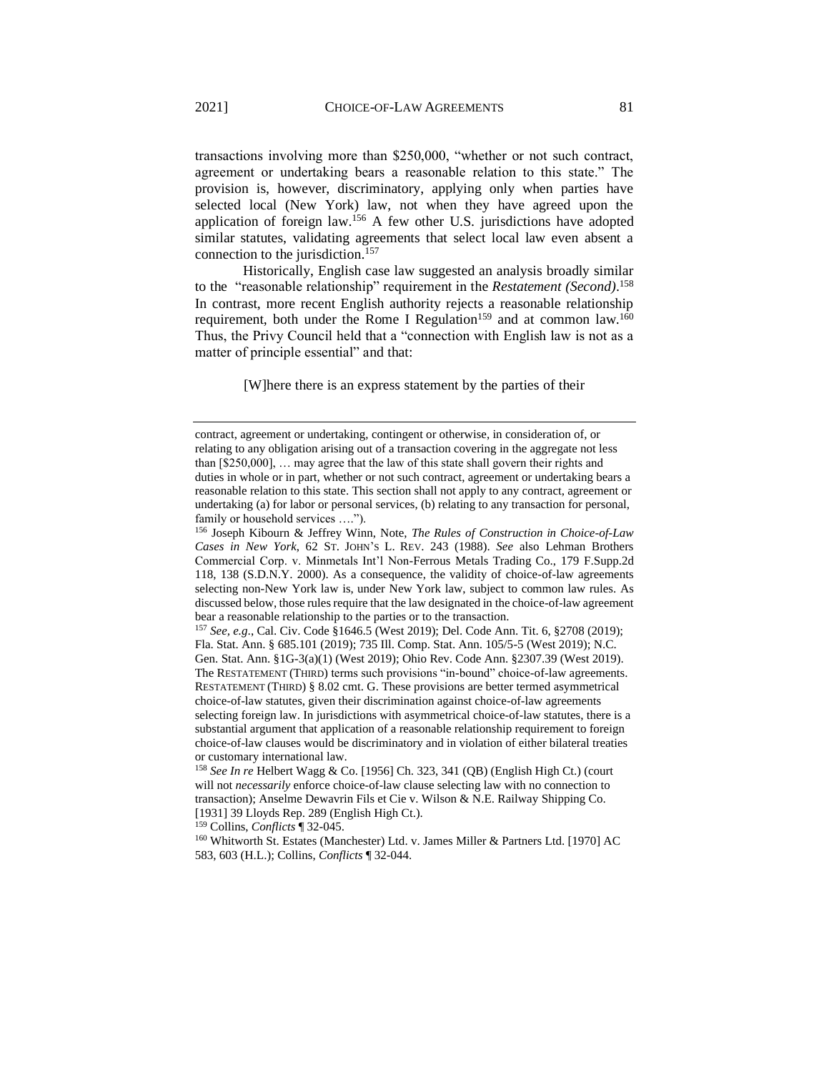transactions involving more than $250,000, "whether or not such contract, agreement or undertaking bears a reasonable relation to this state." The provision is, however, discriminatory, applying only when parties have selected local (New York) law, not when they have agreed upon the application of foreign law.[156] A few other U.S. jurisdictions have adopted similar statutes, validating agreements that select local law even absent a connection to the jurisdiction.[157]

Historically, English case law suggested an analysis broadly similar to the "reasonable relationship" requirement in the *Restatement (Second)*.[158] In contrast, more recent English authority rejects a reasonable relationship requirement, both under the Rome I Regulation[159] and at common law.[160] Thus, the Privy Council held that a "connection with English law is not as a matter of principle essential" and that:

> [W]here there is an express statement by the parties of their

---

contract, agreement or undertaking, contingent or otherwise, in consideration of, or relating to any obligation arising out of a transaction covering in the aggregate not less than [$250,000], … may agree that the law of this state shall govern their rights and duties in whole or in part, whether or not such contract, agreement or undertaking bears a reasonable relation to this state. This section shall not apply to any contract, agreement or undertaking (a) for labor or personal services, (b) relating to any transaction for personal, family or household services ….").

[156] Joseph Kibourn & Jeffrey Winn, Note, *The Rules of Construction in Choice-of-Law Cases in New York*, 62 ST. JOHN'S L. REV. 243 (1988). *See* also Lehman Brothers Commercial Corp. v. Minmetals Int'l Non-Ferrous Metals Trading Co., 179 F.Supp.2d 118, 138 (S.D.N.Y. 2000). As a consequence, the validity of choice-of-law agreements selecting non-New York law is, under New York law, subject to common law rules. As discussed below, those rules require that the law designated in the choice-of-law agreement bear a reasonable relationship to the parties or to the transaction.

[157] *See, e.g.*, Cal. Civ. Code §1646.5 (West 2019); Del. Code Ann. Tit. 6, §2708 (2019); Fla. Stat. Ann. § 685.101 (2019); 735 Ill. Comp. Stat. Ann. 105/5-5 (West 2019); N.C. Gen. Stat. Ann. §1G-3(a)(1) (West 2019); Ohio Rev. Code Ann. §2307.39 (West 2019). The RESTATEMENT (THIRD) terms such provisions "in-bound" choice-of-law agreements. RESTATEMENT (THIRD) § 8.02 cmt. G. These provisions are better termed asymmetrical choice-of-law statutes, given their discrimination against choice-of-law agreements selecting foreign law. In jurisdictions with asymmetrical choice-of-law statutes, there is a substantial argument that application of a reasonable relationship requirement to foreign choice-of-law clauses would be discriminatory and in violation of either bilateral treaties or customary international law.

[158] *See In re* Helbert Wagg & Co. [1956] Ch. 323, 341 (QB) (English High Ct.) (court will not *necessarily* enforce choice-of-law clause selecting law with no connection to transaction); Anselme Dewavrin Fils et Cie v. Wilson & N.E. Railway Shipping Co. [1931] 39 Lloyds Rep. 289 (English High Ct.).

[159] Collins, *Conflicts* ¶ 32-045.

[160] Whitworth St. Estates (Manchester) Ltd. v. James Miller & Partners Ltd. [1970] AC 583, 603 (H.L.); Collins, *Conflicts* ¶ 32-044.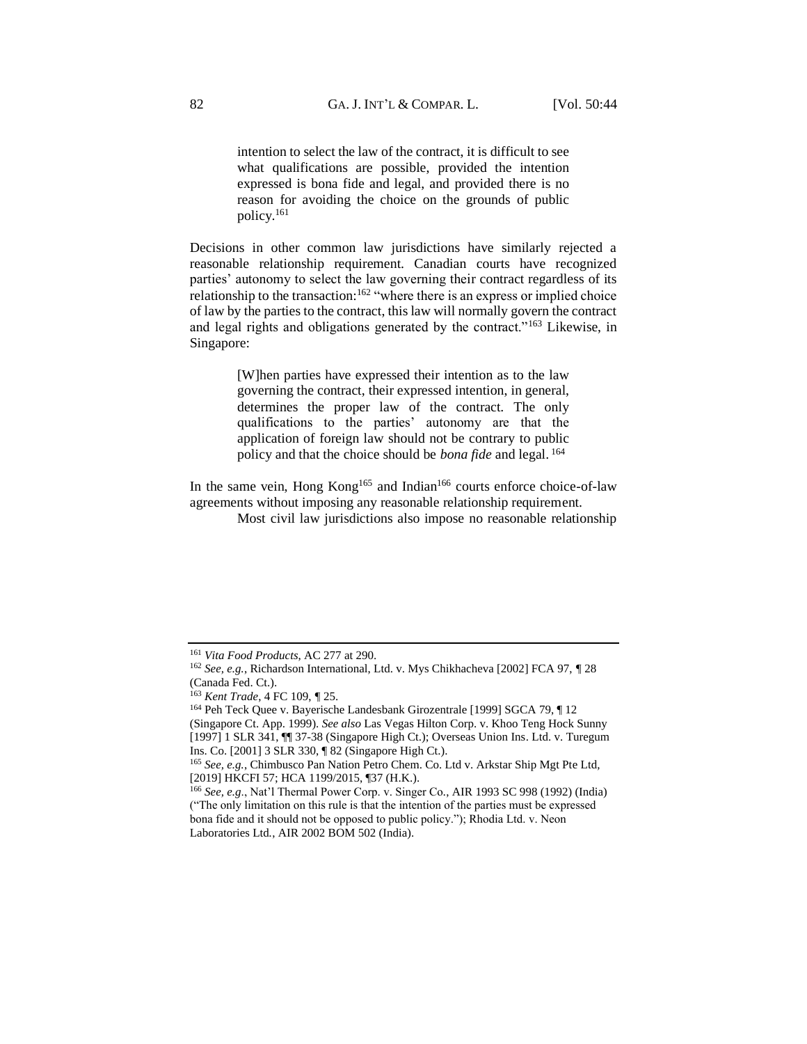> intention to select the law of the contract, it is difficult to see what qualifications are possible, provided the intention expressed is bona fide and legal, and provided there is no reason for avoiding the choice on the grounds of public policy.[161]

Decisions in other common law jurisdictions have similarly rejected a reasonable relationship requirement. Canadian courts have recognized parties' autonomy to select the law governing their contract regardless of its relationship to the transaction:[162] "where there is an express or implied choice of law by the parties to the contract, this law will normally govern the contract and legal rights and obligations generated by the contract."[163] Likewise, in Singapore:

> [W]hen parties have expressed their intention as to the law governing the contract, their expressed intention, in general, determines the proper law of the contract. The only qualifications to the parties' autonomy are that the application of foreign law should not be contrary to public policy and that the choice should be *bona fide* and legal.[164]

In the same vein, Hong Kong[165] and Indian[166] courts enforce choice-of-law agreements without imposing any reasonable relationship requirement.

Most civil law jurisdictions also impose no reasonable relationship

---

[161] *Vita Food Products*, AC 277 at 290.

[162] *See, e.g.*, Richardson International, Ltd. v. Mys Chikhacheva [2002] FCA 97, ¶ 28 (Canada Fed. Ct.).

[163] *Kent Trade*, 4 FC 109, ¶ 25.

[164] Peh Teck Quee v. Bayerische Landesbank Girozentrale [1999] SGCA 79, ¶ 12 (Singapore Ct. App. 1999). *See also* Las Vegas Hilton Corp. v. Khoo Teng Hock Sunny [1997] 1 SLR 341, ¶¶ 37-38 (Singapore High Ct.); Overseas Union Ins. Ltd. v. Turegum Ins. Co. [2001] 3 SLR 330, ¶ 82 (Singapore High Ct.).

[165] *See, e.g.*, Chimbusco Pan Nation Petro Chem. Co. Ltd v. Arkstar Ship Mgt Pte Ltd, [2019] HKCFI 57; HCA 1199/2015, ¶37 (H.K.).

[166] *See, e.g*., Nat'l Thermal Power Corp. v. Singer Co., AIR 1993 SC 998 (1992) (India) ("The only limitation on this rule is that the intention of the parties must be expressed bona fide and it should not be opposed to public policy."); Rhodia Ltd. v. Neon Laboratories Ltd., AIR 2002 BOM 502 (India).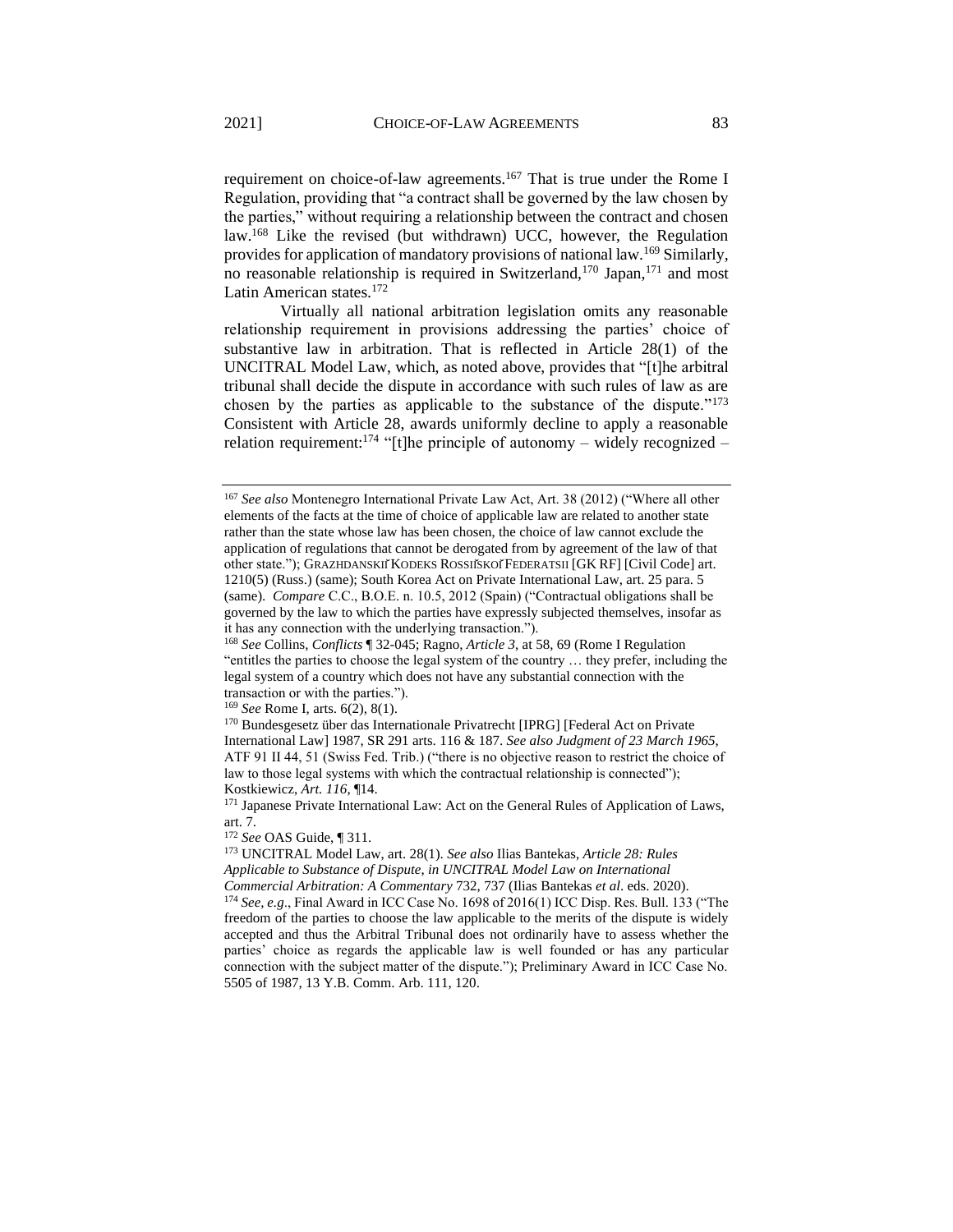requirement on choice-of-law agreements.[167] That is true under the Rome I Regulation, providing that "a contract shall be governed by the law chosen by the parties," without requiring a relationship between the contract and chosen law.[168] Like the revised (but withdrawn) UCC, however, the Regulation provides for application of mandatory provisions of national law.[169] Similarly, no reasonable relationship is required in Switzerland,[170] Japan,[171] and most Latin American states.[172]

Virtually all national arbitration legislation omits any reasonable relationship requirement in provisions addressing the parties' choice of substantive law in arbitration. That is reflected in Article 28(1) of the UNCITRAL Model Law, which, as noted above, provides that "[t]he arbitral tribunal shall decide the dispute in accordance with such rules of law as are chosen by the parties as applicable to the substance of the dispute."[173] Consistent with Article 28, awards uniformly decline to apply a reasonable relation requirement:[174] "[t]he principle of autonomy – widely recognized –

---

[167] *See also* Montenegro International Private Law Act, Art. 38 (2012) ("Where all other elements of the facts at the time of choice of applicable law are related to another state rather than the state whose law has been chosen, the choice of law cannot exclude the application of regulations that cannot be derogated from by agreement of the law of that other state."); GRAZHDANSKIĬ KODEKS ROSSIĬSKOĬ FEDERATSII [GK RF] [Civil Code] art. 1210(5) (Russ.) (same); South Korea Act on Private International Law, art. 25 para. 5 (same). *Compare* C.C., B.O.E. n. 10.5, 2012 (Spain) ("Contractual obligations shall be governed by the law to which the parties have expressly subjected themselves, insofar as it has any connection with the underlying transaction.").

[168] *See* Collins, *Conflicts* ¶ 32-045; Ragno, *Article 3*, at 58, 69 (Rome I Regulation "entitles the parties to choose the legal system of the country … they prefer, including the legal system of a country which does not have any substantial connection with the transaction or with the parties.").

[169] *See* Rome I, arts. 6(2), 8(1).

[170] Bundesgesetz über das Internationale Privatrecht [IPRG] [Federal Act on Private International Law] 1987, SR 291 arts. 116 & 187. *See also Judgment of 23 March 1965*, ATF 91 II 44, 51 (Swiss Fed. Trib.) ("there is no objective reason to restrict the choice of law to those legal systems with which the contractual relationship is connected"); Kostkiewicz, *Art. 116*, ¶14.

[171] Japanese Private International Law: Act on the General Rules of Application of Laws, art. 7.

[172] *See* OAS Guide, ¶ 311.

[173] UNCITRAL Model Law, art. 28(1). *See also* Ilias Bantekas, *Article 28: Rules Applicable to Substance of Dispute*, *in UNCITRAL Model Law on International Commercial Arbitration: A Commentary* 732, 737 (Ilias Bantekas *et al*. eds. 2020).

[174] *See, e.g*., Final Award in ICC Case No. 1698 of 2016(1) ICC Disp. Res. Bull. 133 ("The freedom of the parties to choose the law applicable to the merits of the dispute is widely accepted and thus the Arbitral Tribunal does not ordinarily have to assess whether the parties' choice as regards the applicable law is well founded or has any particular connection with the subject matter of the dispute."); Preliminary Award in ICC Case No. 5505 of 1987, 13 Y.B. Comm. Arb. 111, 120.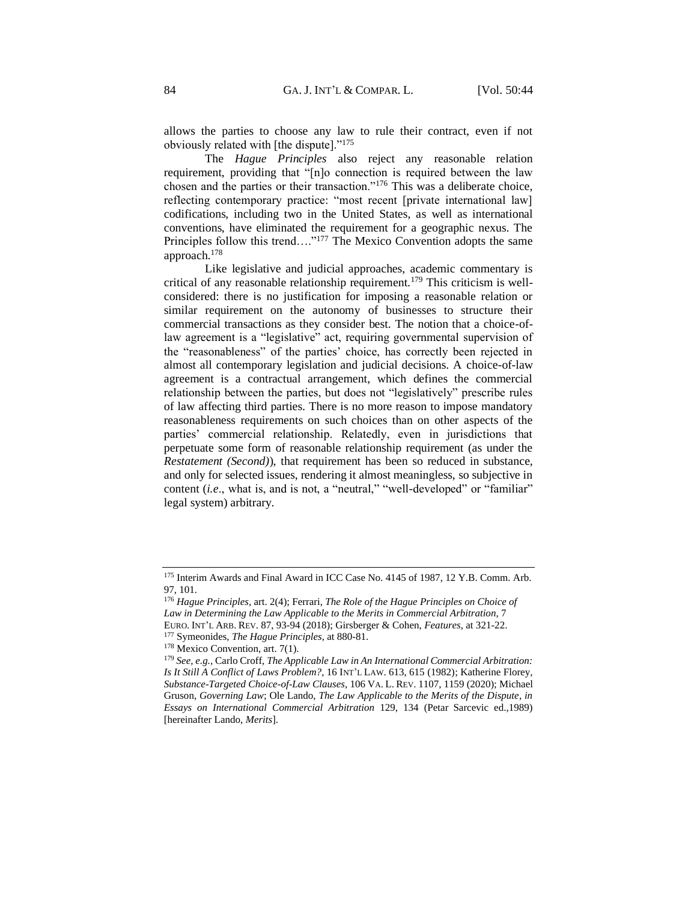allows the parties to choose any law to rule their contract, even if not obviously related with [the dispute]."[175]

The *Hague Principles* also reject any reasonable relation requirement, providing that "[n]o connection is required between the law chosen and the parties or their transaction."[176] This was a deliberate choice, reflecting contemporary practice: "most recent [private international law] codifications, including two in the United States, as well as international conventions, have eliminated the requirement for a geographic nexus. The Principles follow this trend…."[177] The Mexico Convention adopts the same approach.[178]

Like legislative and judicial approaches, academic commentary is critical of any reasonable relationship requirement.[179] This criticism is well-considered: there is no justification for imposing a reasonable relation or similar requirement on the autonomy of businesses to structure their commercial transactions as they consider best. The notion that a choice-of-law agreement is a "legislative" act, requiring governmental supervision of the "reasonableness" of the parties' choice, has correctly been rejected in almost all contemporary legislation and judicial decisions. A choice-of-law agreement is a contractual arrangement, which defines the commercial relationship between the parties, but does not "legislatively" prescribe rules of law affecting third parties. There is no more reason to impose mandatory reasonableness requirements on such choices than on other aspects of the parties' commercial relationship. Relatedly, even in jurisdictions that perpetuate some form of reasonable relationship requirement (as under the *Restatement (Second)*), that requirement has been so reduced in substance, and only for selected issues, rendering it almost meaningless, so subjective in content (*i.e*., what is, and is not, a "neutral," "well-developed" or "familiar" legal system) arbitrary.

---

[175] Interim Awards and Final Award in ICC Case No. 4145 of 1987, 12 Y.B. Comm. Arb. 97, 101.

[176] *Hague Principles*, art. 2(4); Ferrari, *The Role of the Hague Principles on Choice of Law in Determining the Law Applicable to the Merits in Commercial Arbitration*, 7 EURO. INT'L ARB. REV. 87, 93-94 (2018); Girsberger & Cohen, *Features*, at 321-22.

[177] Symeonides, *The Hague Principles*, at 880-81.

[178] Mexico Convention, art. 7(1).

[179] *See, e.g.*, Carlo Croff, *The Applicable Law in An International Commercial Arbitration: Is It Still A Conflict of Laws Problem?*, 16 INT'L LAW. 613, 615 (1982); Katherine Florey, *Substance-Targeted Choice-of-Law Clauses*, 106 VA. L. REV. 1107, 1159 (2020); Michael Gruson, *Governing Law*; Ole Lando, *The Law Applicable to the Merits of the Dispute*, *in Essays on International Commercial Arbitration* 129, 134 (Petar Sarcevic ed.,1989) [hereinafter Lando, *Merits*].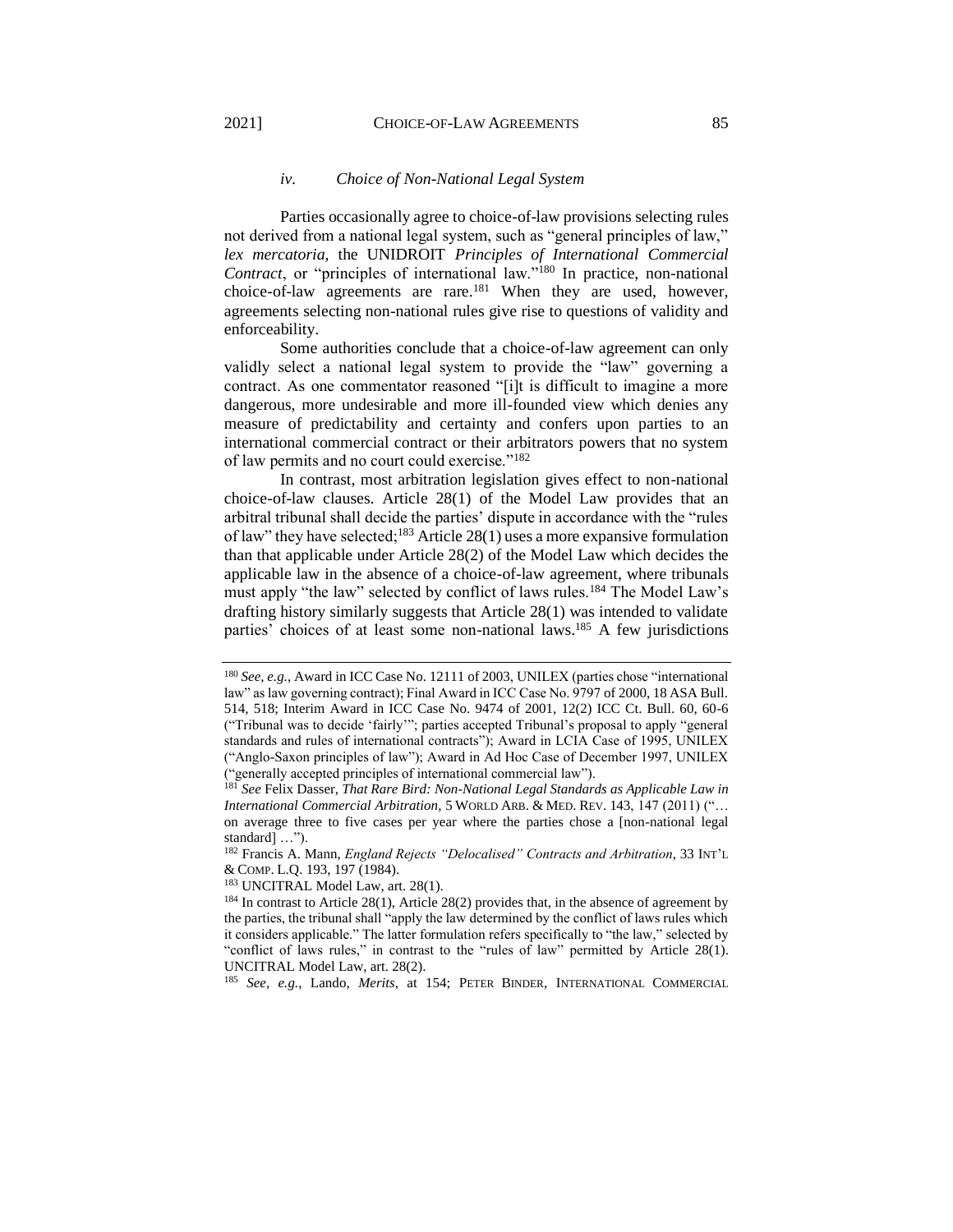#### *iv. Choice of Non-National Legal System*

Parties occasionally agree to choice-of-law provisions selecting rules not derived from a national legal system, such as "general principles of law," *lex mercatoria*, the UNIDROIT *Principles of International Commercial Contract*, or "principles of international law."[180] In practice, non-national choice-of-law agreements are rare.[181] When they are used, however, agreements selecting non-national rules give rise to questions of validity and enforceability.

Some authorities conclude that a choice-of-law agreement can only validly select a national legal system to provide the "law" governing a contract. As one commentator reasoned "[i]t is difficult to imagine a more dangerous, more undesirable and more ill-founded view which denies any measure of predictability and certainty and confers upon parties to an international commercial contract or their arbitrators powers that no system of law permits and no court could exercise."[182]

In contrast, most arbitration legislation gives effect to non-national choice-of-law clauses. Article 28(1) of the Model Law provides that an arbitral tribunal shall decide the parties' dispute in accordance with the "rules of law" they have selected;[183] Article 28(1) uses a more expansive formulation than that applicable under Article 28(2) of the Model Law which decides the applicable law in the absence of a choice-of-law agreement, where tribunals must apply "the law" selected by conflict of laws rules.[184] The Model Law's drafting history similarly suggests that Article 28(1) was intended to validate parties' choices of at least some non-national laws.[185] A few jurisdictions

---

[180] *See, e.g.*, Award in ICC Case No. 12111 of 2003, UNILEX (parties chose "international law" as law governing contract); Final Award in ICC Case No. 9797 of 2000, 18 ASA Bull. 514, 518; Interim Award in ICC Case No. 9474 of 2001, 12(2) ICC Ct. Bull. 60, 60-6 ("Tribunal was to decide 'fairly'"; parties accepted Tribunal's proposal to apply "general standards and rules of international contracts"); Award in LCIA Case of 1995, UNILEX ("Anglo-Saxon principles of law"); Award in Ad Hoc Case of December 1997, UNILEX ("generally accepted principles of international commercial law").

[181] *See* Felix Dasser, *That Rare Bird: Non-National Legal Standards as Applicable Law in International Commercial Arbitration*, 5 WORLD ARB. & MED. REV. 143, 147 (2011) ("… on average three to five cases per year where the parties chose a [non-national legal standard] …").

[182] Francis A. Mann, *England Rejects "Delocalised" Contracts and Arbitration*, 33 INT'L & COMP. L.Q. 193, 197 (1984).

[183] UNCITRAL Model Law, art. 28(1).

[184] In contrast to Article 28(1), Article 28(2) provides that, in the absence of agreement by the parties, the tribunal shall "apply the law determined by the conflict of laws rules which it considers applicable." The latter formulation refers specifically to "the law," selected by "conflict of laws rules," in contrast to the "rules of law" permitted by Article 28(1). UNCITRAL Model Law, art. 28(2).

[185] *See, e.g.*, Lando, *Merits*, at 154; PETER BINDER, INTERNATIONAL COMMERCIAL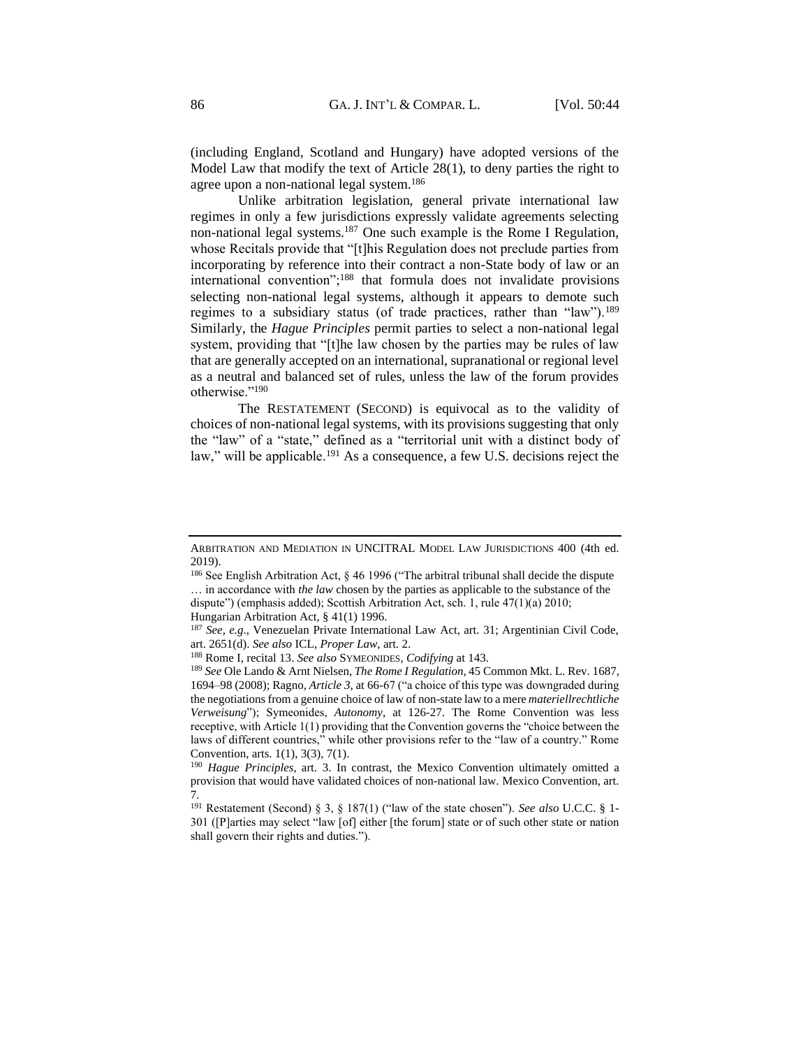(including England, Scotland and Hungary) have adopted versions of the Model Law that modify the text of Article 28(1), to deny parties the right to agree upon a non-national legal system.[186]

Unlike arbitration legislation, general private international law regimes in only a few jurisdictions expressly validate agreements selecting non-national legal systems.[187] One such example is the Rome I Regulation, whose Recitals provide that "[t]his Regulation does not preclude parties from incorporating by reference into their contract a non-State body of law or an international convention";[188] that formula does not invalidate provisions selecting non-national legal systems, although it appears to demote such regimes to a subsidiary status (of trade practices, rather than "law").[189] Similarly, the *Hague Principles* permit parties to select a non-national legal system, providing that "[t]he law chosen by the parties may be rules of law that are generally accepted on an international, supranational or regional level as a neutral and balanced set of rules, unless the law of the forum provides otherwise."[190]

The RESTATEMENT (SECOND) is equivocal as to the validity of choices of non-national legal systems, with its provisions suggesting that only the "law" of a "state," defined as a "territorial unit with a distinct body of law," will be applicable.[191] As a consequence, a few U.S. decisions reject the

---

ARBITRATION AND MEDIATION IN UNCITRAL MODEL LAW JURISDICTIONS 400 (4th ed. 2019).

[186] See English Arbitration Act, § 46 1996 ("The arbitral tribunal shall decide the dispute … in accordance with *the law* chosen by the parties as applicable to the substance of the dispute") (emphasis added); Scottish Arbitration Act, sch. 1, rule 47(1)(a) 2010; Hungarian Arbitration Act, § 41(1) 1996.

[187] *See, e.g*., Venezuelan Private International Law Act, art. 31; Argentinian Civil Code, art. 2651(d). *See also* ICL, *Proper Law*, art. 2.

[188] Rome I, recital 13. *See also* SYMEONIDES, *Codifying* at 143.

[189] *See* Ole Lando & Arnt Nielsen, *The Rome I Regulation*, 45 Common Mkt. L. Rev. 1687, 1694–98 (2008); Ragno, *Article 3*, at 66-67 ("a choice of this type was downgraded during the negotiations from a genuine choice of law of non-state law to a mere *materiellrechtliche Verweisung*"); Symeonides, *Autonomy*, at 126-27. The Rome Convention was less receptive, with Article 1(1) providing that the Convention governs the "choice between the laws of different countries," while other provisions refer to the "law of a country." Rome Convention, arts. 1(1), 3(3), 7(1).

[190] *Hague Principles*, art. 3. In contrast, the Mexico Convention ultimately omitted a provision that would have validated choices of non-national law. Mexico Convention, art. 7.

[191] Restatement (Second) § 3, § 187(1) ("law of the state chosen"). *See also* U.C.C. § 1-301 ([P]arties may select "law [of] either [the forum] state or of such other state or nation shall govern their rights and duties.").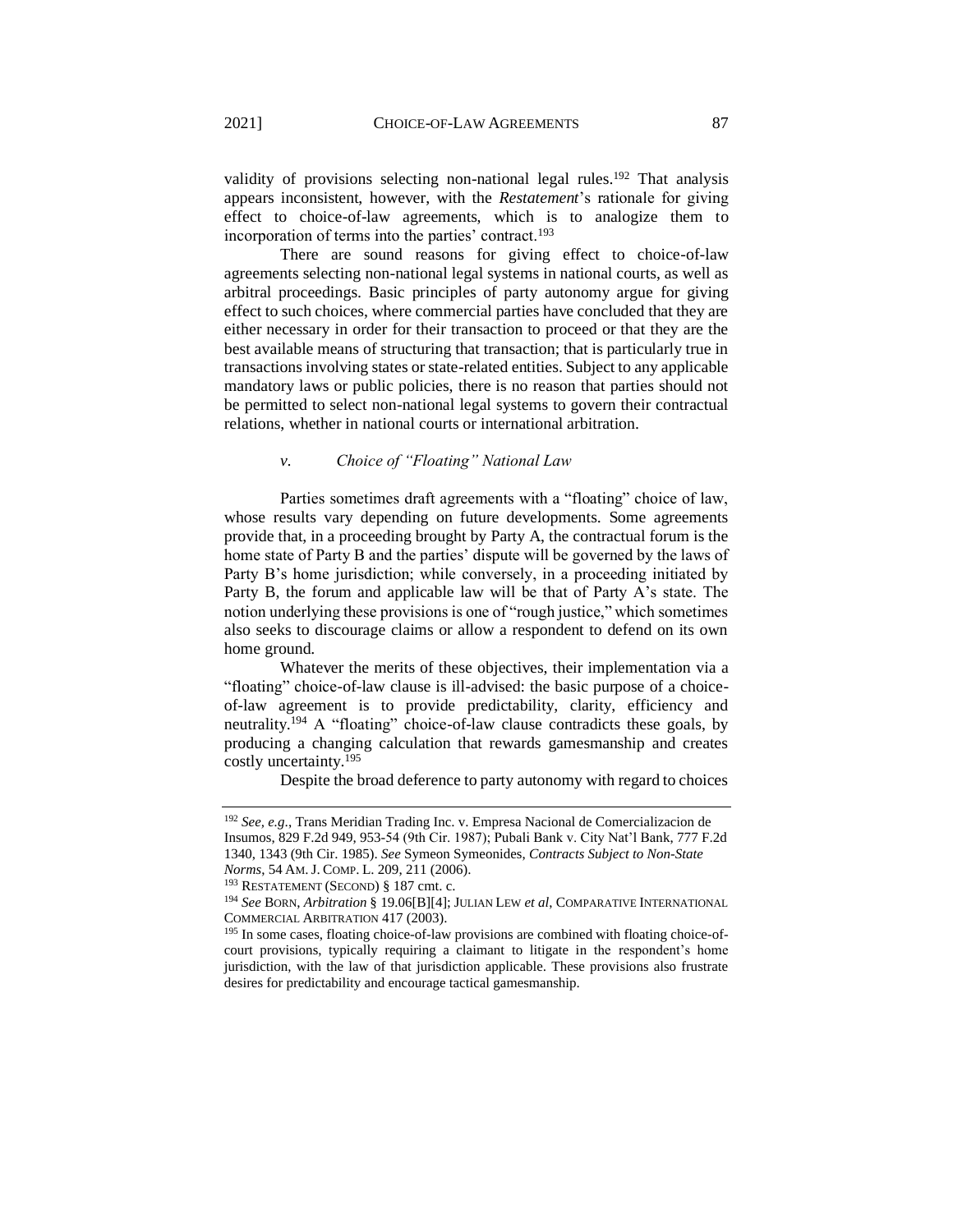validity of provisions selecting non-national legal rules.[192] That analysis appears inconsistent, however, with the *Restatement*'s rationale for giving effect to choice-of-law agreements, which is to analogize them to incorporation of terms into the parties' contract.[193]

There are sound reasons for giving effect to choice-of-law agreements selecting non-national legal systems in national courts, as well as arbitral proceedings. Basic principles of party autonomy argue for giving effect to such choices, where commercial parties have concluded that they are either necessary in order for their transaction to proceed or that they are the best available means of structuring that transaction; that is particularly true in transactions involving states or state-related entities. Subject to any applicable mandatory laws or public policies, there is no reason that parties should not be permitted to select non-national legal systems to govern their contractual relations, whether in national courts or international arbitration.

#### *v. Choice of "Floating" National Law*

Parties sometimes draft agreements with a "floating" choice of law, whose results vary depending on future developments. Some agreements provide that, in a proceeding brought by Party A, the contractual forum is the home state of Party B and the parties' dispute will be governed by the laws of Party B's home jurisdiction; while conversely, in a proceeding initiated by Party B, the forum and applicable law will be that of Party A's state. The notion underlying these provisions is one of "rough justice," which sometimes also seeks to discourage claims or allow a respondent to defend on its own home ground.

Whatever the merits of these objectives, their implementation via a "floating" choice-of-law clause is ill-advised: the basic purpose of a choice-of-law agreement is to provide predictability, clarity, efficiency and neutrality.[194] A "floating" choice-of-law clause contradicts these goals, by producing a changing calculation that rewards gamesmanship and creates costly uncertainty.[195]

Despite the broad deference to party autonomy with regard to choices

---

[192] *See, e.g.*, Trans Meridian Trading Inc. v. Empresa Nacional de Comercializacion de Insumos, 829 F.2d 949, 953-54 (9th Cir. 1987); Pubali Bank v. City Nat'l Bank, 777 F.2d 1340, 1343 (9th Cir. 1985). *See* Symeon Symeonides, *Contracts Subject to Non-State Norms*, 54 AM. J. COMP. L. 209, 211 (2006).

[193] RESTATEMENT (SECOND) § 187 cmt. c.

[194] *See* BORN, *Arbitration* § 19.06[B][4]; JULIAN LEW *et al*, COMPARATIVE INTERNATIONAL COMMERCIAL ARBITRATION 417 (2003).

[195] In some cases, floating choice-of-law provisions are combined with floating choice-of-court provisions, typically requiring a claimant to litigate in the respondent's home jurisdiction, with the law of that jurisdiction applicable. These provisions also frustrate desires for predictability and encourage tactical gamesmanship.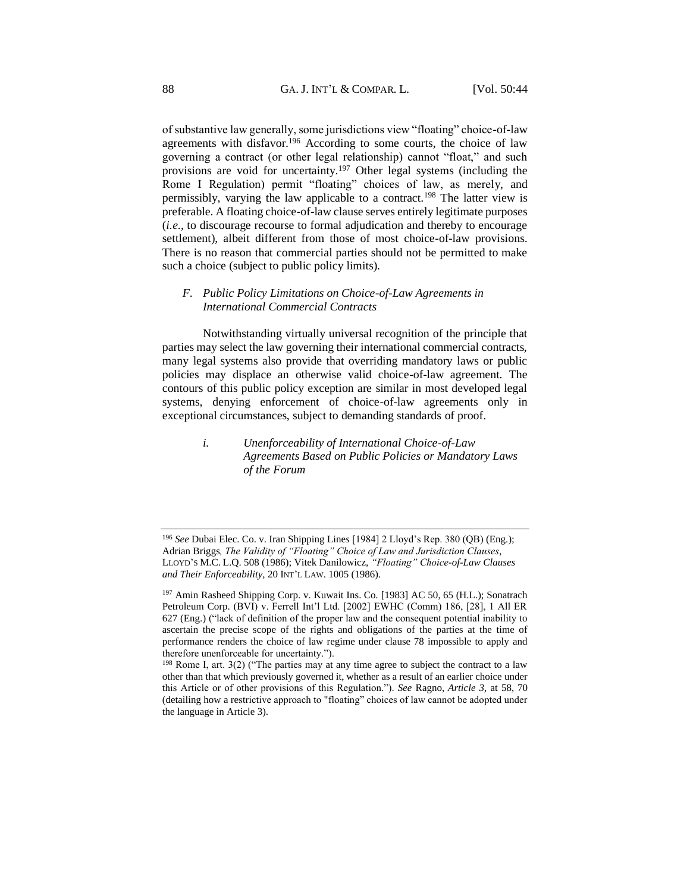of substantive law generally, some jurisdictions view "floating" choice-of-law agreements with disfavor.[196] According to some courts, the choice of law governing a contract (or other legal relationship) cannot "float," and such provisions are void for uncertainty.[197] Other legal systems (including the Rome I Regulation) permit "floating" choices of law, as merely, and permissibly, varying the law applicable to a contract.[198] The latter view is preferable. A floating choice-of-law clause serves entirely legitimate purposes (*i.e.*, to discourage recourse to formal adjudication and thereby to encourage settlement), albeit different from those of most choice-of-law provisions. There is no reason that commercial parties should not be permitted to make such a choice (subject to public policy limits).

### *F. Public Policy Limitations on Choice-of-Law Agreements in International Commercial Contracts*

Notwithstanding virtually universal recognition of the principle that parties may select the law governing their international commercial contracts, many legal systems also provide that overriding mandatory laws or public policies may displace an otherwise valid choice-of-law agreement. The contours of this public policy exception are similar in most developed legal systems, denying enforcement of choice-of-law agreements only in exceptional circumstances, subject to demanding standards of proof.

#### *i. Unenforceability of International Choice-of-Law Agreements Based on Public Policies or Mandatory Laws of the Forum*

---

[196] *See* Dubai Elec. Co. v. Iran Shipping Lines [1984] 2 Lloyd's Rep. 380 (QB) (Eng.); Adrian Briggs*, The Validity of "Floating" Choice of Law and Jurisdiction Clauses*, LLOYD'S M.C. L.Q. 508 (1986); Vitek Danilowicz, *"Floating" Choice-of-Law Clauses and Their Enforceability*, 20 INT'L LAW. 1005 (1986).

[197] Amin Rasheed Shipping Corp. v. Kuwait Ins. Co. [1983] AC 50, 65 (H.L.); Sonatrach Petroleum Corp. (BVI) v. Ferrell Int'l Ltd. [2002] EWHC (Comm) 186, [28], 1 All ER 627 (Eng.) ("lack of definition of the proper law and the consequent potential inability to ascertain the precise scope of the rights and obligations of the parties at the time of performance renders the choice of law regime under clause 78 impossible to apply and therefore unenforceable for uncertainty.").

[198] Rome I, art. 3(2) ("The parties may at any time agree to subject the contract to a law other than that which previously governed it, whether as a result of an earlier choice under this Article or of other provisions of this Regulation."). *See* Ragno, *Article 3*, at 58, 70 (detailing how a restrictive approach to "floating" choices of law cannot be adopted under the language in Article 3).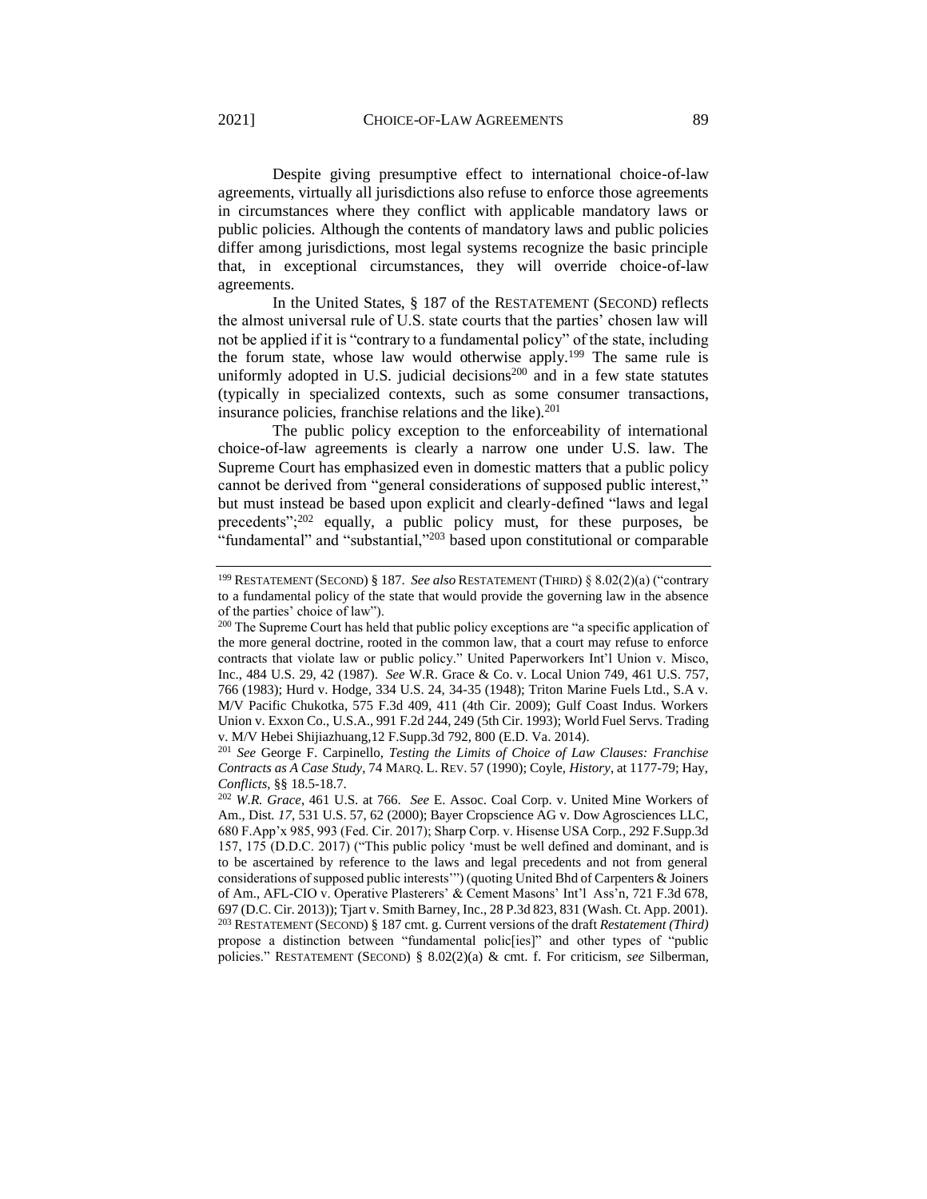Despite giving presumptive effect to international choice-of-law agreements, virtually all jurisdictions also refuse to enforce those agreements in circumstances where they conflict with applicable mandatory laws or public policies. Although the contents of mandatory laws and public policies differ among jurisdictions, most legal systems recognize the basic principle that, in exceptional circumstances, they will override choice-of-law agreements.

In the United States, § 187 of the RESTATEMENT (SECOND) reflects the almost universal rule of U.S. state courts that the parties' chosen law will not be applied if it is "contrary to a fundamental policy" of the state, including the forum state, whose law would otherwise apply.[199] The same rule is uniformly adopted in U.S. judicial decisions[200] and in a few state statutes (typically in specialized contexts, such as some consumer transactions, insurance policies, franchise relations and the like).[201]

The public policy exception to the enforceability of international choice-of-law agreements is clearly a narrow one under U.S. law. The Supreme Court has emphasized even in domestic matters that a public policy cannot be derived from "general considerations of supposed public interest," but must instead be based upon explicit and clearly-defined "laws and legal precedents";[202] equally, a public policy must, for these purposes, be "fundamental" and "substantial,"[203] based upon constitutional or comparable

---

[199] RESTATEMENT (SECOND) § 187. *See also* RESTATEMENT (THIRD) § 8.02(2)(a) ("contrary to a fundamental policy of the state that would provide the governing law in the absence of the parties' choice of law").

[200] The Supreme Court has held that public policy exceptions are "a specific application of the more general doctrine, rooted in the common law, that a court may refuse to enforce contracts that violate law or public policy." United Paperworkers Int'l Union v. Misco, Inc., 484 U.S. 29, 42 (1987). *See* W.R. Grace & Co. v. Local Union 749, 461 U.S. 757, 766 (1983); Hurd v. Hodge, 334 U.S. 24, 34-35 (1948); Triton Marine Fuels Ltd., S.A v. M/V Pacific Chukotka, 575 F.3d 409, 411 (4th Cir. 2009); Gulf Coast Indus. Workers Union v. Exxon Co., U.S.A., 991 F.2d 244, 249 (5th Cir. 1993); World Fuel Servs. Trading v. M/V Hebei Shijiazhuang,12 F.Supp.3d 792, 800 (E.D. Va. 2014).

[201] *See* George F. Carpinello, *Testing the Limits of Choice of Law Clauses: Franchise Contracts as A Case Study*, 74 MARQ. L. REV. 57 (1990); Coyle, *History*, at 1177-79; Hay, *Conflicts*, §§ 18.5-18.7.

[202] *W.R. Grace*, 461 U.S. at 766. *See* E. Assoc. Coal Corp. v. United Mine Workers of Am., Dist. *17*, 531 U.S. 57, 62 (2000); Bayer Cropscience AG v. Dow Agrosciences LLC, 680 F.App'x 985, 993 (Fed. Cir. 2017); Sharp Corp. v. Hisense USA Corp., 292 F.Supp.3d 157, 175 (D.D.C. 2017) ("This public policy 'must be well defined and dominant, and is to be ascertained by reference to the laws and legal precedents and not from general considerations of supposed public interests'") (quoting United Bhd of Carpenters & Joiners of Am., AFL-CIO v. Operative Plasterers' & Cement Masons' Int'l Ass'n, 721 F.3d 678, 697 (D.C. Cir. 2013)); Tjart v. Smith Barney, Inc., 28 P.3d 823, 831 (Wash. Ct. App. 2001).

[203] RESTATEMENT (SECOND) § 187 cmt. g. Current versions of the draft *Restatement (Third)* propose a distinction between "fundamental polic[ies]" and other types of "public policies." RESTATEMENT (SECOND) § 8.02(2)(a) & cmt. f. For criticism, *see* Silberman,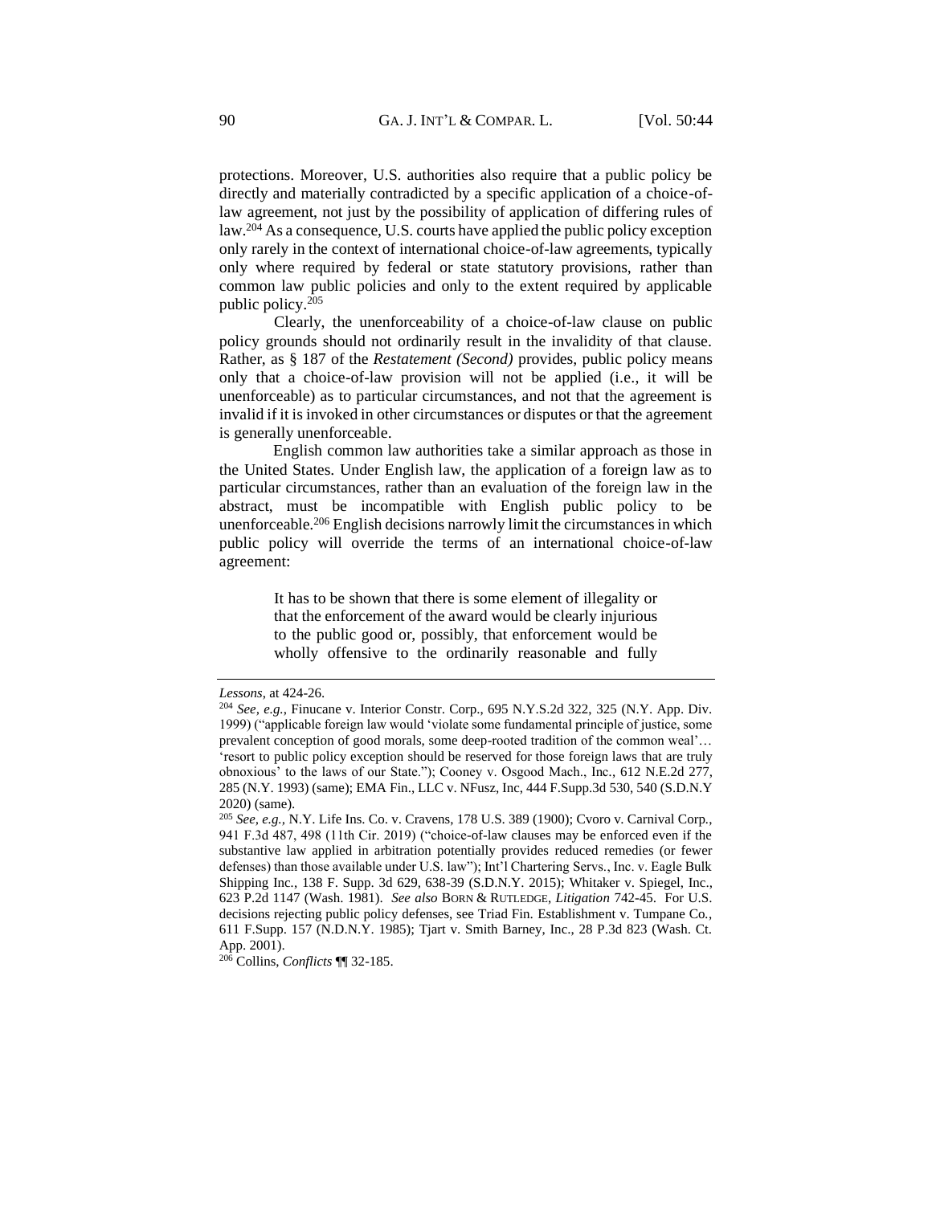protections. Moreover, U.S. authorities also require that a public policy be directly and materially contradicted by a specific application of a choice-of-law agreement, not just by the possibility of application of differing rules of law.[204] As a consequence, U.S. courts have applied the public policy exception only rarely in the context of international choice-of-law agreements, typically only where required by federal or state statutory provisions, rather than common law public policies and only to the extent required by applicable public policy.[205]

Clearly, the unenforceability of a choice-of-law clause on public policy grounds should not ordinarily result in the invalidity of that clause. Rather, as § 187 of the *Restatement (Second)* provides, public policy means only that a choice-of-law provision will not be applied (i.e., it will be unenforceable) as to particular circumstances, and not that the agreement is invalid if it is invoked in other circumstances or disputes or that the agreement is generally unenforceable.

English common law authorities take a similar approach as those in the United States. Under English law, the application of a foreign law as to particular circumstances, rather than an evaluation of the foreign law in the abstract, must be incompatible with English public policy to be unenforceable.[206] English decisions narrowly limit the circumstances in which public policy will override the terms of an international choice-of-law agreement:

> It has to be shown that there is some element of illegality or that the enforcement of the award would be clearly injurious to the public good or, possibly, that enforcement would be wholly offensive to the ordinarily reasonable and fully

---

*Lessons*, at 424-26.

[204] *See, e.g.*, Finucane v. Interior Constr. Corp., 695 N.Y.S.2d 322, 325 (N.Y. App. Div. 1999) ("applicable foreign law would 'violate some fundamental principle of justice, some prevalent conception of good morals, some deep-rooted tradition of the common weal'… 'resort to public policy exception should be reserved for those foreign laws that are truly obnoxious' to the laws of our State."); Cooney v. Osgood Mach., Inc., 612 N.E.2d 277, 285 (N.Y. 1993) (same); EMA Fin., LLC v. NFusz, Inc, 444 F.Supp.3d 530, 540 (S.D.N.Y 2020) (same).

[205] *See, e.g.*, N.Y. Life Ins. Co. v. Cravens, 178 U.S. 389 (1900); Cvoro v. Carnival Corp., 941 F.3d 487, 498 (11th Cir. 2019) ("choice-of-law clauses may be enforced even if the substantive law applied in arbitration potentially provides reduced remedies (or fewer defenses) than those available under U.S. law"); Int'l Chartering Servs., Inc. v. Eagle Bulk Shipping Inc., 138 F. Supp. 3d 629, 638-39 (S.D.N.Y. 2015); Whitaker v. Spiegel, Inc., 623 P.2d 1147 (Wash. 1981). *See also* BORN & RUTLEDGE, *Litigation* 742-45. For U.S. decisions rejecting public policy defenses, see Triad Fin. Establishment v. Tumpane Co., 611 F.Supp. 157 (N.D.N.Y. 1985); Tjart v. Smith Barney, Inc., 28 P.3d 823 (Wash. Ct. App. 2001).

[206] Collins, *Conflicts* ¶¶ 32-185.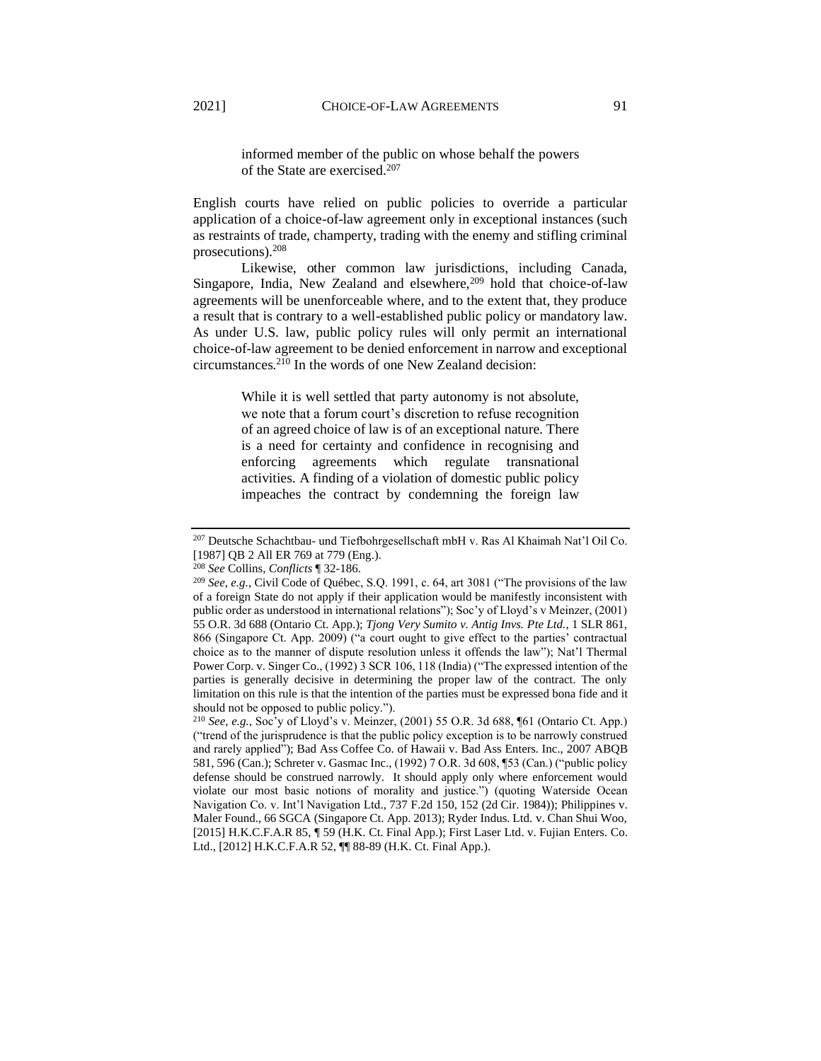> informed member of the public on whose behalf the powers of the State are exercised.[207]

English courts have relied on public policies to override a particular application of a choice-of-law agreement only in exceptional instances (such as restraints of trade, champerty, trading with the enemy and stifling criminal prosecutions).[208]

Likewise, other common law jurisdictions, including Canada, Singapore, India, New Zealand and elsewhere,[209] hold that choice-of-law agreements will be unenforceable where, and to the extent that, they produce a result that is contrary to a well-established public policy or mandatory law. As under U.S. law, public policy rules will only permit an international choice-of-law agreement to be denied enforcement in narrow and exceptional circumstances.[210] In the words of one New Zealand decision:

> While it is well settled that party autonomy is not absolute, we note that a forum court's discretion to refuse recognition of an agreed choice of law is of an exceptional nature. There is a need for certainty and confidence in recognising and enforcing agreements which regulate transnational activities. A finding of a violation of domestic public policy impeaches the contract by condemning the foreign law

---

[207] Deutsche Schachtbau- und Tiefbohrgesellschaft mbH v. Ras Al Khaimah Nat'l Oil Co. [1987] QB 2 All ER 769 at 779 (Eng.).

[208] *See* Collins, *Conflicts* ¶ 32-186.

[209] *See, e.g.*, Civil Code of Québec, S.Q. 1991, c. 64, art 3081 ("The provisions of the law of a foreign State do not apply if their application would be manifestly inconsistent with public order as understood in international relations"); Soc'y of Lloyd's v Meinzer, (2001) 55 O.R. 3d 688 (Ontario Ct. App.); *Tjong Very Sumito v. Antig Invs. Pte Ltd.*, 1 SLR 861, 866 (Singapore Ct. App. 2009) ("a court ought to give effect to the parties' contractual choice as to the manner of dispute resolution unless it offends the law"); Nat'l Thermal Power Corp. v. Singer Co., (1992) 3 SCR 106, 118 (India) ("The expressed intention of the parties is generally decisive in determining the proper law of the contract. The only limitation on this rule is that the intention of the parties must be expressed bona fide and it should not be opposed to public policy.").

[210] *See, e.g.*, Soc'y of Lloyd's v. Meinzer, (2001) 55 O.R. 3d 688, ¶61 (Ontario Ct. App.) ("trend of the jurisprudence is that the public policy exception is to be narrowly construed and rarely applied"); Bad Ass Coffee Co. of Hawaii v. Bad Ass Enters. Inc., 2007 ABQB 581, 596 (Can.); Schreter v. Gasmac Inc., (1992) 7 O.R. 3d 608, ¶53 (Can.) ("public policy defense should be construed narrowly. It should apply only where enforcement would violate our most basic notions of morality and justice.") (quoting Waterside Ocean Navigation Co. v. Int'l Navigation Ltd., 737 F.2d 150, 152 (2d Cir. 1984)); Philippines v. Maler Found., 66 SGCA (Singapore Ct. App. 2013); Ryder Indus. Ltd. v. Chan Shui Woo, [2015] H.K.C.F.A.R 85, ¶ 59 (H.K. Ct. Final App.); First Laser Ltd. v. Fujian Enters. Co. Ltd., [2012] H.K.C.F.A.R 52, ¶¶ 88-89 (H.K. Ct. Final App.).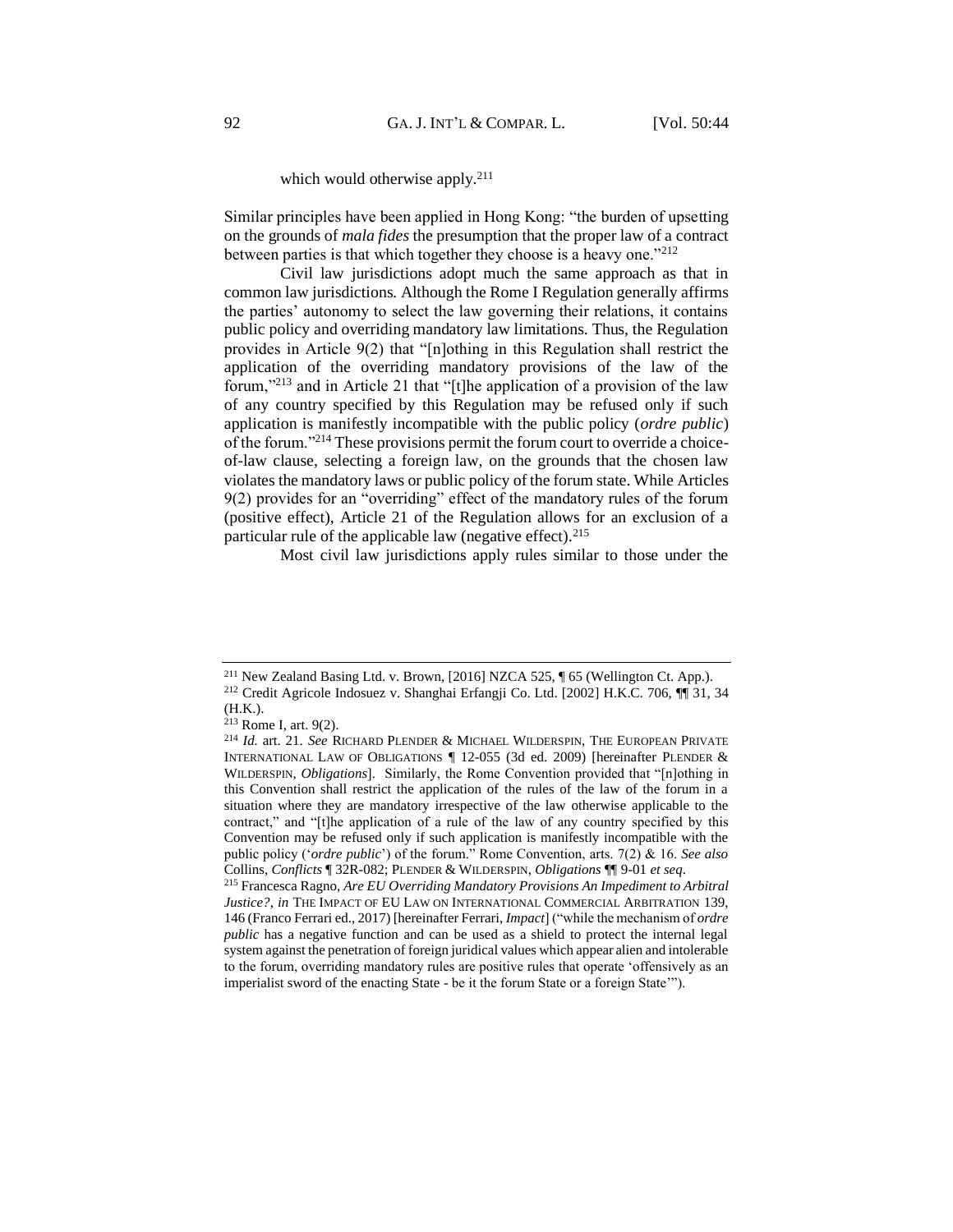which would otherwise apply.[211]

Similar principles have been applied in Hong Kong: "the burden of upsetting on the grounds of *mala fides* the presumption that the proper law of a contract between parties is that which together they choose is a heavy one."[212]

Civil law jurisdictions adopt much the same approach as that in common law jurisdictions. Although the Rome I Regulation generally affirms the parties' autonomy to select the law governing their relations, it contains public policy and overriding mandatory law limitations. Thus, the Regulation provides in Article 9(2) that "[n]othing in this Regulation shall restrict the application of the overriding mandatory provisions of the law of the forum,"[213] and in Article 21 that "[t]he application of a provision of the law of any country specified by this Regulation may be refused only if such application is manifestly incompatible with the public policy (*ordre public*) of the forum."[214] These provisions permit the forum court to override a choice-of-law clause, selecting a foreign law, on the grounds that the chosen law violates the mandatory laws or public policy of the forum state. While Articles 9(2) provides for an "overriding" effect of the mandatory rules of the forum (positive effect), Article 21 of the Regulation allows for an exclusion of a particular rule of the applicable law (negative effect).[215]

Most civil law jurisdictions apply rules similar to those under the

---

[211] New Zealand Basing Ltd. v. Brown, [2016] NZCA 525, ¶ 65 (Wellington Ct. App.).

[212] Credit Agricole Indosuez v. Shanghai Erfangji Co. Ltd. [2002] H.K.C. 706, ¶¶ 31, 34 (H.K.).

[213] Rome I, art. 9(2).

[214] *Id.* art. 21. *See* RICHARD PLENDER & MICHAEL WILDERSPIN, THE EUROPEAN PRIVATE INTERNATIONAL LAW OF OBLIGATIONS ¶ 12-055 (3d ed. 2009) [hereinafter PLENDER & WILDERSPIN, *Obligations*]. Similarly, the Rome Convention provided that "[n]othing in this Convention shall restrict the application of the rules of the law of the forum in a situation where they are mandatory irrespective of the law otherwise applicable to the contract," and "[t]he application of a rule of the law of any country specified by this Convention may be refused only if such application is manifestly incompatible with the public policy ('*ordre public*') of the forum." Rome Convention, arts. 7(2) & 16. *See also* Collins, *Conflicts* ¶ 32R-082; PLENDER & WILDERSPIN, *Obligations* ¶¶ 9-01 *et seq*.

[215] Francesca Ragno, *Are EU Overriding Mandatory Provisions An Impediment to Arbitral Justice?*, *in* THE IMPACT OF EU LAW ON INTERNATIONAL COMMERCIAL ARBITRATION 139, 146 (Franco Ferrari ed., 2017) [hereinafter Ferrari, *Impact*] ("while the mechanism of *ordre public* has a negative function and can be used as a shield to protect the internal legal system against the penetration of foreign juridical values which appear alien and intolerable to the forum, overriding mandatory rules are positive rules that operate 'offensively as an imperialist sword of the enacting State - be it the forum State or a foreign State'").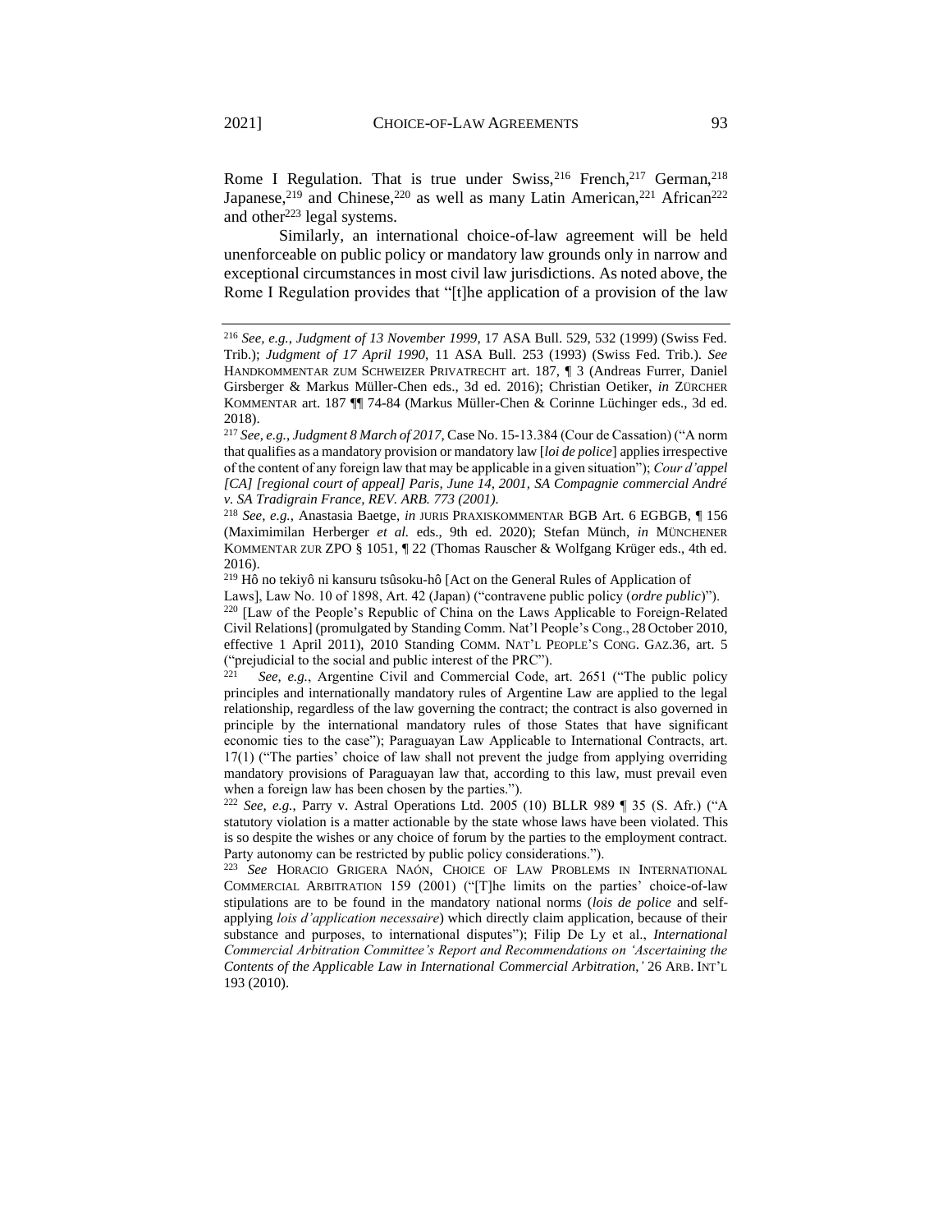Rome I Regulation. That is true under Swiss,[216] French,[217] German,[218] Japanese,[219] and Chinese,[220] as well as many Latin American,[221] African[222] and other[223] legal systems.

Similarly, an international choice-of-law agreement will be held unenforceable on public policy or mandatory law grounds only in narrow and exceptional circumstances in most civil law jurisdictions. As noted above, the Rome I Regulation provides that "[t]he application of a provision of the law

---

[216] *See, e.g.*, *Judgment of 13 November 1999*, 17 ASA Bull. 529, 532 (1999) (Swiss Fed. Trib.); *Judgment of 17 April 1990*, 11 ASA Bull. 253 (1993) (Swiss Fed. Trib.). *See* HANDKOMMENTAR ZUM SCHWEIZER PRIVATRECHT art. 187, ¶ 3 (Andreas Furrer, Daniel Girsberger & Markus Müller-Chen eds., 3d ed. 2016); Christian Oetiker, *in* ZÜRCHER KOMMENTAR art. 187 ¶¶ 74-84 (Markus Müller-Chen & Corinne Lüchinger eds., 3d ed. 2018).

[217] *See, e.g.*, *Judgment 8 March of 2017*, Case No. 15-13.384 (Cour de Cassation) ("A norm that qualifies as a mandatory provision or mandatory law [*loi de police*] applies irrespective of the content of any foreign law that may be applicable in a given situation"); *Cour d'appel [CA] [regional court of appeal] Paris, June 14, 2001, SA Compagnie commercial André v. SA Tradigrain France, REV. ARB. 773 (2001).*

[218] *See, e.g.*, Anastasia Baetge, *in* JURIS PRAXISKOMMENTAR BGB Art. 6 EGBGB, ¶ 156 (Maximimilan Herberger *et al.* eds., 9th ed. 2020); Stefan Münch, *in* MÜNCHENER KOMMENTAR ZUR ZPO § 1051, ¶ 22 (Thomas Rauscher & Wolfgang Krüger eds., 4th ed. 2016).

[219] Hô no tekiyô ni kansuru tsûsoku-hô [Act on the General Rules of Application of Laws], Law No. 10 of 1898, Art. 42 (Japan) ("contravene public policy (*ordre public*)").

[220] [Law of the People's Republic of China on the Laws Applicable to Foreign-Related Civil Relations] (promulgated by Standing Comm. Nat'l People's Cong., 28 October 2010, effective 1 April 2011), 2010 Standing COMM. NAT'L PEOPLE'S CONG. GAZ.36, art. 5 ("prejudicial to the social and public interest of the PRC").

[221] *See, e.g.*, Argentine Civil and Commercial Code, art. 2651 ("The public policy principles and internationally mandatory rules of Argentine Law are applied to the legal relationship, regardless of the law governing the contract; the contract is also governed in principle by the international mandatory rules of those States that have significant economic ties to the case"); Paraguayan Law Applicable to International Contracts, art. 17(1) ("The parties' choice of law shall not prevent the judge from applying overriding mandatory provisions of Paraguayan law that, according to this law, must prevail even when a foreign law has been chosen by the parties.").

[222] *See, e.g.*, Parry v. Astral Operations Ltd. 2005 (10) BLLR 989 ¶ 35 (S. Afr.) ("A statutory violation is a matter actionable by the state whose laws have been violated. This is so despite the wishes or any choice of forum by the parties to the employment contract. Party autonomy can be restricted by public policy considerations.").

[223] *See* HORACIO GRIGERA NAÓN, CHOICE OF LAW PROBLEMS IN INTERNATIONAL COMMERCIAL ARBITRATION 159 (2001) ("[T]he limits on the parties' choice-of-law stipulations are to be found in the mandatory national norms (*lois de police* and self-applying *lois d'application necessaire*) which directly claim application, because of their substance and purposes, to international disputes"); Filip De Ly et al., *International Commercial Arbitration Committee's Report and Recommendations on 'Ascertaining the Contents of the Applicable Law in International Commercial Arbitration,'* 26 ARB. INT'L 193 (2010).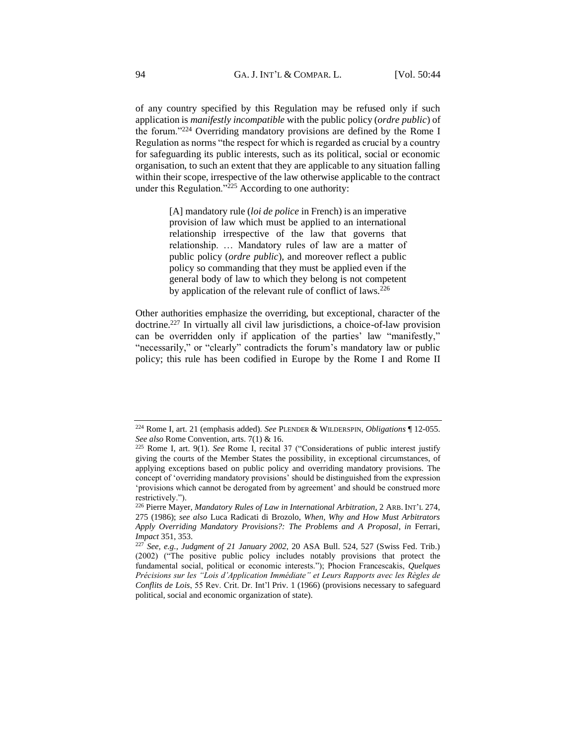of any country specified by this Regulation may be refused only if such application is *manifestly incompatible* with the public policy (*ordre public*) of the forum."[224] Overriding mandatory provisions are defined by the Rome I Regulation as norms "the respect for which is regarded as crucial by a country for safeguarding its public interests, such as its political, social or economic organisation, to such an extent that they are applicable to any situation falling within their scope, irrespective of the law otherwise applicable to the contract under this Regulation."[225] According to one authority:

> [A] mandatory rule (*loi de police* in French) is an imperative provision of law which must be applied to an international relationship irrespective of the law that governs that relationship. … Mandatory rules of law are a matter of public policy (*ordre public*), and moreover reflect a public policy so commanding that they must be applied even if the general body of law to which they belong is not competent by application of the relevant rule of conflict of laws.[226]

Other authorities emphasize the overriding, but exceptional, character of the doctrine.[227] In virtually all civil law jurisdictions, a choice-of-law provision can be overridden only if application of the parties' law "manifestly," "necessarily," or "clearly" contradicts the forum's mandatory law or public policy; this rule has been codified in Europe by the Rome I and Rome II

---

[224] Rome I, art. 21 (emphasis added). *See* PLENDER & WILDERSPIN, *Obligations* ¶ 12-055. *See also* Rome Convention, arts. 7(1) & 16.

[225] Rome I, art. 9(1). *See* Rome I, recital 37 ("Considerations of public interest justify giving the courts of the Member States the possibility, in exceptional circumstances, of applying exceptions based on public policy and overriding mandatory provisions. The concept of 'overriding mandatory provisions' should be distinguished from the expression 'provisions which cannot be derogated from by agreement' and should be construed more restrictively.").

[226] Pierre Mayer, *Mandatory Rules of Law in International Arbitration*, 2 ARB. INT'L 274, 275 (1986); *see also* Luca Radicati di Brozolo, *When, Why and How Must Arbitrators Apply Overriding Mandatory Provisions?: The Problems and A Proposal*, *in* Ferrari, *Impact* 351, 353.

[227] *See, e.g.*, *Judgment of 21 January 2002*, 20 ASA Bull. 524, 527 (Swiss Fed. Trib.) (2002) ("The positive public policy includes notably provisions that protect the fundamental social, political or economic interests."); Phocion Francescakis, *Quelques Précisions sur les "Lois d'Application Immédiate" et Leurs Rapports avec les Règles de Conflits de Lois*, 55 Rev. Crit. Dr. Int'l Priv. 1 (1966) (provisions necessary to safeguard political, social and economic organization of state).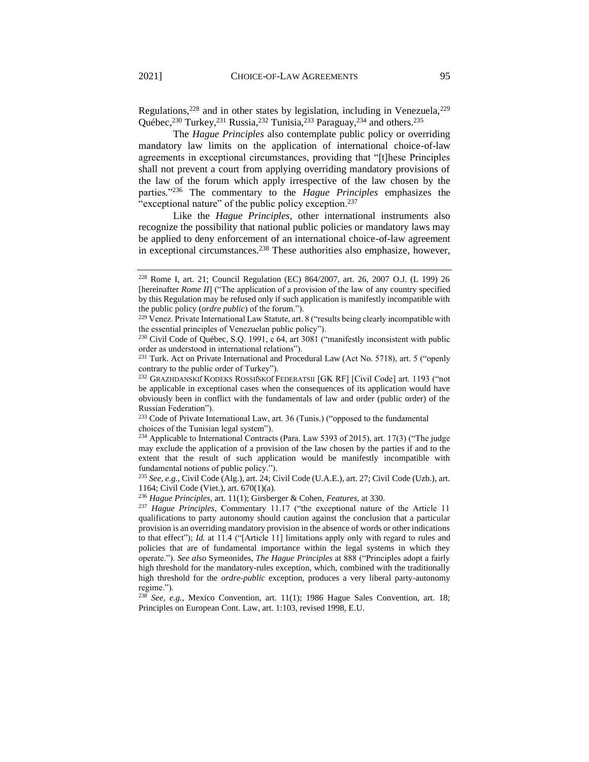Regulations,[228] and in other states by legislation, including in Venezuela,[229] Québec,[230] Turkey,[231] Russia,[232] Tunisia,[233] Paraguay,[234] and others.[235]

The *Hague Principles* also contemplate public policy or overriding mandatory law limits on the application of international choice-of-law agreements in exceptional circumstances, providing that "[t]hese Principles shall not prevent a court from applying overriding mandatory provisions of the law of the forum which apply irrespective of the law chosen by the parties."[236] The commentary to the *Hague Principles* emphasizes the "exceptional nature" of the public policy exception.[237]

Like the *Hague Principles*, other international instruments also recognize the possibility that national public policies or mandatory laws may be applied to deny enforcement of an international choice-of-law agreement in exceptional circumstances.[238] These authorities also emphasize, however,

---

[228] Rome I, art. 21; Council Regulation (EC) 864/2007, art. 26, 2007 O.J. (L 199) 26 [hereinafter *Rome II*] ("The application of a provision of the law of any country specified by this Regulation may be refused only if such application is manifestly incompatible with the public policy (*ordre public*) of the forum.").

[229] Venez. Private International Law Statute, art. 8 ("results being clearly incompatible with the essential principles of Venezuelan public policy").

[230] Civil Code of Québec, S.Q. 1991, c 64, art 3081 ("manifestly inconsistent with public order as understood in international relations").

[231] Turk. Act on Private International and Procedural Law (Act No. 5718), art. 5 ("openly contrary to the public order of Turkey").

[232] GRAZHDANSKIĬ KODEKS ROSSIĬSKOĬ FEDERATSII [GK RF] [Civil Code] art. 1193 ("not be applicable in exceptional cases when the consequences of its application would have obviously been in conflict with the fundamentals of law and order (public order) of the Russian Federation").

[233] Code of Private International Law, art. 36 (Tunis.) ("opposed to the fundamental choices of the Tunisian legal system").

[234] Applicable to International Contracts (Para. Law 5393 of 2015), art. 17(3) ("The judge may exclude the application of a provision of the law chosen by the parties if and to the extent that the result of such application would be manifestly incompatible with fundamental notions of public policy.").

[235] *See, e.g.*, Civil Code (Alg.), art. 24; Civil Code (U.A.E.), art. 27; Civil Code (Uzb.), art. 1164; Civil Code (Viet.), art. 670(1)(a).

[236] *Hague Principles*, art. 11(1); Girsberger & Cohen, *Features*, at 330.

[237] *Hague Principles*, Commentary 11.17 ("the exceptional nature of the Article 11 qualifications to party autonomy should caution against the conclusion that a particular provision is an overriding mandatory provision in the absence of words or other indications to that effect"); *Id.* at 11.4 ("[Article 11] limitations apply only with regard to rules and policies that are of fundamental importance within the legal systems in which they operate."). *See also* Symeonides, *The Hague Principles* at 888 ("Principles adopt a fairly high threshold for the mandatory-rules exception, which, combined with the traditionally high threshold for the *ordre-public* exception, produces a very liberal party-autonomy regime.").

[238] *See, e.g.*, Mexico Convention, art. 11(1); 1986 Hague Sales Convention, art. 18; Principles on European Cont. Law, art. 1:103, revised 1998, E.U.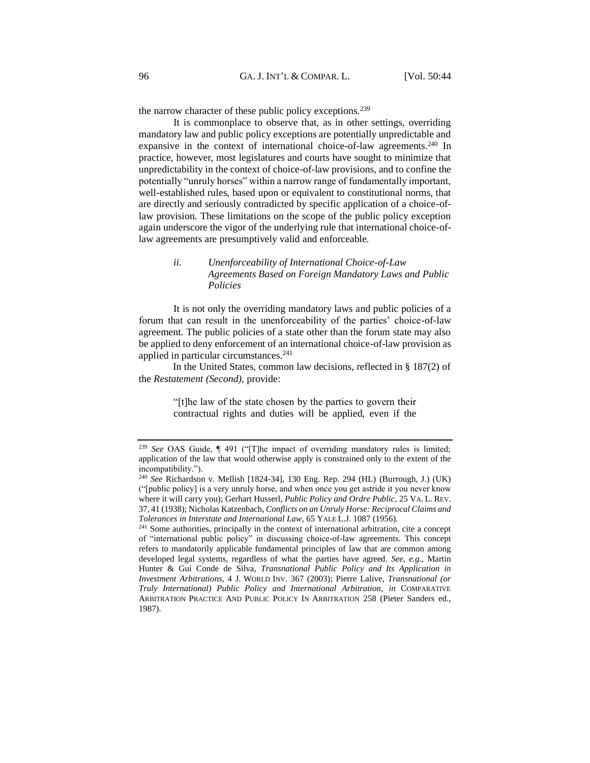the narrow character of these public policy exceptions.[239]

It is commonplace to observe that, as in other settings, overriding mandatory law and public policy exceptions are potentially unpredictable and expansive in the context of international choice-of-law agreements.[240] In practice, however, most legislatures and courts have sought to minimize that unpredictability in the context of choice-of-law provisions, and to confine the potentially "unruly horses" within a narrow range of fundamentally important, well-established rules, based upon or equivalent to constitutional norms, that are directly and seriously contradicted by specific application of a choice-of-law provision. These limitations on the scope of the public policy exception again underscore the vigor of the underlying rule that international choice-of-law agreements are presumptively valid and enforceable.

#### *ii. Unenforceability of International Choice-of-Law Agreements Based on Foreign Mandatory Laws and Public Policies*

It is not only the overriding mandatory laws and public policies of a forum that can result in the unenforceability of the parties' choice-of-law agreement. The public policies of a state other than the forum state may also be applied to deny enforcement of an international choice-of-law provision as applied in particular circumstances.[241]

In the United States, common law decisions, reflected in § 187(2) of the *Restatement (Second)*, provide:

> "[t]he law of the state chosen by the parties to govern their contractual rights and duties will be applied, even if the

---

[239] *See* OAS Guide, ¶ 491 ("[T]he impact of overriding mandatory rules is limited; application of the law that would otherwise apply is constrained only to the extent of the incompatibility.").

[240] *See* Richardson v. Mellish [1824-34], 130 Eng. Rep. 294 (HL) (Burrough, J.) (UK) ("[public policy] is a very unruly horse, and when once you get astride it you never know where it will carry you); Gerhart Husserl, *Public Policy and Ordre Public*, 25 VA. L. REV. 37, 41 (1938); Nicholas Katzenbach, *Conflicts on an Unruly Horse: Reciprocal Claims and Tolerances in Interstate and International Law*, 65 YALE L.J. 1087 (1956).

[241] Some authorities, principally in the context of international arbitration, cite a concept of "international public policy" in discussing choice-of-law agreements. This concept refers to mandatorily applicable fundamental principles of law that are common among developed legal systems, regardless of what the parties have agreed. *See, e.g.*, Martin Hunter & Gui Conde de Silva, *Transnational Public Policy and Its Application in Investment Arbitrations*, 4 J. WORLD INV. 367 (2003); Pierre Lalive, *Transnational (or Truly International) Public Policy and International Arbitration*, *in* COMPARATIVE ARBITRATION PRACTICE AND PUBLIC POLICY IN ARBITRATION 258 (Pieter Sanders ed., 1987).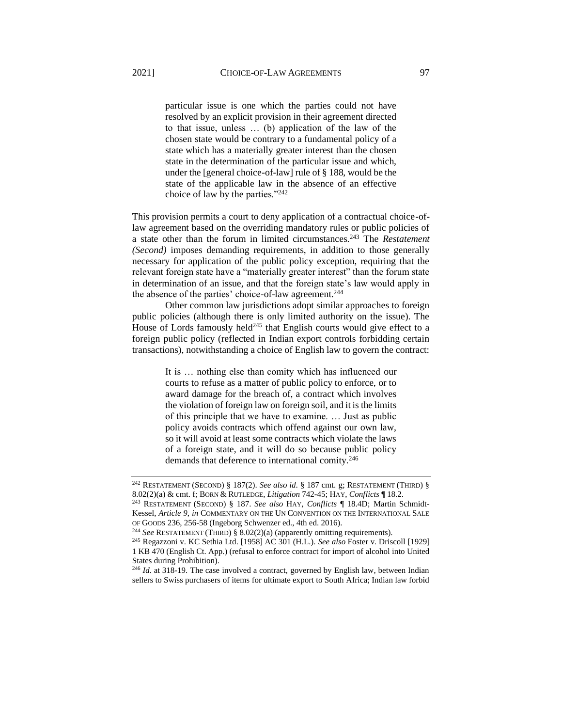> particular issue is one which the parties could not have resolved by an explicit provision in their agreement directed to that issue, unless … (b) application of the law of the chosen state would be contrary to a fundamental policy of a state which has a materially greater interest than the chosen state in the determination of the particular issue and which, under the [general choice-of-law] rule of § 188, would be the state of the applicable law in the absence of an effective choice of law by the parties."[242]

This provision permits a court to deny application of a contractual choice-of-law agreement based on the overriding mandatory rules or public policies of a state other than the forum in limited circumstances.[243] The *Restatement (Second)* imposes demanding requirements, in addition to those generally necessary for application of the public policy exception, requiring that the relevant foreign state have a "materially greater interest" than the forum state in determination of an issue, and that the foreign state's law would apply in the absence of the parties' choice-of-law agreement.[244]

Other common law jurisdictions adopt similar approaches to foreign public policies (although there is only limited authority on the issue). The House of Lords famously held[245] that English courts would give effect to a foreign public policy (reflected in Indian export controls forbidding certain transactions), notwithstanding a choice of English law to govern the contract:

> It is … nothing else than comity which has influenced our courts to refuse as a matter of public policy to enforce, or to award damage for the breach of, a contract which involves the violation of foreign law on foreign soil, and it is the limits of this principle that we have to examine. … Just as public policy avoids contracts which offend against our own law, so it will avoid at least some contracts which violate the laws of a foreign state, and it will do so because public policy demands that deference to international comity.[246]

---

[242] RESTATEMENT (SECOND) § 187(2). *See also id.* § 187 cmt. g; RESTATEMENT (THIRD) § 8.02(2)(a) & cmt. f; BORN & RUTLEDGE, *Litigation* 742-45; HAY, *Conflicts* ¶ 18.2.

[243] RESTATEMENT (SECOND) § 187. *See also* HAY, *Conflicts* ¶ 18.4D; Martin Schmidt-Kessel, *Article 9*, *in* COMMENTARY ON THE UN CONVENTION ON THE INTERNATIONAL SALE OF GOODS 236, 256-58 (Ingeborg Schwenzer ed., 4th ed. 2016).

[244] *See* RESTATEMENT (THIRD) § 8.02(2)(a) (apparently omitting requirements).

[245] Regazzoni v. KC Sethia Ltd. [1958] AC 301 (H.L.). *See also* Foster v. Driscoll [1929] 1 KB 470 (English Ct. App.) (refusal to enforce contract for import of alcohol into United States during Prohibition).

[246] *Id.* at 318-19. The case involved a contract, governed by English law, between Indian sellers to Swiss purchasers of items for ultimate export to South Africa; Indian law forbid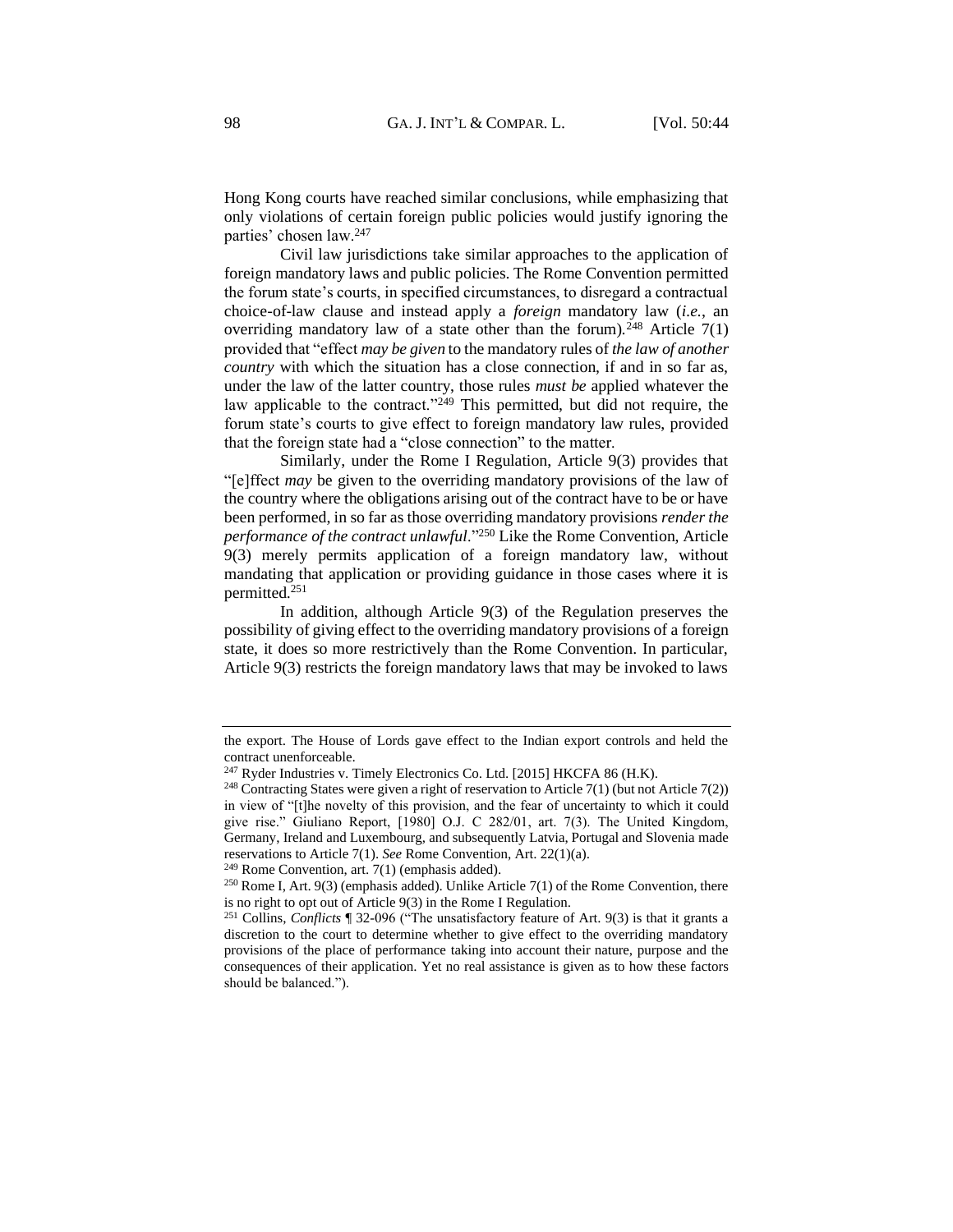Hong Kong courts have reached similar conclusions, while emphasizing that only violations of certain foreign public policies would justify ignoring the parties' chosen law.[247]

Civil law jurisdictions take similar approaches to the application of foreign mandatory laws and public policies. The Rome Convention permitted the forum state's courts, in specified circumstances, to disregard a contractual choice-of-law clause and instead apply a *foreign* mandatory law (*i.e.*, an overriding mandatory law of a state other than the forum).[248] Article 7(1) provided that "effect *may be given* to the mandatory rules of *the law of another country* with which the situation has a close connection, if and in so far as, under the law of the latter country, those rules *must be* applied whatever the law applicable to the contract."[249] This permitted, but did not require, the forum state's courts to give effect to foreign mandatory law rules, provided that the foreign state had a "close connection" to the matter.

Similarly, under the Rome I Regulation, Article 9(3) provides that "[e]ffect *may* be given to the overriding mandatory provisions of the law of the country where the obligations arising out of the contract have to be or have been performed, in so far as those overriding mandatory provisions *render the performance of the contract unlawful*."[250] Like the Rome Convention, Article 9(3) merely permits application of a foreign mandatory law, without mandating that application or providing guidance in those cases where it is permitted.[251]

In addition, although Article 9(3) of the Regulation preserves the possibility of giving effect to the overriding mandatory provisions of a foreign state, it does so more restrictively than the Rome Convention. In particular, Article 9(3) restricts the foreign mandatory laws that may be invoked to laws

---

the export. The House of Lords gave effect to the Indian export controls and held the contract unenforceable.

[247] Ryder Industries v. Timely Electronics Co. Ltd. [2015] HKCFA 86 (H.K).

[248] Contracting States were given a right of reservation to Article 7(1) (but not Article 7(2)) in view of "[t]he novelty of this provision, and the fear of uncertainty to which it could give rise." Giuliano Report, [1980] O.J. C 282/01, art. 7(3). The United Kingdom, Germany, Ireland and Luxembourg, and subsequently Latvia, Portugal and Slovenia made reservations to Article 7(1). *See* Rome Convention, Art. 22(1)(a).

[249] Rome Convention, art. 7(1) (emphasis added).

[250] Rome I, Art. 9(3) (emphasis added). Unlike Article 7(1) of the Rome Convention, there is no right to opt out of Article 9(3) in the Rome I Regulation.

[251] Collins, *Conflicts* ¶ 32-096 ("The unsatisfactory feature of Art. 9(3) is that it grants a discretion to the court to determine whether to give effect to the overriding mandatory provisions of the place of performance taking into account their nature, purpose and the consequences of their application. Yet no real assistance is given as to how these factors should be balanced.").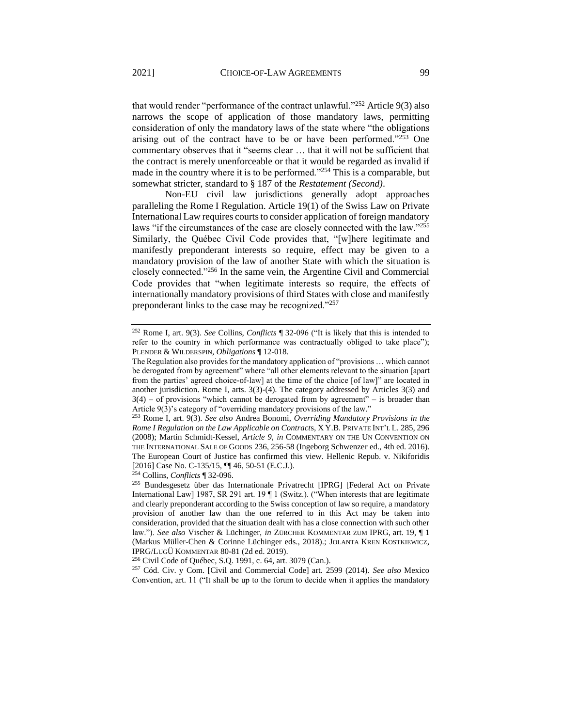that would render "performance of the contract unlawful."[252] Article 9(3) also narrows the scope of application of those mandatory laws, permitting consideration of only the mandatory laws of the state where "the obligations arising out of the contract have to be or have been performed."[253] One commentary observes that it "seems clear … that it will not be sufficient that the contract is merely unenforceable or that it would be regarded as invalid if made in the country where it is to be performed."[254] This is a comparable, but somewhat stricter, standard to § 187 of the *Restatement (Second)*.

Non-EU civil law jurisdictions generally adopt approaches paralleling the Rome I Regulation. Article 19(1) of the Swiss Law on Private International Law requires courts to consider application of foreign mandatory laws "if the circumstances of the case are closely connected with the law."[255] Similarly, the Québec Civil Code provides that, "[w]here legitimate and manifestly preponderant interests so require, effect may be given to a mandatory provision of the law of another State with which the situation is closely connected."[256] In the same vein, the Argentine Civil and Commercial Code provides that "when legitimate interests so require, the effects of internationally mandatory provisions of third States with close and manifestly preponderant links to the case may be recognized."[257]

---

[252] Rome I, art. 9(3). *See* Collins, *Conflicts* ¶ 32-096 ("It is likely that this is intended to refer to the country in which performance was contractually obliged to take place"); PLENDER & WILDERSPIN, *Obligations* ¶ 12-018.

The Regulation also provides for the mandatory application of "provisions … which cannot be derogated from by agreement" where "all other elements relevant to the situation [apart from the parties' agreed choice-of-law] at the time of the choice [of law]" are located in another jurisdiction. Rome I, arts. 3(3)-(4). The category addressed by Articles 3(3) and 3(4) – of provisions "which cannot be derogated from by agreement" – is broader than Article 9(3)'s category of "overriding mandatory provisions of the law."

[253] Rome I, art. 9(3). *See also* Andrea Bonomi, *Overriding Mandatory Provisions in the Rome I Regulation on the Law Applicable on Contracts*, X Y.B. PRIVATE INT'L L. 285, 296 (2008); Martin Schmidt-Kessel, *Article 9*, *in* COMMENTARY ON THE UN CONVENTION ON THE INTERNATIONAL SALE OF GOODS 236, 256-58 (Ingeborg Schwenzer ed., 4th ed. 2016). The European Court of Justice has confirmed this view. Hellenic Repub. v. Nikiforidis [2016] Case No. C-135/15, ¶¶ 46, 50-51 (E.C.J.).

[254] Collins, *Conflicts* ¶ 32-096.

[255] Bundesgesetz über das Internationale Privatrecht [IPRG] [Federal Act on Private International Law] 1987, SR 291 art. 19 ¶ 1 (Switz.). ("When interests that are legitimate and clearly preponderant according to the Swiss conception of law so require, a mandatory provision of another law than the one referred to in this Act may be taken into consideration, provided that the situation dealt with has a close connection with such other law."). *See also* Vischer & Lüchinger, *in* ZÜRCHER KOMMENTAR ZUM IPRG, art. 19, ¶ 1 (Markus Müller-Chen & Corinne Lüchinger eds., 2018).; JOLANTA KREN KOSTKIEWICZ, IPRG/LUGÜ KOMMENTAR 80-81 (2d ed. 2019).

[256] Civil Code of Québec, S.Q. 1991, c. 64, art. 3079 (Can.).

[257] Cód. Civ. y Com. [Civil and Commercial Code] art. 2599 (2014). *See also* Mexico Convention, art. 11 ("It shall be up to the forum to decide when it applies the mandatory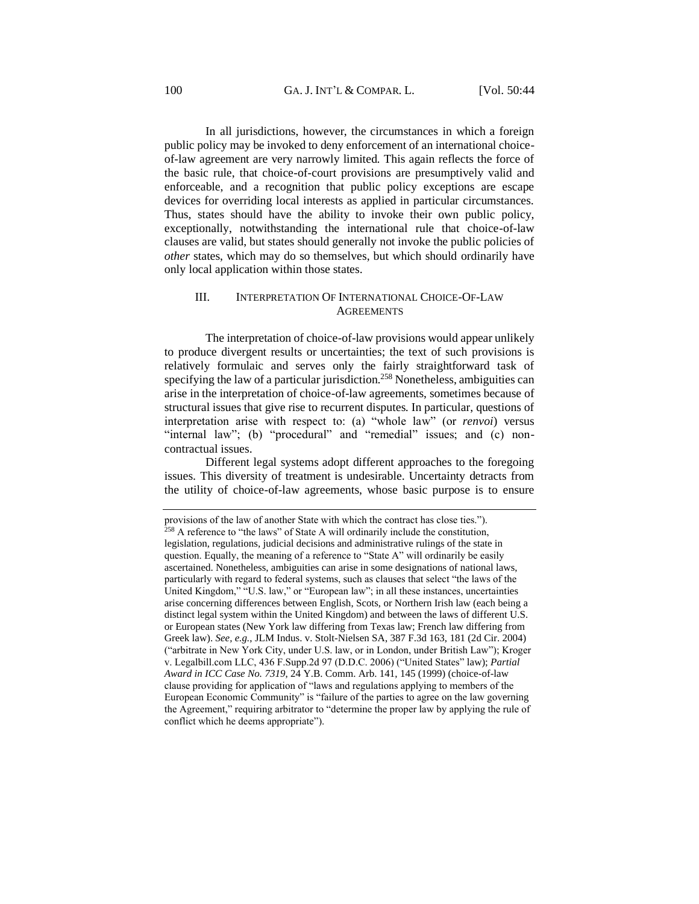In all jurisdictions, however, the circumstances in which a foreign public policy may be invoked to deny enforcement of an international choice-of-law agreement are very narrowly limited. This again reflects the force of the basic rule, that choice-of-court provisions are presumptively valid and enforceable, and a recognition that public policy exceptions are escape devices for overriding local interests as applied in particular circumstances. Thus, states should have the ability to invoke their own public policy, exceptionally, notwithstanding the international rule that choice-of-law clauses are valid, but states should generally not invoke the public policies of *other* states, which may do so themselves, but which should ordinarily have only local application within those states.

## III. INTERPRETATION OF INTERNATIONAL CHOICE-OF-LAW AGREEMENTS

The interpretation of choice-of-law provisions would appear unlikely to produce divergent results or uncertainties; the text of such provisions is relatively formulaic and serves only the fairly straightforward task of specifying the law of a particular jurisdiction.[258] Nonetheless, ambiguities can arise in the interpretation of choice-of-law agreements, sometimes because of structural issues that give rise to recurrent disputes. In particular, questions of interpretation arise with respect to: (a) "whole law" (or *renvoi*) versus "internal law"; (b) "procedural" and "remedial" issues; and (c) non-contractual issues.

Different legal systems adopt different approaches to the foregoing issues. This diversity of treatment is undesirable. Uncertainty detracts from the utility of choice-of-law agreements, whose basic purpose is to ensure

---

provisions of the law of another State with which the contract has close ties.").

[258] A reference to "the laws" of State A will ordinarily include the constitution, legislation, regulations, judicial decisions and administrative rulings of the state in question. Equally, the meaning of a reference to "State A" will ordinarily be easily ascertained. Nonetheless, ambiguities can arise in some designations of national laws, particularly with regard to federal systems, such as clauses that select "the laws of the United Kingdom," "U.S. law," or "European law"; in all these instances, uncertainties arise concerning differences between English, Scots, or Northern Irish law (each being a distinct legal system within the United Kingdom) and between the laws of different U.S. or European states (New York law differing from Texas law; French law differing from Greek law). *See, e.g.*, JLM Indus. v. Stolt-Nielsen SA, 387 F.3d 163, 181 (2d Cir. 2004) ("arbitrate in New York City, under U.S. law, or in London, under British Law"); Kroger v. Legalbill.com LLC, 436 F.Supp.2d 97 (D.D.C. 2006) ("United States" law); *Partial Award in ICC Case No. 7319*, 24 Y.B. Comm. Arb. 141, 145 (1999) (choice-of-law clause providing for application of "laws and regulations applying to members of the European Economic Community" is "failure of the parties to agree on the law governing the Agreement," requiring arbitrator to "determine the proper law by applying the rule of conflict which he deems appropriate").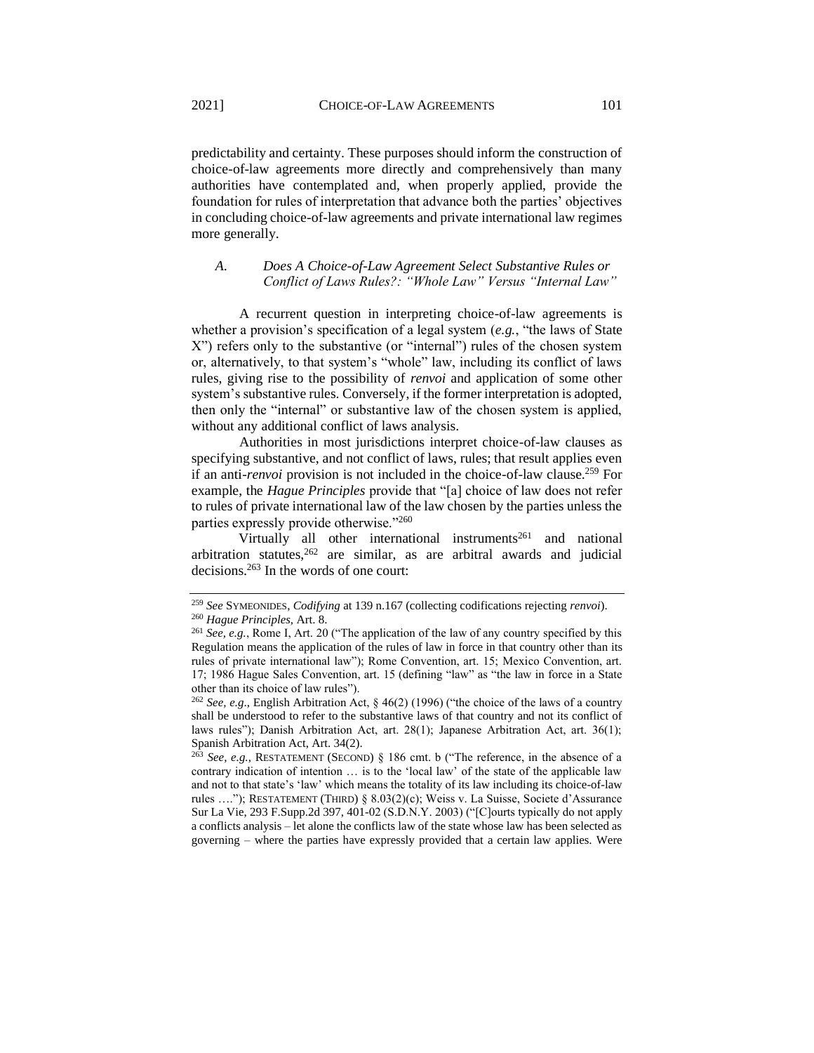predictability and certainty. These purposes should inform the construction of choice-of-law agreements more directly and comprehensively than many authorities have contemplated and, when properly applied, provide the foundation for rules of interpretation that advance both the parties' objectives in concluding choice-of-law agreements and private international law regimes more generally.

### *A. Does A Choice-of-Law Agreement Select Substantive Rules or Conflict of Laws Rules?: "Whole Law" Versus "Internal Law"*

A recurrent question in interpreting choice-of-law agreements is whether a provision's specification of a legal system (*e.g.*, "the laws of State X") refers only to the substantive (or "internal") rules of the chosen system or, alternatively, to that system's "whole" law, including its conflict of laws rules, giving rise to the possibility of *renvoi* and application of some other system's substantive rules. Conversely, if the former interpretation is adopted, then only the "internal" or substantive law of the chosen system is applied, without any additional conflict of laws analysis.

Authorities in most jurisdictions interpret choice-of-law clauses as specifying substantive, and not conflict of laws, rules; that result applies even if an anti-*renvoi* provision is not included in the choice-of-law clause.[259] For example, the *Hague Principles* provide that "[a] choice of law does not refer to rules of private international law of the law chosen by the parties unless the parties expressly provide otherwise."[260]

Virtually all other international instruments[261] and national arbitration statutes,[262] are similar, as are arbitral awards and judicial decisions.[263] In the words of one court:

---

[259] *See* SYMEONIDES, *Codifying* at 139 n.167 (collecting codifications rejecting *renvoi*).

[260] *Hague Principles*, Art. 8.

[261] *See, e.g.*, Rome I, Art. 20 ("The application of the law of any country specified by this Regulation means the application of the rules of law in force in that country other than its rules of private international law"); Rome Convention, art. 15; Mexico Convention, art. 17; 1986 Hague Sales Convention, art. 15 (defining "law" as "the law in force in a State other than its choice of law rules").

[262] *See, e.g.*, English Arbitration Act, § 46(2) (1996) ("the choice of the laws of a country shall be understood to refer to the substantive laws of that country and not its conflict of laws rules"); Danish Arbitration Act, art. 28(1); Japanese Arbitration Act, art. 36(1); Spanish Arbitration Act, Art. 34(2).

[263] *See, e.g.*, RESTATEMENT (SECOND) § 186 cmt. b ("The reference, in the absence of a contrary indication of intention … is to the 'local law' of the state of the applicable law and not to that state's 'law' which means the totality of its law including its choice-of-law rules …."); RESTATEMENT (THIRD) § 8.03(2)(c); Weiss v. La Suisse, Societe d'Assurance Sur La Vie, 293 F.Supp.2d 397, 401-02 (S.D.N.Y. 2003) ("[C]ourts typically do not apply a conflicts analysis – let alone the conflicts law of the state whose law has been selected as governing – where the parties have expressly provided that a certain law applies. Were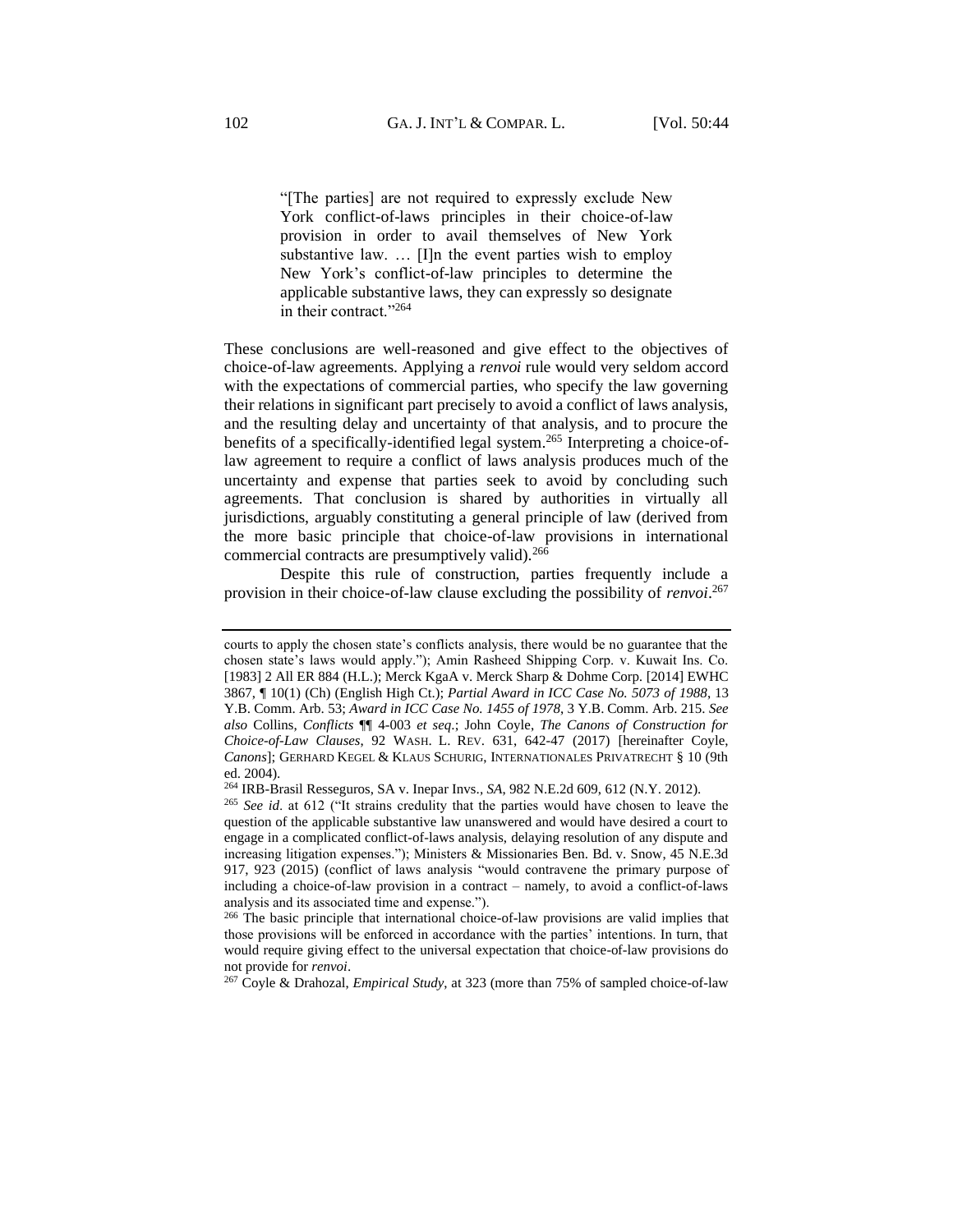> "[The parties] are not required to expressly exclude New York conflict-of-laws principles in their choice-of-law provision in order to avail themselves of New York substantive law. … [I]n the event parties wish to employ New York's conflict-of-law principles to determine the applicable substantive laws, they can expressly so designate in their contract."[264]

These conclusions are well-reasoned and give effect to the objectives of choice-of-law agreements. Applying a *renvoi* rule would very seldom accord with the expectations of commercial parties, who specify the law governing their relations in significant part precisely to avoid a conflict of laws analysis, and the resulting delay and uncertainty of that analysis, and to procure the benefits of a specifically-identified legal system.[265] Interpreting a choice-of-law agreement to require a conflict of laws analysis produces much of the uncertainty and expense that parties seek to avoid by concluding such agreements. That conclusion is shared by authorities in virtually all jurisdictions, arguably constituting a general principle of law (derived from the more basic principle that choice-of-law provisions in international commercial contracts are presumptively valid).[266]

Despite this rule of construction, parties frequently include a provision in their choice-of-law clause excluding the possibility of *renvoi*.[267]

---

courts to apply the chosen state's conflicts analysis, there would be no guarantee that the chosen state's laws would apply."); Amin Rasheed Shipping Corp. v. Kuwait Ins. Co. [1983] 2 All ER 884 (H.L.); Merck KgaA v. Merck Sharp & Dohme Corp. [2014] EWHC 3867, ¶ 10(1) (Ch) (English High Ct.); *Partial Award in ICC Case No. 5073 of 1988*, 13 Y.B. Comm. Arb. 53; *Award in ICC Case No. 1455 of 1978*, 3 Y.B. Comm. Arb. 215. *See also* Collins, *Conflicts* ¶¶ 4-003 *et seq*.; John Coyle, *The Canons of Construction for Choice-of-Law Clauses*, 92 WASH. L. REV. 631, 642-47 (2017) [hereinafter Coyle, *Canons*]; GERHARD KEGEL & KLAUS SCHURIG, INTERNATIONALES PRIVATRECHT § 10 (9th ed. 2004).

[264] IRB-Brasil Resseguros, SA v. Inepar Invs., *SA*, 982 N.E.2d 609, 612 (N.Y. 2012).

[265] *See id.* at 612 ("It strains credulity that the parties would have chosen to leave the question of the applicable substantive law unanswered and would have desired a court to engage in a complicated conflict-of-laws analysis, delaying resolution of any dispute and increasing litigation expenses."); Ministers & Missionaries Ben. Bd. v. Snow, 45 N.E.3d 917, 923 (2015) (conflict of laws analysis "would contravene the primary purpose of including a choice-of-law provision in a contract – namely, to avoid a conflict-of-laws analysis and its associated time and expense.").

[266] The basic principle that international choice-of-law provisions are valid implies that those provisions will be enforced in accordance with the parties' intentions. In turn, that would require giving effect to the universal expectation that choice-of-law provisions do not provide for *renvoi*.

[267] Coyle & Drahozal, *Empirical Study*, at 323 (more than 75% of sampled choice-of-law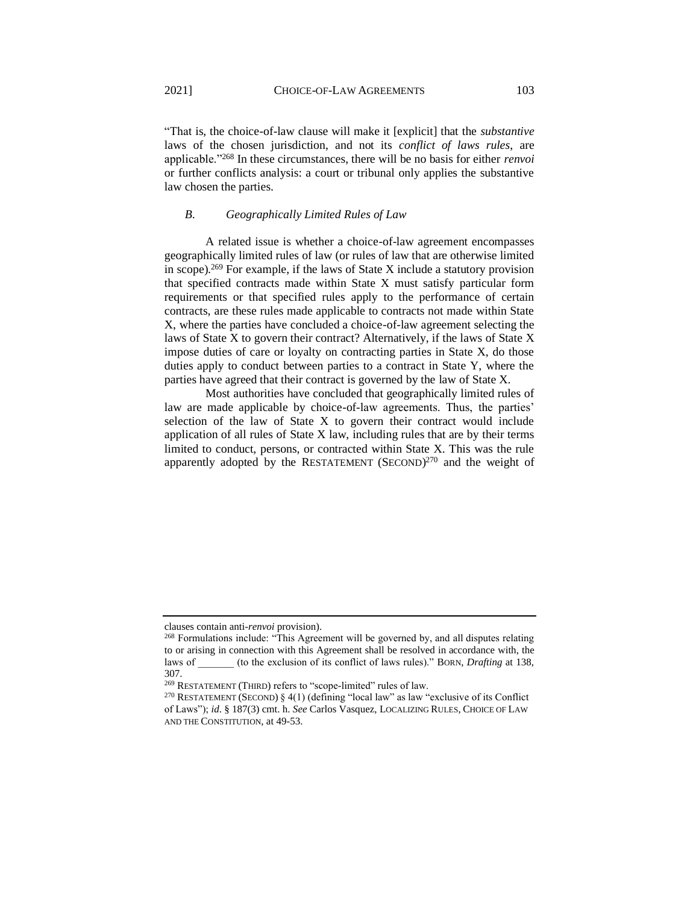"That is, the choice-of-law clause will make it [explicit] that the *substantive* laws of the chosen jurisdiction, and not its *conflict of laws rules*, are applicable."[268] In these circumstances, there will be no basis for either *renvoi* or further conflicts analysis: a court or tribunal only applies the substantive law chosen the parties.

### *B. Geographically Limited Rules of Law*

A related issue is whether a choice-of-law agreement encompasses geographically limited rules of law (or rules of law that are otherwise limited in scope).[269] For example, if the laws of State X include a statutory provision that specified contracts made within State X must satisfy particular form requirements or that specified rules apply to the performance of certain contracts, are these rules made applicable to contracts not made within State X, where the parties have concluded a choice-of-law agreement selecting the laws of State X to govern their contract? Alternatively, if the laws of State X impose duties of care or loyalty on contracting parties in State X, do those duties apply to conduct between parties to a contract in State Y, where the parties have agreed that their contract is governed by the law of State X.

Most authorities have concluded that geographically limited rules of law are made applicable by choice-of-law agreements. Thus, the parties' selection of the law of State X to govern their contract would include application of all rules of State X law, including rules that are by their terms limited to conduct, persons, or contracted within State X. This was the rule apparently adopted by the RESTATEMENT (SECOND)[270] and the weight of

---

clauses contain anti-*renvoi* provision).

[268] Formulations include: "This Agreement will be governed by, and all disputes relating to or arising in connection with this Agreement shall be resolved in accordance with, the laws of _______ (to the exclusion of its conflict of laws rules)." BORN, *Drafting* at 138, 307.

[269] RESTATEMENT (THIRD) refers to "scope-limited" rules of law.

[270] RESTATEMENT (SECOND) § 4(1) (defining "local law" as law "exclusive of its Conflict of Laws"); *id*. § 187(3) cmt. h. *See* Carlos Vasquez, LOCALIZING RULES, CHOICE OF LAW AND THE CONSTITUTION, at 49-53.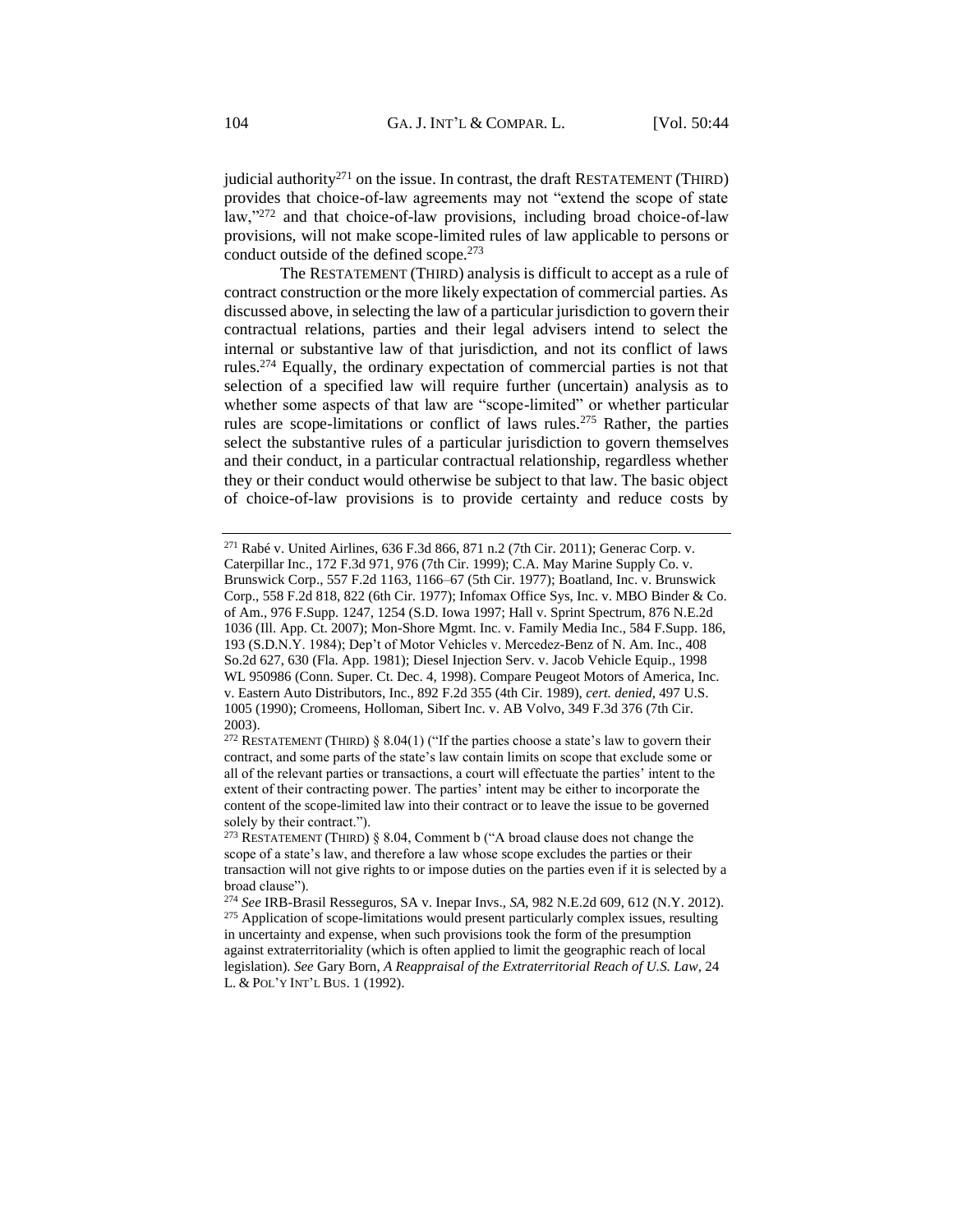judicial authority[271] on the issue. In contrast, the draft RESTATEMENT (THIRD) provides that choice-of-law agreements may not "extend the scope of state law,"[272] and that choice-of-law provisions, including broad choice-of-law provisions, will not make scope-limited rules of law applicable to persons or conduct outside of the defined scope.[273]

The RESTATEMENT (THIRD) analysis is difficult to accept as a rule of contract construction or the more likely expectation of commercial parties. As discussed above, in selecting the law of a particular jurisdiction to govern their contractual relations, parties and their legal advisers intend to select the internal or substantive law of that jurisdiction, and not its conflict of laws rules.[274] Equally, the ordinary expectation of commercial parties is not that selection of a specified law will require further (uncertain) analysis as to whether some aspects of that law are "scope-limited" or whether particular rules are scope-limitations or conflict of laws rules.[275] Rather, the parties select the substantive rules of a particular jurisdiction to govern themselves and their conduct, in a particular contractual relationship, regardless whether they or their conduct would otherwise be subject to that law. The basic object of choice-of-law provisions is to provide certainty and reduce costs by

---

[271] Rabé v. United Airlines, 636 F.3d 866, 871 n.2 (7th Cir. 2011); Generac Corp. v. Caterpillar Inc., 172 F.3d 971, 976 (7th Cir. 1999); C.A. May Marine Supply Co. v. Brunswick Corp., 557 F.2d 1163, 1166–67 (5th Cir. 1977); Boatland, Inc. v. Brunswick Corp., 558 F.2d 818, 822 (6th Cir. 1977); Infomax Office Sys, Inc. v. MBO Binder & Co. of Am., 976 F.Supp. 1247, 1254 (S.D. Iowa 1997); Hall v. Sprint Spectrum, 876 N.E.2d 1036 (Ill. App. Ct. 2007); Mon-Shore Mgmt. Inc. v. Family Media Inc., 584 F.Supp. 186, 193 (S.D.N.Y. 1984); Dep't of Motor Vehicles v. Mercedez-Benz of N. Am. Inc., 408 So.2d 627, 630 (Fla. App. 1981); Diesel Injection Serv. v. Jacob Vehicle Equip., 1998 WL 950986 (Conn. Super. Ct. Dec. 4, 1998). Compare Peugeot Motors of America, Inc. v. Eastern Auto Distributors, Inc., 892 F.2d 355 (4th Cir. 1989), *cert. denied*, 497 U.S. 1005 (1990); Cromeens, Holloman, Sibert Inc. v. AB Volvo, 349 F.3d 376 (7th Cir. 2003).

[272] RESTATEMENT (THIRD) § 8.04(1) ("If the parties choose a state's law to govern their contract, and some parts of the state's law contain limits on scope that exclude some or all of the relevant parties or transactions, a court will effectuate the parties' intent to the extent of their contracting power. The parties' intent may be either to incorporate the content of the scope-limited law into their contract or to leave the issue to be governed solely by their contract.").

[273] RESTATEMENT (THIRD) § 8.04, Comment b ("A broad clause does not change the scope of a state's law, and therefore a law whose scope excludes the parties or their transaction will not give rights to or impose duties on the parties even if it is selected by a broad clause").

[274] *See* IRB-Brasil Resseguros, SA v. Inepar Invs., *SA*, 982 N.E.2d 609, 612 (N.Y. 2012).

[275] Application of scope-limitations would present particularly complex issues, resulting in uncertainty and expense, when such provisions took the form of the presumption against extraterritoriality (which is often applied to limit the geographic reach of local legislation). *See* Gary Born, *A Reappraisal of the Extraterritorial Reach of U.S. Law*, 24 L. & POL'Y INT'L BUS. 1 (1992).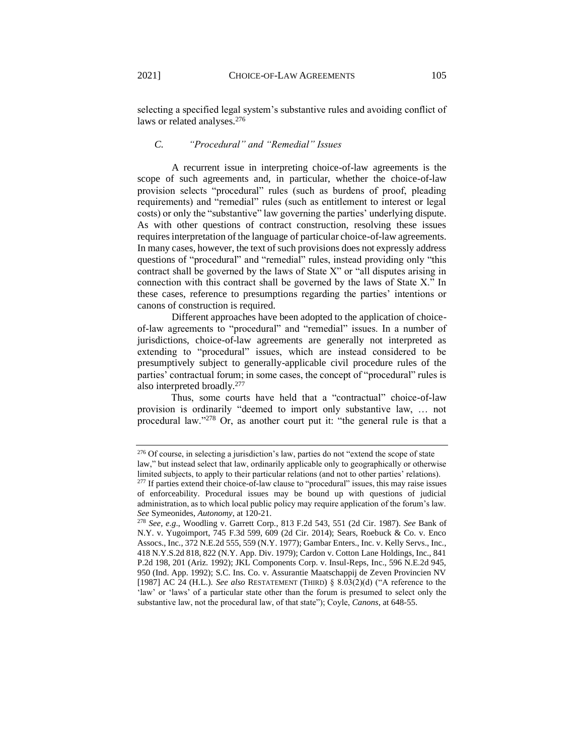selecting a specified legal system's substantive rules and avoiding conflict of laws or related analyses.[276]

### *C. "Procedural" and "Remedial" Issues*

A recurrent issue in interpreting choice-of-law agreements is the scope of such agreements and, in particular, whether the choice-of-law provision selects "procedural" rules (such as burdens of proof, pleading requirements) and "remedial" rules (such as entitlement to interest or legal costs) or only the "substantive" law governing the parties' underlying dispute. As with other questions of contract construction, resolving these issues requires interpretation of the language of particular choice-of-law agreements. In many cases, however, the text of such provisions does not expressly address questions of "procedural" and "remedial" rules, instead providing only "this contract shall be governed by the laws of State X" or "all disputes arising in connection with this contract shall be governed by the laws of State X." In these cases, reference to presumptions regarding the parties' intentions or canons of construction is required.

Different approaches have been adopted to the application of choice-of-law agreements to "procedural" and "remedial" issues. In a number of jurisdictions, choice-of-law agreements are generally not interpreted as extending to "procedural" issues, which are instead considered to be presumptively subject to generally-applicable civil procedure rules of the parties' contractual forum; in some cases, the concept of "procedural" rules is also interpreted broadly.[277]

Thus, some courts have held that a "contractual" choice-of-law provision is ordinarily "deemed to import only substantive law, … not procedural law."[278] Or, as another court put it: "the general rule is that a

---

[276] Of course, in selecting a jurisdiction's law, parties do not "extend the scope of state law," but instead select that law, ordinarily applicable only to geographically or otherwise limited subjects, to apply to their particular relations (and not to other parties' relations).

[277] If parties extend their choice-of-law clause to "procedural" issues, this may raise issues of enforceability. Procedural issues may be bound up with questions of judicial administration, as to which local public policy may require application of the forum's law. *See* Symeonides, *Autonomy*, at 120-21.

[278] *See, e.g.*, Woodling v. Garrett Corp., 813 F.2d 543, 551 (2d Cir. 1987). *See* Bank of N.Y. v. Yugoimport, 745 F.3d 599, 609 (2d Cir. 2014); Sears, Roebuck & Co. v. Enco Assocs., Inc., 372 N.E.2d 555, 559 (N.Y. 1977); Gambar Enters., Inc. v. Kelly Servs., Inc., 418 N.Y.S.2d 818, 822 (N.Y. App. Div. 1979); Cardon v. Cotton Lane Holdings, Inc., 841 P.2d 198, 201 (Ariz. 1992); JKL Components Corp. v. Insul-Reps, Inc., 596 N.E.2d 945, 950 (Ind. App. 1992); S.C. Ins. Co. v. Assurantie Maatschappij de Zeven Provincien NV [1987] AC 24 (H.L.). *See also* RESTATEMENT (THIRD) § 8.03(2)(d) ("A reference to the 'law' or 'laws' of a particular state other than the forum is presumed to select only the substantive law, not the procedural law, of that state"); Coyle, *Canons*, at 648-55.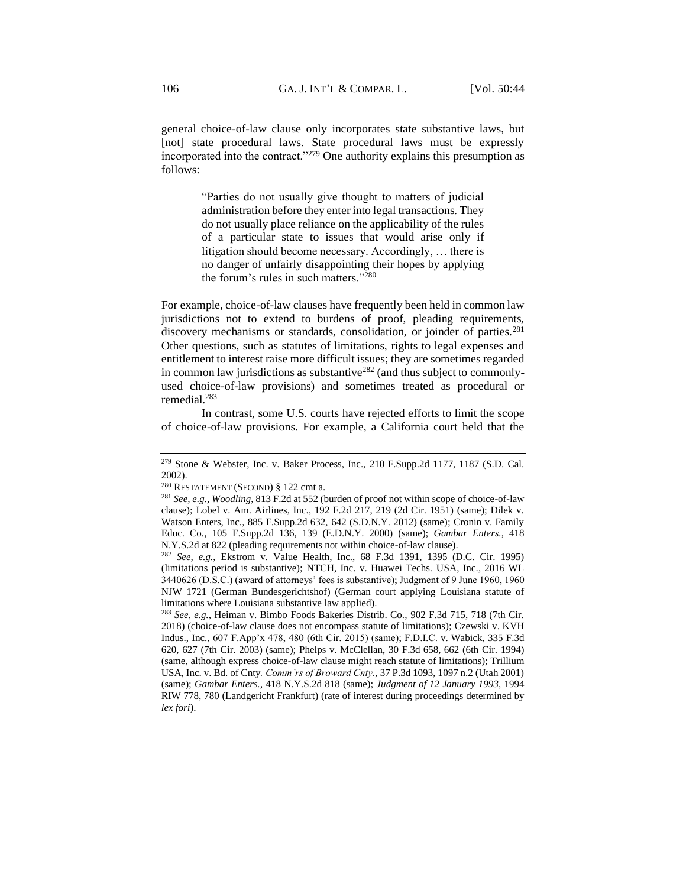general choice-of-law clause only incorporates state substantive laws, but [not] state procedural laws. State procedural laws must be expressly incorporated into the contract."[279] One authority explains this presumption as follows:

> "Parties do not usually give thought to matters of judicial administration before they enter into legal transactions. They do not usually place reliance on the applicability of the rules of a particular state to issues that would arise only if litigation should become necessary. Accordingly, … there is no danger of unfairly disappointing their hopes by applying the forum's rules in such matters."[280]

For example, choice-of-law clauses have frequently been held in common law jurisdictions not to extend to burdens of proof, pleading requirements, discovery mechanisms or standards, consolidation, or joinder of parties.[281] Other questions, such as statutes of limitations, rights to legal expenses and entitlement to interest raise more difficult issues; they are sometimes regarded in common law jurisdictions as substantive[282] (and thus subject to commonly-used choice-of-law provisions) and sometimes treated as procedural or remedial.[283]

In contrast, some U.S. courts have rejected efforts to limit the scope of choice-of-law provisions. For example, a California court held that the

---

[279] Stone & Webster, Inc. v. Baker Process, Inc., 210 F.Supp.2d 1177, 1187 (S.D. Cal. 2002).

[280] RESTATEMENT (SECOND) § 122 cmt a.

[281] *See, e.g.*, *Woodling*, 813 F.2d at 552 (burden of proof not within scope of choice-of-law clause); Lobel v. Am. Airlines, Inc., 192 F.2d 217, 219 (2d Cir. 1951) (same); Dilek v. Watson Enters, Inc., 885 F.Supp.2d 632, 642 (S.D.N.Y. 2012) (same); Cronin v. Family Educ. Co., 105 F.Supp.2d 136, 139 (E.D.N.Y. 2000) (same); *Gambar Enters.*, 418 N.Y.S.2d at 822 (pleading requirements not within choice-of-law clause).

[282] *See, e.g.*, Ekstrom v. Value Health, Inc., 68 F.3d 1391, 1395 (D.C. Cir. 1995) (limitations period is substantive); NTCH, Inc. v. Huawei Techs. USA, Inc., 2016 WL 3440626 (D.S.C.) (award of attorneys' fees is substantive); Judgment of 9 June 1960, 1960 NJW 1721 (German Bundesgerichtshof) (German court applying Louisiana statute of limitations where Louisiana substantive law applied).

[283] *See, e.g.*, Heiman v. Bimbo Foods Bakeries Distrib. Co., 902 F.3d 715, 718 (7th Cir. 2018) (choice-of-law clause does not encompass statute of limitations); Czewski v. KVH Indus., Inc., 607 F.App'x 478, 480 (6th Cir. 2015) (same); F.D.I.C. v. Wabick, 335 F.3d 620, 627 (7th Cir. 2003) (same); Phelps v. McClellan, 30 F.3d 658, 662 (6th Cir. 1994) (same, although express choice-of-law clause might reach statute of limitations); Trillium USA, Inc. v. Bd. of Cnty. *Comm'rs of Broward Cnty.*, 37 P.3d 1093, 1097 n.2 (Utah 2001) (same); *Gambar Enters.*, 418 N.Y.S.2d 818 (same); *Judgment of 12 January 1993*, 1994 RIW 778, 780 (Landgericht Frankfurt) (rate of interest during proceedings determined by *lex fori*).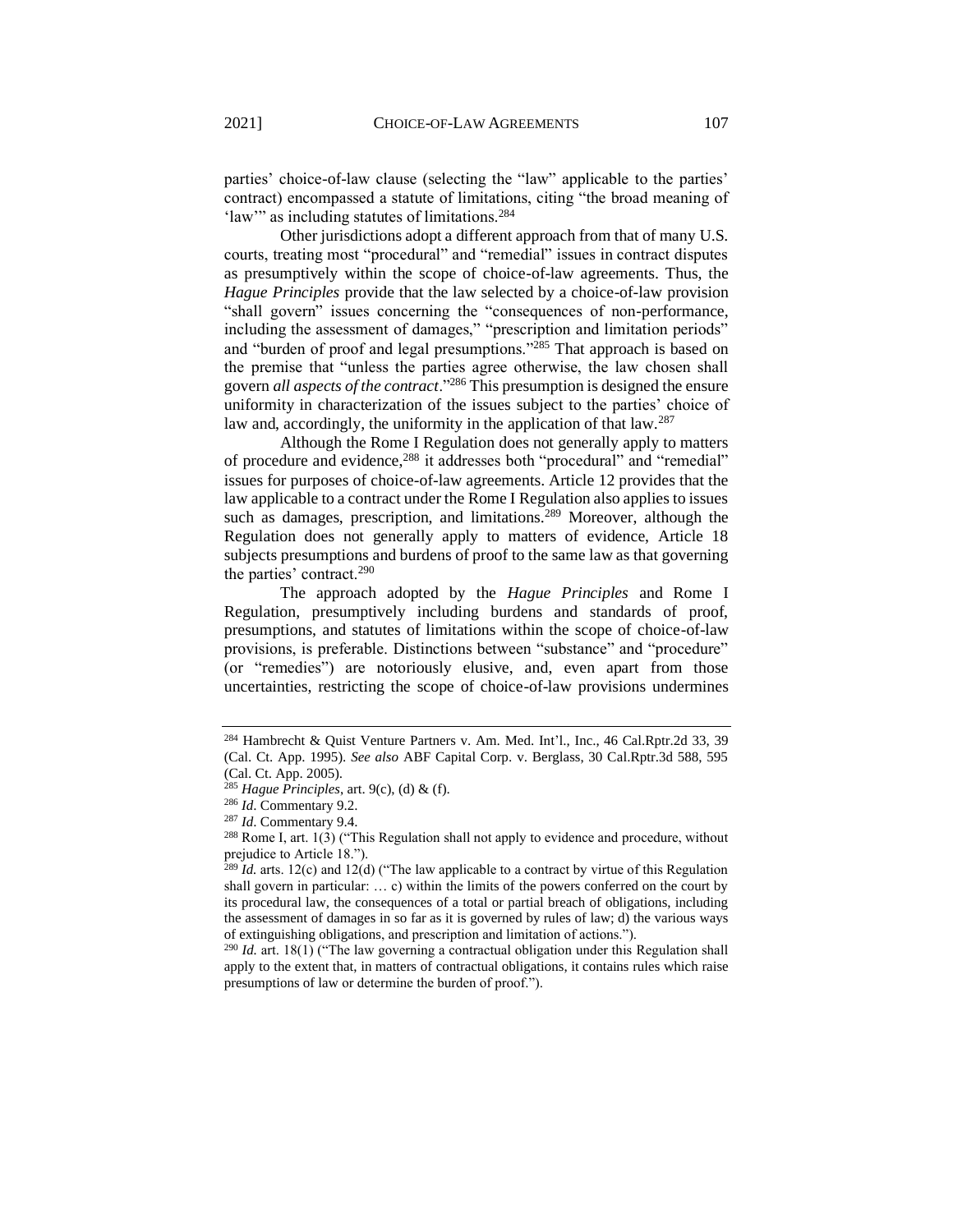parties' choice-of-law clause (selecting the "law" applicable to the parties' contract) encompassed a statute of limitations, citing "the broad meaning of 'law'" as including statutes of limitations.[284]

Other jurisdictions adopt a different approach from that of many U.S. courts, treating most "procedural" and "remedial" issues in contract disputes as presumptively within the scope of choice-of-law agreements. Thus, the *Hague Principles* provide that the law selected by a choice-of-law provision "shall govern" issues concerning the "consequences of non-performance, including the assessment of damages," "prescription and limitation periods" and "burden of proof and legal presumptions."[285] That approach is based on the premise that "unless the parties agree otherwise, the law chosen shall govern *all aspects of the contract*."[286] This presumption is designed the ensure uniformity in characterization of the issues subject to the parties' choice of law and, accordingly, the uniformity in the application of that law.[287]

Although the Rome I Regulation does not generally apply to matters of procedure and evidence,[288] it addresses both "procedural" and "remedial" issues for purposes of choice-of-law agreements. Article 12 provides that the law applicable to a contract under the Rome I Regulation also applies to issues such as damages, prescription, and limitations.[289] Moreover, although the Regulation does not generally apply to matters of evidence, Article 18 subjects presumptions and burdens of proof to the same law as that governing the parties' contract.[290]

The approach adopted by the *Hague Principles* and Rome I Regulation, presumptively including burdens and standards of proof, presumptions, and statutes of limitations within the scope of choice-of-law provisions, is preferable. Distinctions between "substance" and "procedure" (or "remedies") are notoriously elusive, and, even apart from those uncertainties, restricting the scope of choice-of-law provisions undermines

---

[284] Hambrecht & Quist Venture Partners v. Am. Med. Int'l., Inc., 46 Cal.Rptr.2d 33, 39 (Cal. Ct. App. 1995). *See also* ABF Capital Corp. v. Berglass, 30 Cal.Rptr.3d 588, 595 (Cal. Ct. App. 2005).

[285] *Hague Principles*, art. 9(c), (d) & (f).

[286] *Id*. Commentary 9.2.

[287] *Id*. Commentary 9.4.

[288] Rome I, art. 1(3) ("This Regulation shall not apply to evidence and procedure, without prejudice to Article 18.").

[289] *Id.* arts. 12(c) and 12(d) ("The law applicable to a contract by virtue of this Regulation shall govern in particular: … c) within the limits of the powers conferred on the court by its procedural law, the consequences of a total or partial breach of obligations, including the assessment of damages in so far as it is governed by rules of law; d) the various ways of extinguishing obligations, and prescription and limitation of actions.").

[290] *Id.* art. 18(1) ("The law governing a contractual obligation under this Regulation shall apply to the extent that, in matters of contractual obligations, it contains rules which raise presumptions of law or determine the burden of proof.").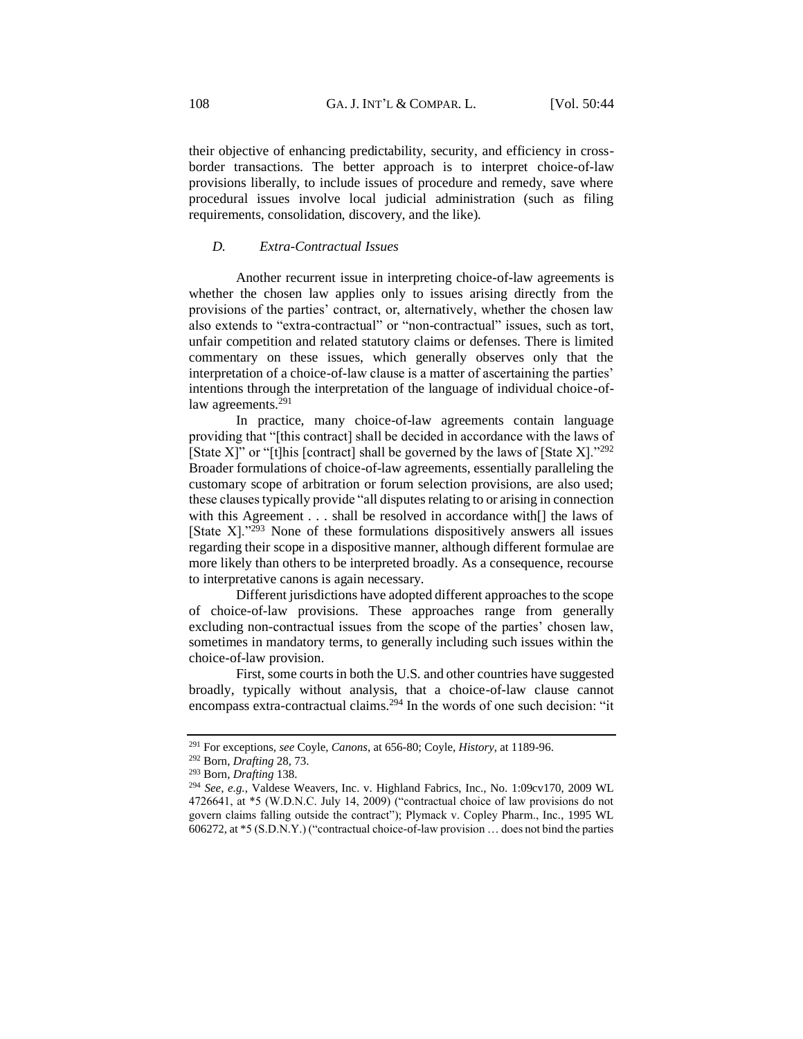their objective of enhancing predictability, security, and efficiency in cross-border transactions. The better approach is to interpret choice-of-law provisions liberally, to include issues of procedure and remedy, save where procedural issues involve local judicial administration (such as filing requirements, consolidation, discovery, and the like).

### *D. Extra-Contractual Issues*

Another recurrent issue in interpreting choice-of-law agreements is whether the chosen law applies only to issues arising directly from the provisions of the parties' contract, or, alternatively, whether the chosen law also extends to "extra-contractual" or "non-contractual" issues, such as tort, unfair competition and related statutory claims or defenses. There is limited commentary on these issues, which generally observes only that the interpretation of a choice-of-law clause is a matter of ascertaining the parties' intentions through the interpretation of the language of individual choice-of-law agreements.[291]

In practice, many choice-of-law agreements contain language providing that "[this contract] shall be decided in accordance with the laws of [State X]" or "[t]his [contract] shall be governed by the laws of [State X]."[292] Broader formulations of choice-of-law agreements, essentially paralleling the customary scope of arbitration or forum selection provisions, are also used; these clauses typically provide "all disputes relating to or arising in connection with this Agreement . . . shall be resolved in accordance with[] the laws of [State X]."[293] None of these formulations dispositively answers all issues regarding their scope in a dispositive manner, although different formulae are more likely than others to be interpreted broadly. As a consequence, recourse to interpretative canons is again necessary.

Different jurisdictions have adopted different approaches to the scope of choice-of-law provisions. These approaches range from generally excluding non-contractual issues from the scope of the parties' chosen law, sometimes in mandatory terms, to generally including such issues within the choice-of-law provision.

First, some courts in both the U.S. and other countries have suggested broadly, typically without analysis, that a choice-of-law clause cannot encompass extra-contractual claims.[294] In the words of one such decision: "it

---

[291] For exceptions, *see* Coyle, *Canons*, at 656-80; Coyle, *History*, at 1189-96.

[292] Born, *Drafting* 28, 73.

[293] Born, *Drafting* 138.

[294] *See, e.g.*, Valdese Weavers, Inc. v. Highland Fabrics, Inc., No. 1:09cv170, 2009 WL 4726641, at *5 (W.D.N.C. July 14, 2009) ("contractual choice of law provisions do not govern claims falling outside the contract"); Plymack v. Copley Pharm., Inc., 1995 WL 606272, at *5 (S.D.N.Y.) ("contractual choice-of-law provision … does not bind the parties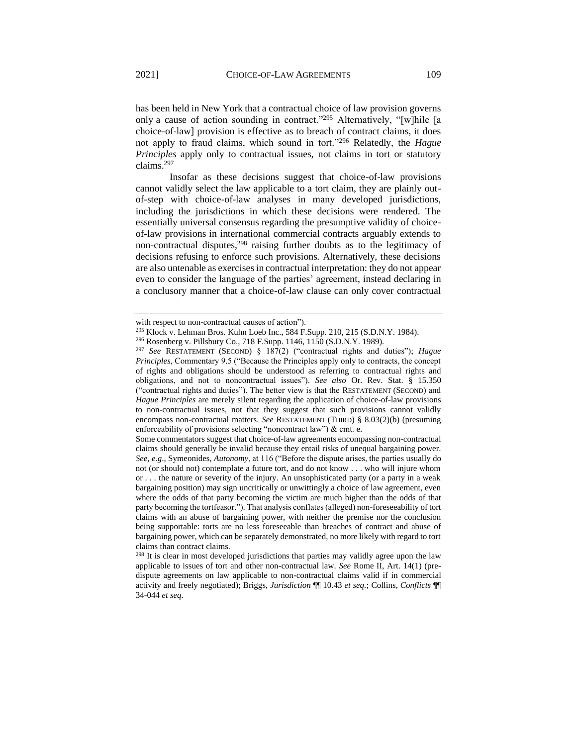has been held in New York that a contractual choice of law provision governs only a cause of action sounding in contract."[295] Alternatively, "[w]hile [a choice-of-law] provision is effective as to breach of contract claims, it does not apply to fraud claims, which sound in tort."[296] Relatedly, the *Hague Principles* apply only to contractual issues, not claims in tort or statutory claims.[297]

Insofar as these decisions suggest that choice-of-law provisions cannot validly select the law applicable to a tort claim, they are plainly out-of-step with choice-of-law analyses in many developed jurisdictions, including the jurisdictions in which these decisions were rendered. The essentially universal consensus regarding the presumptive validity of choice-of-law provisions in international commercial contracts arguably extends to non-contractual disputes,[298] raising further doubts as to the legitimacy of decisions refusing to enforce such provisions. Alternatively, these decisions are also untenable as exercises in contractual interpretation: they do not appear even to consider the language of the parties' agreement, instead declaring in a conclusory manner that a choice-of-law clause can only cover contractual

---

with respect to non-contractual causes of action").

[295] Klock v. Lehman Bros. Kuhn Loeb Inc., 584 F.Supp. 210, 215 (S.D.N.Y. 1984).

[296] Rosenberg v. Pillsbury Co., 718 F.Supp. 1146, 1150 (S.D.N.Y. 1989).

[297] *See* RESTATEMENT (SECOND) § 187(2) ("contractual rights and duties"); *Hague Principles*, Commentary 9.5 ("Because the Principles apply only to contracts, the concept of rights and obligations should be understood as referring to contractual rights and obligations, and not to noncontractual issues"). *See also* Or. Rev. Stat. § 15.350 ("contractual rights and duties"). The better view is that the RESTATEMENT (SECOND) and *Hague Principles* are merely silent regarding the application of choice-of-law provisions to non-contractual issues, not that they suggest that such provisions cannot validly encompass non-contractual matters. *See* RESTATEMENT (THIRD) § 8.03(2)(b) (presuming enforceability of provisions selecting "noncontract law") & cmt. e.

Some commentators suggest that choice-of-law agreements encompassing non-contractual claims should generally be invalid because they entail risks of unequal bargaining power. *See, e.g*., Symeonides, *Autonomy*, at 116 ("Before the dispute arises, the parties usually do not (or should not) contemplate a future tort, and do not know . . . who will injure whom or . . . the nature or severity of the injury. An unsophisticated party (or a party in a weak bargaining position) may sign uncritically or unwittingly a choice of law agreement, even where the odds of that party becoming the victim are much higher than the odds of that party becoming the tortfeasor."). That analysis conflates (alleged) non-foreseeability of tort claims with an abuse of bargaining power, with neither the premise nor the conclusion being supportable: torts are no less foreseeable than breaches of contract and abuse of bargaining power, which can be separately demonstrated, no more likely with regard to tort claims than contract claims.

[298] It is clear in most developed jurisdictions that parties may validly agree upon the law applicable to issues of tort and other non-contractual law. *See* Rome II, Art. 14(1) (pre-dispute agreements on law applicable to non-contractual claims valid if in commercial activity and freely negotiated); Briggs, *Jurisdiction* ¶¶ 10.43 *et seq.*; Collins, *Conflicts* ¶¶ 34-044 *et seq.*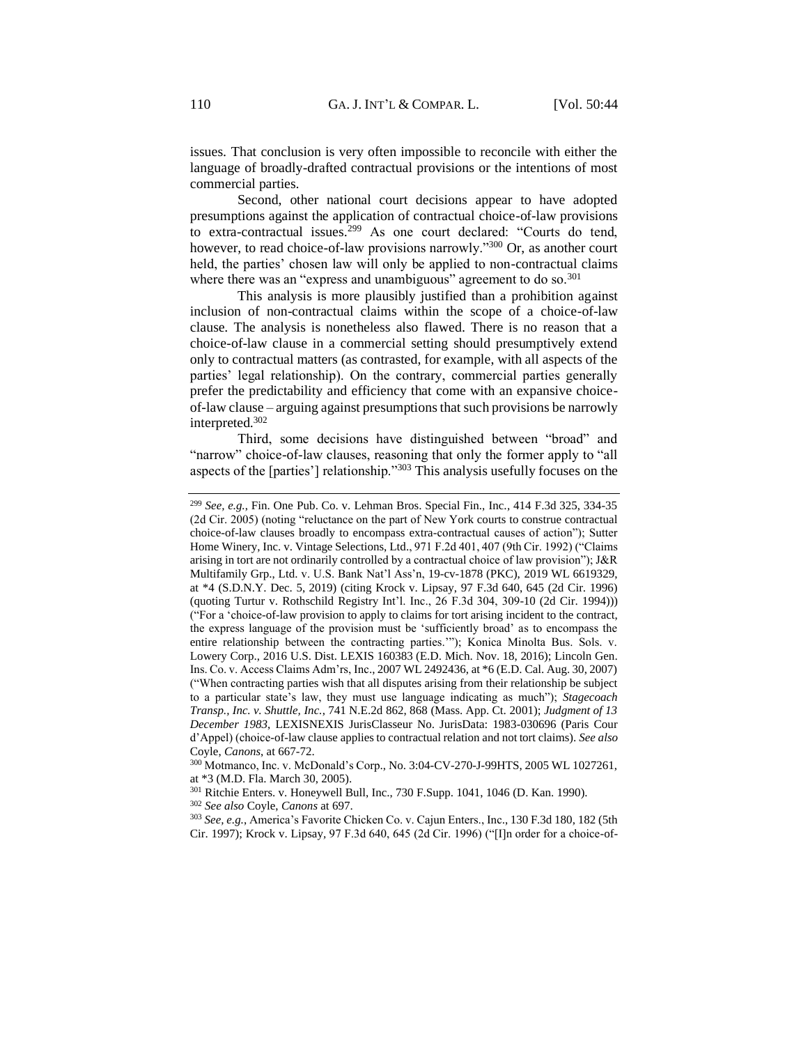issues. That conclusion is very often impossible to reconcile with either the language of broadly-drafted contractual provisions or the intentions of most commercial parties.

Second, other national court decisions appear to have adopted presumptions against the application of contractual choice-of-law provisions to extra-contractual issues.[299] As one court declared: "Courts do tend, however, to read choice-of-law provisions narrowly."[300] Or, as another court held, the parties' chosen law will only be applied to non-contractual claims where there was an "express and unambiguous" agreement to do so.[301]

This analysis is more plausibly justified than a prohibition against inclusion of non-contractual claims within the scope of a choice-of-law clause. The analysis is nonetheless also flawed. There is no reason that a choice-of-law clause in a commercial setting should presumptively extend only to contractual matters (as contrasted, for example, with all aspects of the parties' legal relationship). On the contrary, commercial parties generally prefer the predictability and efficiency that come with an expansive choice-of-law clause – arguing against presumptions that such provisions be narrowly interpreted.[302]

Third, some decisions have distinguished between "broad" and "narrow" choice-of-law clauses, reasoning that only the former apply to "all aspects of the [parties'] relationship."[303] This analysis usefully focuses on the

---

[299] *See, e.g.*, Fin. One Pub. Co. v. Lehman Bros. Special Fin., Inc., 414 F.3d 325, 334-35 (2d Cir. 2005) (noting "reluctance on the part of New York courts to construe contractual choice-of-law clauses broadly to encompass extra-contractual causes of action"); Sutter Home Winery, Inc. v. Vintage Selections, Ltd., 971 F.2d 401, 407 (9th Cir. 1992) ("Claims arising in tort are not ordinarily controlled by a contractual choice of law provision"); J&R Multifamily Grp., Ltd. v. U.S. Bank Nat'l Ass'n, 19-cv-1878 (PKC), 2019 WL 6619329, at *4 (S.D.N.Y. Dec. 5, 2019) (citing Krock v. Lipsay, 97 F.3d 640, 645 (2d Cir. 1996) (quoting Turtur v. Rothschild Registry Int'l. Inc., 26 F.3d 304, 309-10 (2d Cir. 1994))) ("For a 'choice-of-law provision to apply to claims for tort arising incident to the contract, the express language of the provision must be 'sufficiently broad' as to encompass the entire relationship between the contracting parties.'"); Konica Minolta Bus. Sols. v. Lowery Corp., 2016 U.S. Dist. LEXIS 160383 (E.D. Mich. Nov. 18, 2016); Lincoln Gen. Ins. Co. v. Access Claims Adm'rs, Inc., 2007 WL 2492436, at *6 (E.D. Cal. Aug. 30, 2007) ("When contracting parties wish that all disputes arising from their relationship be subject to a particular state's law, they must use language indicating as much"); *Stagecoach Transp., Inc. v. Shuttle, Inc.*, 741 N.E.2d 862, 868 (Mass. App. Ct. 2001); *Judgment of 13 December 1983*, LEXISNEXIS JurisClasseur No. JurisData: 1983-030696 (Paris Cour d'Appel) (choice-of-law clause applies to contractual relation and not tort claims). *See also* Coyle, *Canons*, at 667-72.

[300] Motmanco, Inc. v. McDonald's Corp., No. 3:04-CV-270-J-99HTS, 2005 WL 1027261, at *3 (M.D. Fla. March 30, 2005).

[301] Ritchie Enters. v. Honeywell Bull, Inc., 730 F.Supp. 1041, 1046 (D. Kan. 1990).

[302] *See also* Coyle, *Canons* at 697.

[303] *See, e.g.*, America's Favorite Chicken Co. v. Cajun Enters., Inc., 130 F.3d 180, 182 (5th Cir. 1997); Krock v. Lipsay, 97 F.3d 640, 645 (2d Cir. 1996) ("[I]n order for a choice-of-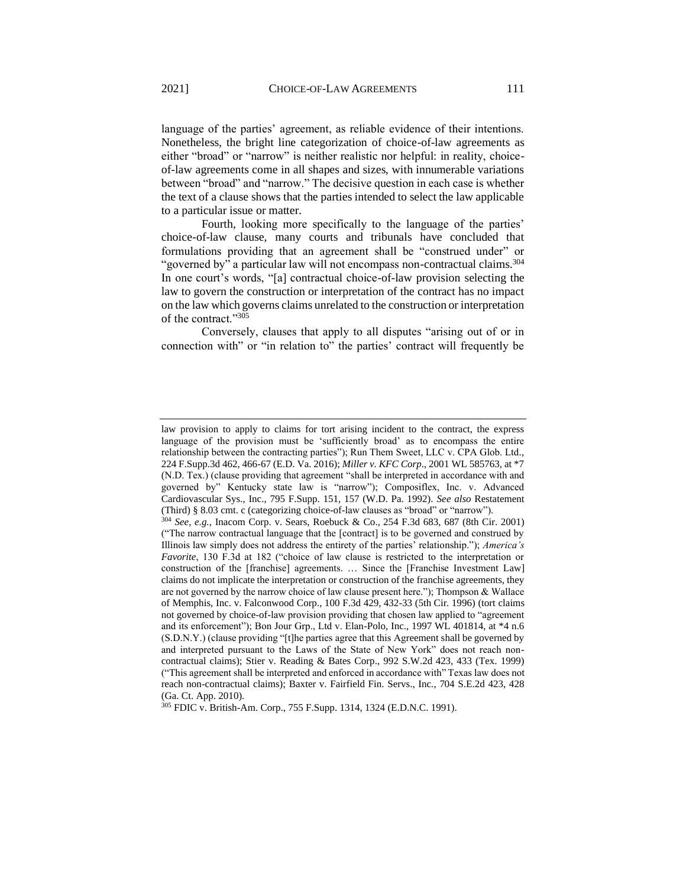language of the parties' agreement, as reliable evidence of their intentions. Nonetheless, the bright line categorization of choice-of-law agreements as either "broad" or "narrow" is neither realistic nor helpful: in reality, choice-of-law agreements come in all shapes and sizes, with innumerable variations between "broad" and "narrow." The decisive question in each case is whether the text of a clause shows that the parties intended to select the law applicable to a particular issue or matter.

Fourth, looking more specifically to the language of the parties' choice-of-law clause, many courts and tribunals have concluded that formulations providing that an agreement shall be "construed under" or "governed by" a particular law will not encompass non-contractual claims.[304] In one court's words, "[a] contractual choice-of-law provision selecting the law to govern the construction or interpretation of the contract has no impact on the law which governs claims unrelated to the construction or interpretation of the contract."[305]

Conversely, clauses that apply to all disputes "arising out of or in connection with" or "in relation to" the parties' contract will frequently be

---

law provision to apply to claims for tort arising incident to the contract, the express language of the provision must be 'sufficiently broad' as to encompass the entire relationship between the contracting parties"); Run Them Sweet, LLC v. CPA Glob. Ltd., 224 F.Supp.3d 462, 466-67 (E.D. Va. 2016); *Miller v. KFC Corp*., 2001 WL 585763, at *7 (N.D. Tex.) (clause providing that agreement "shall be interpreted in accordance with and governed by" Kentucky state law is "narrow"); Composiflex, Inc. v. Advanced Cardiovascular Sys., Inc., 795 F.Supp. 151, 157 (W.D. Pa. 1992). *See also* Restatement (Third) § 8.03 cmt. c (categorizing choice-of-law clauses as "broad" or "narrow").

[304] *See, e.g.*, Inacom Corp. v. Sears, Roebuck & Co., 254 F.3d 683, 687 (8th Cir. 2001) ("The narrow contractual language that the [contract] is to be governed and construed by Illinois law simply does not address the entirety of the parties' relationship."); *America's Favorite*, 130 F.3d at 182 ("choice of law clause is restricted to the interpretation or construction of the [franchise] agreements. … Since the [Franchise Investment Law] claims do not implicate the interpretation or construction of the franchise agreements, they are not governed by the narrow choice of law clause present here."); Thompson & Wallace of Memphis, Inc. v. Falconwood Corp., 100 F.3d 429, 432-33 (5th Cir. 1996) (tort claims not governed by choice-of-law provision providing that chosen law applied to "agreement and its enforcement"); Bon Jour Grp., Ltd v. Elan-Polo, Inc., 1997 WL 401814, at *4 n.6 (S.D.N.Y.) (clause providing "[t]he parties agree that this Agreement shall be governed by and interpreted pursuant to the Laws of the State of New York" does not reach non-contractual claims); Stier v. Reading & Bates Corp., 992 S.W.2d 423, 433 (Tex. 1999) ("This agreement shall be interpreted and enforced in accordance with" Texas law does not reach non-contractual claims); Baxter v. Fairfield Fin. Servs., Inc., 704 S.E.2d 423, 428 (Ga. Ct. App. 2010).

[305] FDIC v. British-Am. Corp., 755 F.Supp. 1314, 1324 (E.D.N.C. 1991).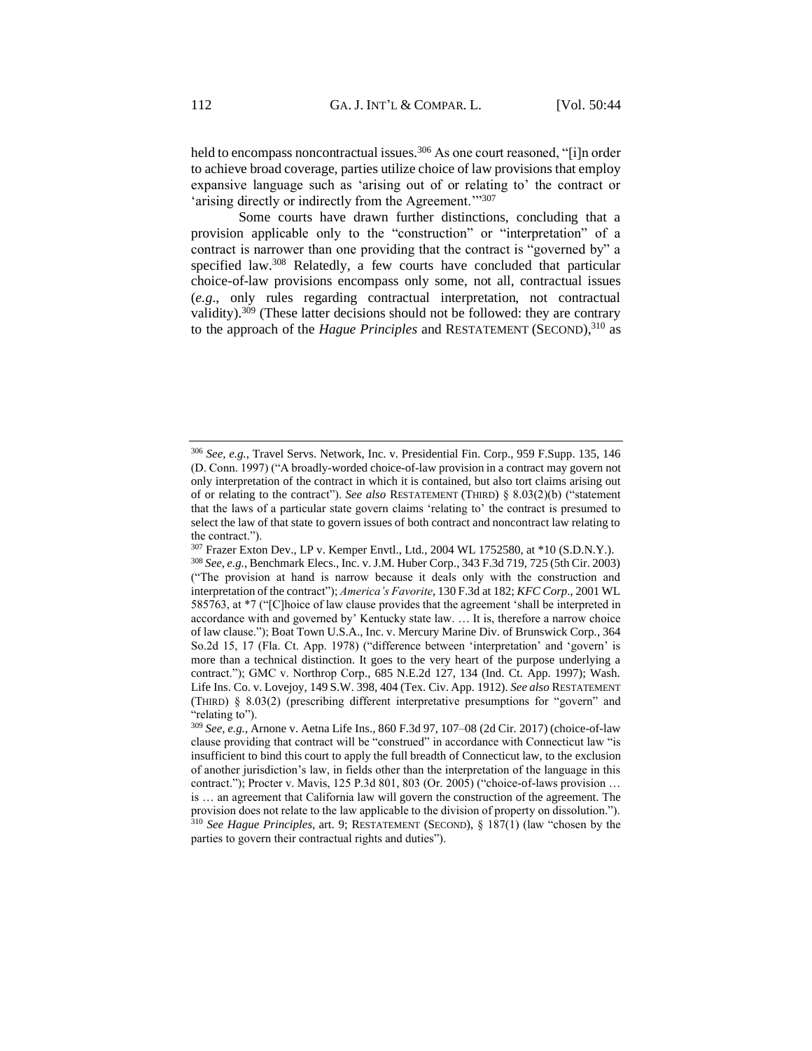held to encompass noncontractual issues.[306] As one court reasoned, "[i]n order to achieve broad coverage, parties utilize choice of law provisions that employ expansive language such as 'arising out of or relating to' the contract or 'arising directly or indirectly from the Agreement.'"[307]

Some courts have drawn further distinctions, concluding that a provision applicable only to the "construction" or "interpretation" of a contract is narrower than one providing that the contract is "governed by" a specified law.[308] Relatedly, a few courts have concluded that particular choice-of-law provisions encompass only some, not all, contractual issues (*e.g*., only rules regarding contractual interpretation, not contractual validity).[309] (These latter decisions should not be followed: they are contrary to the approach of the *Hague Principles* and RESTATEMENT (SECOND),[310] as

---

[306] *See, e.g.*, Travel Servs. Network, Inc. v. Presidential Fin. Corp., 959 F.Supp. 135, 146 (D. Conn. 1997) ("A broadly-worded choice-of-law provision in a contract may govern not only interpretation of the contract in which it is contained, but also tort claims arising out of or relating to the contract"). *See also* RESTATEMENT (THIRD) § 8.03(2)(b) ("statement that the laws of a particular state govern claims 'relating to' the contract is presumed to select the law of that state to govern issues of both contract and noncontract law relating to the contract.").

[307] Frazer Exton Dev., LP v. Kemper Envtl., Ltd., 2004 WL 1752580, at *10 (S.D.N.Y.).

[308] *See, e.g.*, Benchmark Elecs., Inc. v. J.M. Huber Corp., 343 F.3d 719, 725 (5th Cir. 2003) ("The provision at hand is narrow because it deals only with the construction and interpretation of the contract"); *America's Favorite*, 130 F.3d at 182; *KFC Corp*., 2001 WL 585763, at *7 ("[C]hoice of law clause provides that the agreement 'shall be interpreted in accordance with and governed by' Kentucky state law. … It is, therefore a narrow choice of law clause."); Boat Town U.S.A., Inc. v. Mercury Marine Div. of Brunswick Corp., 364 So.2d 15, 17 (Fla. Ct. App. 1978) ("difference between 'interpretation' and 'govern' is more than a technical distinction. It goes to the very heart of the purpose underlying a contract."); GMC v. Northrop Corp., 685 N.E.2d 127, 134 (Ind. Ct. App. 1997); Wash. Life Ins. Co. v. Lovejoy, 149 S.W. 398, 404 (Tex. Civ. App. 1912). *See also* RESTATEMENT (THIRD) § 8.03(2) (prescribing different interpretative presumptions for "govern" and "relating to").

[309] *See, e.g.*, Arnone v. Aetna Life Ins., 860 F.3d 97, 107–08 (2d Cir. 2017) (choice-of-law clause providing that contract will be "construed" in accordance with Connecticut law "is insufficient to bind this court to apply the full breadth of Connecticut law, to the exclusion of another jurisdiction's law, in fields other than the interpretation of the language in this contract."); Procter v. Mavis, 125 P.3d 801, 803 (Or. 2005) ("choice-of-laws provision … is … an agreement that California law will govern the construction of the agreement. The provision does not relate to the law applicable to the division of property on dissolution.").

[310] *See Hague Principles*, art. 9; RESTATEMENT (SECOND), § 187(1) (law "chosen by the parties to govern their contractual rights and duties").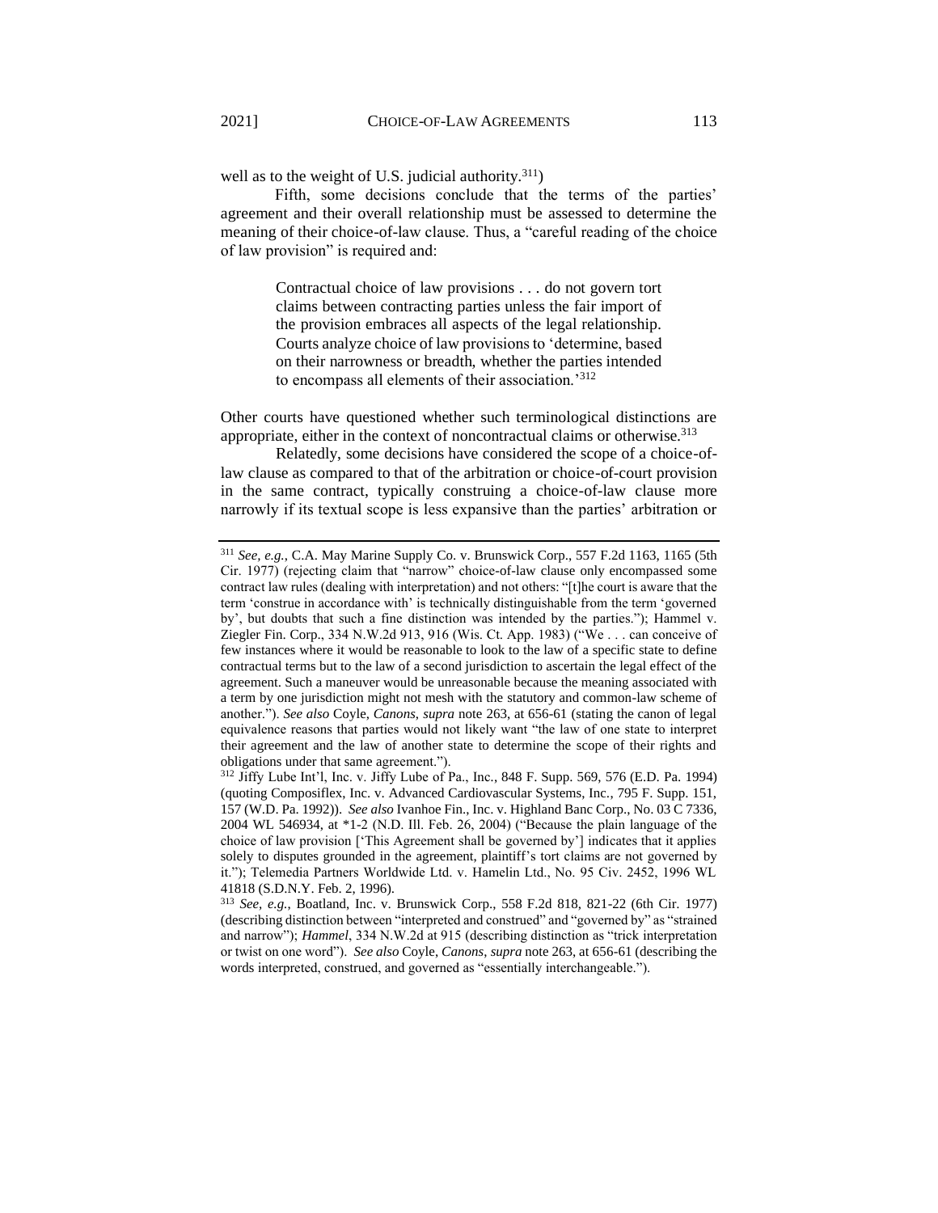well as to the weight of U.S. judicial authority.[311])

Fifth, some decisions conclude that the terms of the parties' agreement and their overall relationship must be assessed to determine the meaning of their choice-of-law clause. Thus, a "careful reading of the choice of law provision" is required and:

> Contractual choice of law provisions . . . do not govern tort claims between contracting parties unless the fair import of the provision embraces all aspects of the legal relationship. Courts analyze choice of law provisions to 'determine, based on their narrowness or breadth, whether the parties intended to encompass all elements of their association.'[312]

Other courts have questioned whether such terminological distinctions are appropriate, either in the context of noncontractual claims or otherwise.[313]

Relatedly, some decisions have considered the scope of a choice-of-law clause as compared to that of the arbitration or choice-of-court provision in the same contract, typically construing a choice-of-law clause more narrowly if its textual scope is less expansive than the parties' arbitration or

---

[311] *See, e.g.*, C.A. May Marine Supply Co. v. Brunswick Corp., 557 F.2d 1163, 1165 (5th Cir. 1977) (rejecting claim that "narrow" choice-of-law clause only encompassed some contract law rules (dealing with interpretation) and not others: "[t]he court is aware that the term 'construe in accordance with' is technically distinguishable from the term 'governed by', but doubts that such a fine distinction was intended by the parties."); Hammel v. Ziegler Fin. Corp., 334 N.W.2d 913, 916 (Wis. Ct. App. 1983) ("We . . . can conceive of few instances where it would be reasonable to look to the law of a specific state to define contractual terms but to the law of a second jurisdiction to ascertain the legal effect of the agreement. Such a maneuver would be unreasonable because the meaning associated with a term by one jurisdiction might not mesh with the statutory and common-law scheme of another."). *See also* Coyle, *Canons*, *supra* note 263, at 656-61 (stating the canon of legal equivalence reasons that parties would not likely want "the law of one state to interpret their agreement and the law of another state to determine the scope of their rights and obligations under that same agreement.").

[312] Jiffy Lube Int'l, Inc. v. Jiffy Lube of Pa., Inc., 848 F. Supp. 569, 576 (E.D. Pa. 1994) (quoting Composiflex, Inc. v. Advanced Cardiovascular Systems, Inc., 795 F. Supp. 151, 157 (W.D. Pa. 1992)). *See also* Ivanhoe Fin., Inc. v. Highland Banc Corp., No. 03 C 7336, 2004 WL 546934, at *1-2 (N.D. Ill. Feb. 26, 2004) ("Because the plain language of the choice of law provision ['This Agreement shall be governed by'] indicates that it applies solely to disputes grounded in the agreement, plaintiff's tort claims are not governed by it."); Telemedia Partners Worldwide Ltd. v. Hamelin Ltd., No. 95 Civ. 2452, 1996 WL 41818 (S.D.N.Y. Feb. 2, 1996).

[313] *See, e.g.*, Boatland, Inc. v. Brunswick Corp., 558 F.2d 818, 821-22 (6th Cir. 1977) (describing distinction between "interpreted and construed" and "governed by" as "strained and narrow"); *Hammel*, 334 N.W.2d at 915 (describing distinction as "trick interpretation or twist on one word"). *See also* Coyle, *Canons*, *supra* note 263, at 656-61 (describing the words interpreted, construed, and governed as "essentially interchangeable.").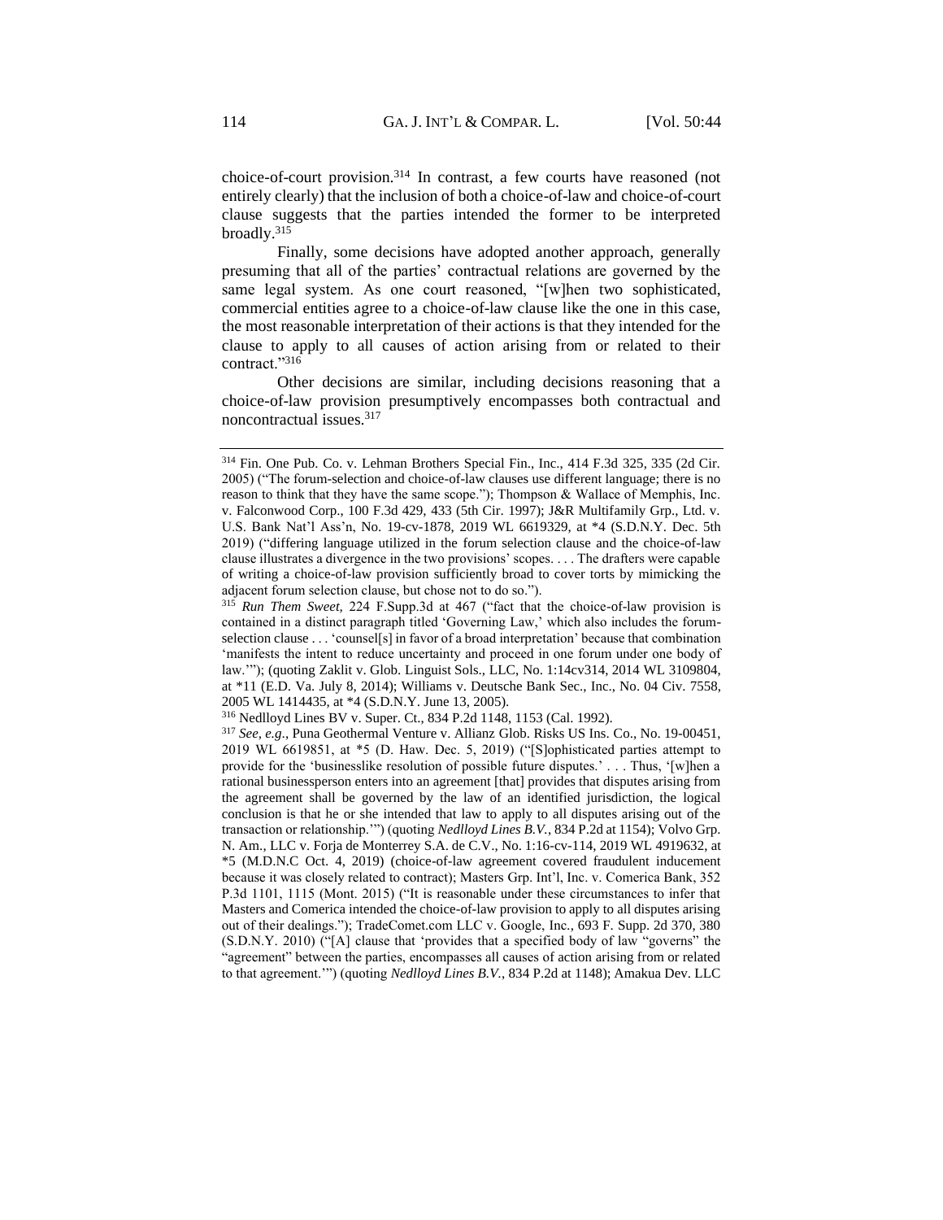choice-of-court provision.[314] In contrast, a few courts have reasoned (not entirely clearly) that the inclusion of both a choice-of-law and choice-of-court clause suggests that the parties intended the former to be interpreted broadly.[315]

Finally, some decisions have adopted another approach, generally presuming that all of the parties' contractual relations are governed by the same legal system. As one court reasoned, "[w]hen two sophisticated, commercial entities agree to a choice-of-law clause like the one in this case, the most reasonable interpretation of their actions is that they intended for the clause to apply to all causes of action arising from or related to their contract."[316]

Other decisions are similar, including decisions reasoning that a choice-of-law provision presumptively encompasses both contractual and noncontractual issues.[317]

---

[314] Fin. One Pub. Co. v. Lehman Brothers Special Fin., Inc., 414 F.3d 325, 335 (2d Cir. 2005) ("The forum-selection and choice-of-law clauses use different language; there is no reason to think that they have the same scope."); Thompson & Wallace of Memphis, Inc. v. Falconwood Corp., 100 F.3d 429, 433 (5th Cir. 1997); J&R Multifamily Grp., Ltd. v. U.S. Bank Nat'l Ass'n, No. 19-cv-1878, 2019 WL 6619329, at *4 (S.D.N.Y. Dec. 5th 2019) ("differing language utilized in the forum selection clause and the choice-of-law clause illustrates a divergence in the two provisions' scopes. . . . The drafters were capable of writing a choice-of-law provision sufficiently broad to cover torts by mimicking the adjacent forum selection clause, but chose not to do so.").

[315] *Run Them Sweet*, 224 F.Supp.3d at 467 ("fact that the choice-of-law provision is contained in a distinct paragraph titled 'Governing Law,' which also includes the forum-selection clause . . . 'counsel[s] in favor of a broad interpretation' because that combination 'manifests the intent to reduce uncertainty and proceed in one forum under one body of law.'"); (quoting Zaklit v. Glob. Linguist Sols., LLC, No. 1:14cv314, 2014 WL 3109804, at *11 (E.D. Va. July 8, 2014); Williams v. Deutsche Bank Sec., Inc., No. 04 Civ. 7558, 2005 WL 1414435, at *4 (S.D.N.Y. June 13, 2005).

[316] Nedlloyd Lines BV v. Super. Ct., 834 P.2d 1148, 1153 (Cal. 1992).

[317] *See, e.g.*, Puna Geothermal Venture v. Allianz Glob. Risks US Ins. Co., No. 19-00451, 2019 WL 6619851, at *5 (D. Haw. Dec. 5, 2019) ("[S]ophisticated parties attempt to provide for the 'businesslike resolution of possible future disputes.' . . . Thus, '[w]hen a rational businessperson enters into an agreement [that] provides that disputes arising from the agreement shall be governed by the law of an identified jurisdiction, the logical conclusion is that he or she intended that law to apply to all disputes arising out of the transaction or relationship.'") (quoting *Nedlloyd Lines B.V.*, 834 P.2d at 1154); Volvo Grp. N. Am., LLC v. Forja de Monterrey S.A. de C.V., No. 1:16-cv-114, 2019 WL 4919632, at *5 (M.D.N.C Oct. 4, 2019) (choice-of-law agreement covered fraudulent inducement because it was closely related to contract); Masters Grp. Int'l, Inc. v. Comerica Bank, 352 P.3d 1101, 1115 (Mont. 2015) ("It is reasonable under these circumstances to infer that Masters and Comerica intended the choice-of-law provision to apply to all disputes arising out of their dealings."); TradeComet.com LLC v. Google, Inc., 693 F. Supp. 2d 370, 380 (S.D.N.Y. 2010) ("[A] clause that 'provides that a specified body of law "governs" the "agreement" between the parties, encompasses all causes of action arising from or related to that agreement.'") (quoting *Nedlloyd Lines B.V.*, 834 P.2d at 1148); Amakua Dev. LLC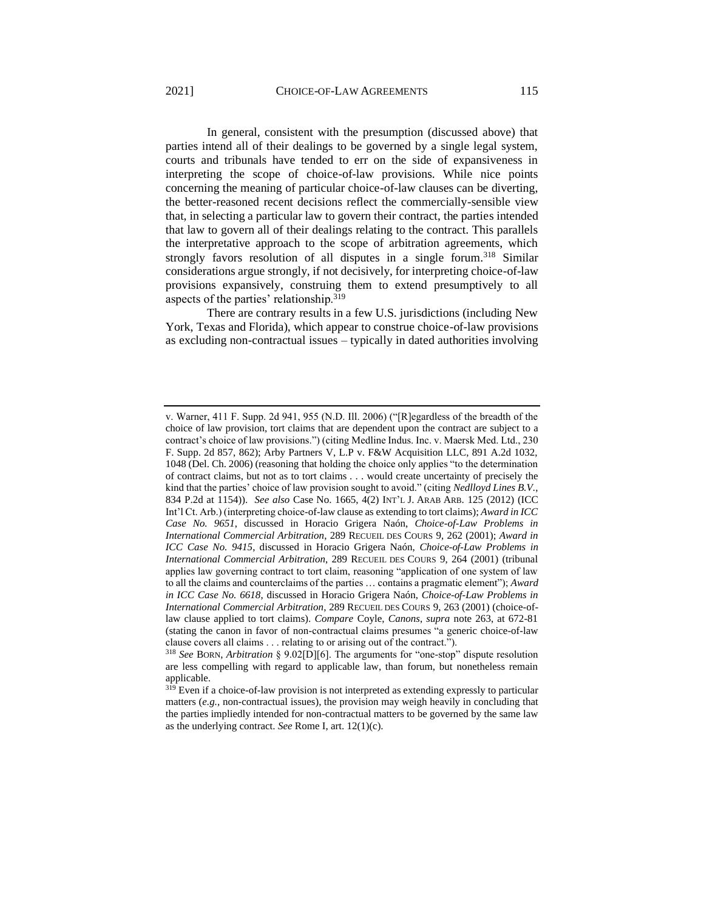In general, consistent with the presumption (discussed above) that parties intend all of their dealings to be governed by a single legal system, courts and tribunals have tended to err on the side of expansiveness in interpreting the scope of choice-of-law provisions. While nice points concerning the meaning of particular choice-of-law clauses can be diverting, the better-reasoned recent decisions reflect the commercially-sensible view that, in selecting a particular law to govern their contract, the parties intended that law to govern all of their dealings relating to the contract. This parallels the interpretative approach to the scope of arbitration agreements, which strongly favors resolution of all disputes in a single forum.[318] Similar considerations argue strongly, if not decisively, for interpreting choice-of-law provisions expansively, construing them to extend presumptively to all aspects of the parties' relationship.[319]

There are contrary results in a few U.S. jurisdictions (including New York, Texas and Florida), which appear to construe choice-of-law provisions as excluding non-contractual issues – typically in dated authorities involving

---

v. Warner, 411 F. Supp. 2d 941, 955 (N.D. Ill. 2006) ("[R]egardless of the breadth of the choice of law provision, tort claims that are dependent upon the contract are subject to a contract's choice of law provisions.") (citing Medline Indus. Inc. v. Maersk Med. Ltd., 230 F. Supp. 2d 857, 862); Arby Partners V, L.P v. F&W Acquisition LLC, 891 A.2d 1032, 1048 (Del. Ch. 2006) (reasoning that holding the choice only applies "to the determination of contract claims, but not as to tort claims . . . would create uncertainty of precisely the kind that the parties' choice of law provision sought to avoid." (citing *Nedlloyd Lines B.V.*, 834 P.2d at 1154)). *See also* Case No. 1665, 4(2) INT'L J. ARAB ARB. 125 (2012) (ICC Int'l Ct. Arb.) (interpreting choice-of-law clause as extending to tort claims); *Award in ICC Case No. 9651*, discussed in Horacio Grigera Naón, *Choice-of-Law Problems in International Commercial Arbitration*, 289 RECUEIL DES COURS 9, 262 (2001); *Award in ICC Case No. 9415*, discussed in Horacio Grigera Naón, *Choice-of-Law Problems in International Commercial Arbitration*, 289 RECUEIL DES COURS 9, 264 (2001) (tribunal applies law governing contract to tort claim, reasoning "application of one system of law to all the claims and counterclaims of the parties … contains a pragmatic element"); *Award in ICC Case No. 6618*, discussed in Horacio Grigera Naón, *Choice-of-Law Problems in International Commercial Arbitration*, 289 RECUEIL DES COURS 9, 263 (2001) (choice-of-law clause applied to tort claims). *Compare* Coyle, *Canons*, *supra* note 263, at 672-81 (stating the canon in favor of non-contractual claims presumes "a generic choice-of-law clause covers all claims . . . relating to or arising out of the contract.").

[318] *See* BORN, *Arbitration* § 9.02[D][6]. The arguments for "one-stop" dispute resolution are less compelling with regard to applicable law, than forum, but nonetheless remain applicable.

[319] Even if a choice-of-law provision is not interpreted as extending expressly to particular matters (*e.g.*, non-contractual issues), the provision may weigh heavily in concluding that the parties impliedly intended for non-contractual matters to be governed by the same law as the underlying contract. *See* Rome I, art. 12(1)(c).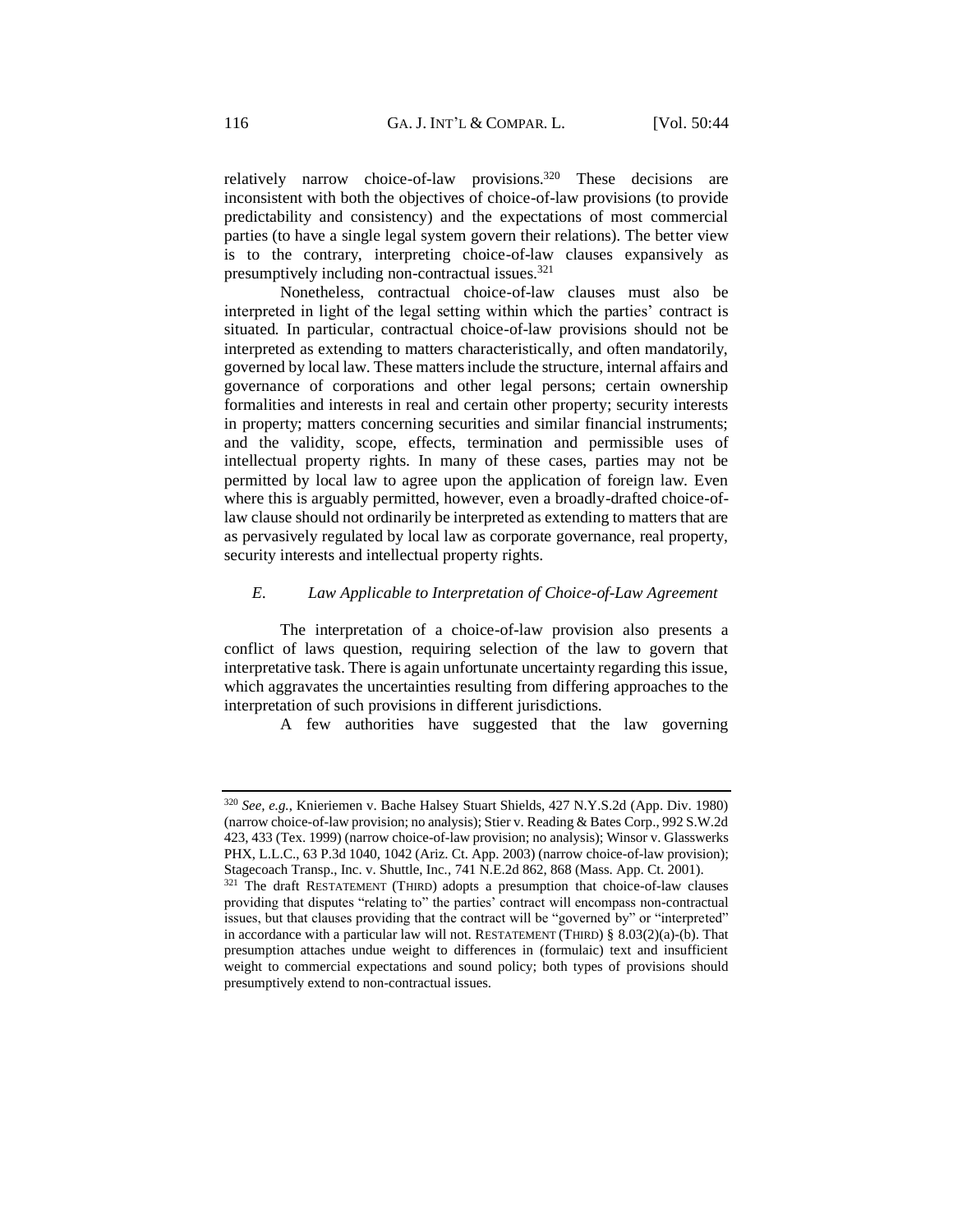relatively narrow choice-of-law provisions.[320] These decisions are inconsistent with both the objectives of choice-of-law provisions (to provide predictability and consistency) and the expectations of most commercial parties (to have a single legal system govern their relations). The better view is to the contrary, interpreting choice-of-law clauses expansively as presumptively including non-contractual issues.[321]

Nonetheless, contractual choice-of-law clauses must also be interpreted in light of the legal setting within which the parties' contract is situated. In particular, contractual choice-of-law provisions should not be interpreted as extending to matters characteristically, and often mandatorily, governed by local law. These matters include the structure, internal affairs and governance of corporations and other legal persons; certain ownership formalities and interests in real and certain other property; security interests in property; matters concerning securities and similar financial instruments; and the validity, scope, effects, termination and permissible uses of intellectual property rights. In many of these cases, parties may not be permitted by local law to agree upon the application of foreign law. Even where this is arguably permitted, however, even a broadly-drafted choice-of-law clause should not ordinarily be interpreted as extending to matters that are as pervasively regulated by local law as corporate governance, real property, security interests and intellectual property rights.

### *E. Law Applicable to Interpretation of Choice-of-Law Agreement*

The interpretation of a choice-of-law provision also presents a conflict of laws question, requiring selection of the law to govern that interpretative task. There is again unfortunate uncertainty regarding this issue, which aggravates the uncertainties resulting from differing approaches to the interpretation of such provisions in different jurisdictions.

A few authorities have suggested that the law governing

---

[320] *See, e.g.*, Knieriemen v. Bache Halsey Stuart Shields, 427 N.Y.S.2d (App. Div. 1980) (narrow choice-of-law provision; no analysis); Stier v. Reading & Bates Corp., 992 S.W.2d 423, 433 (Tex. 1999) (narrow choice-of-law provision; no analysis); Winsor v. Glasswerks PHX, L.L.C., 63 P.3d 1040, 1042 (Ariz. Ct. App. 2003) (narrow choice-of-law provision); Stagecoach Transp., Inc. v. Shuttle, Inc., 741 N.E.2d 862, 868 (Mass. App. Ct. 2001).

[321] The draft RESTATEMENT (THIRD) adopts a presumption that choice-of-law clauses providing that disputes "relating to" the parties' contract will encompass non-contractual issues, but that clauses providing that the contract will be "governed by" or "interpreted" in accordance with a particular law will not. RESTATEMENT (THIRD) § 8.03(2)(a)-(b). That presumption attaches undue weight to differences in (formulaic) text and insufficient weight to commercial expectations and sound policy; both types of provisions should presumptively extend to non-contractual issues.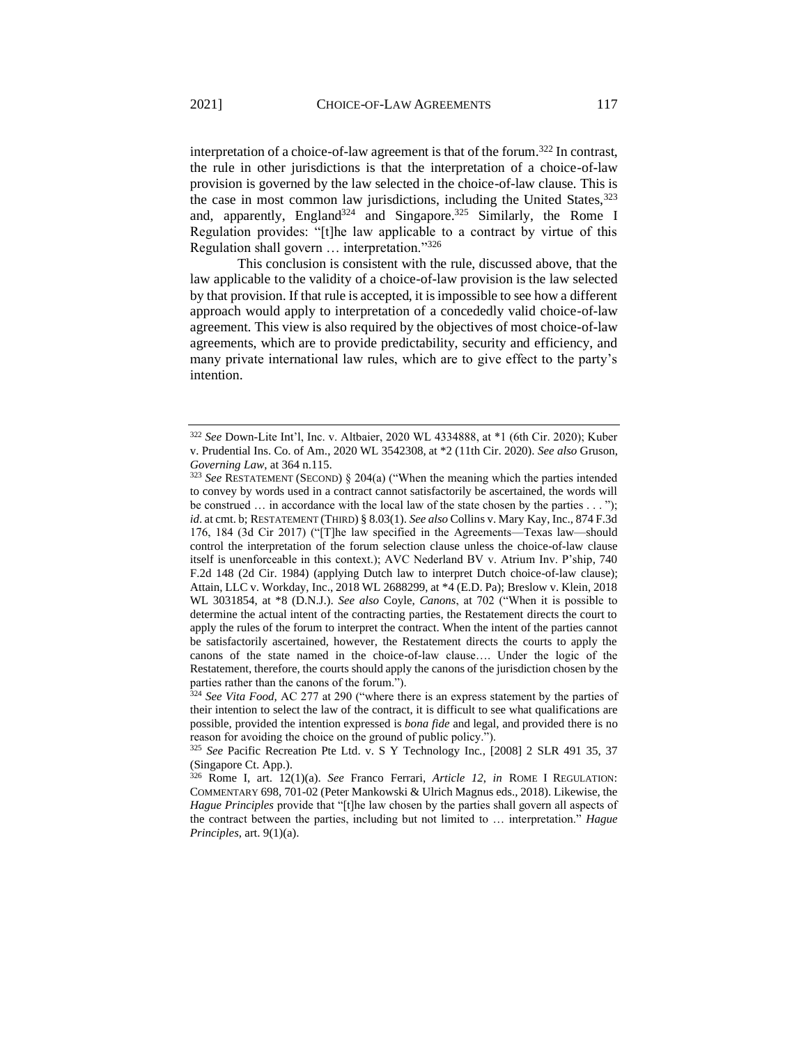interpretation of a choice-of-law agreement is that of the forum.[322] In contrast, the rule in other jurisdictions is that the interpretation of a choice-of-law provision is governed by the law selected in the choice-of-law clause. This is the case in most common law jurisdictions, including the United States,[323] and, apparently, England[324] and Singapore.[325] Similarly, the Rome I Regulation provides: "[t]he law applicable to a contract by virtue of this Regulation shall govern … interpretation."[326]

This conclusion is consistent with the rule, discussed above, that the law applicable to the validity of a choice-of-law provision is the law selected by that provision. If that rule is accepted, it is impossible to see how a different approach would apply to interpretation of a concededly valid choice-of-law agreement. This view is also required by the objectives of most choice-of-law agreements, which are to provide predictability, security and efficiency, and many private international law rules, which are to give effect to the party's intention.

---

[322] *See* Down-Lite Int'l, Inc. v. Altbaier, 2020 WL 4334888, at *1 (6th Cir. 2020); Kuber v. Prudential Ins. Co. of Am., 2020 WL 3542308, at *2 (11th Cir. 2020). *See also* Gruson, *Governing Law*, at 364 n.115.

[323] *See* RESTATEMENT (SECOND) § 204(a) ("When the meaning which the parties intended to convey by words used in a contract cannot satisfactorily be ascertained, the words will be construed … in accordance with the local law of the state chosen by the parties . . . "); *id*. at cmt. b; RESTATEMENT (THIRD) § 8.03(1). *See also* Collins v. Mary Kay, Inc., 874 F.3d 176, 184 (3d Cir 2017) ("[T]he law specified in the Agreements—Texas law—should control the interpretation of the forum selection clause unless the choice-of-law clause itself is unenforceable in this context.); AVC Nederland BV v. Atrium Inv. P'ship, 740 F.2d 148 (2d Cir. 1984) (applying Dutch law to interpret Dutch choice-of-law clause); Attain, LLC v. Workday, Inc., 2018 WL 2688299, at *4 (E.D. Pa); Breslow v. Klein, 2018 WL 3031854, at *8 (D.N.J.). *See also* Coyle, *Canons*, at 702 ("When it is possible to determine the actual intent of the contracting parties, the Restatement directs the court to apply the rules of the forum to interpret the contract. When the intent of the parties cannot be satisfactorily ascertained, however, the Restatement directs the courts to apply the canons of the state named in the choice-of-law clause…. Under the logic of the Restatement, therefore, the courts should apply the canons of the jurisdiction chosen by the parties rather than the canons of the forum.").

[324] *See Vita Food*, AC 277 at 290 ("where there is an express statement by the parties of their intention to select the law of the contract, it is difficult to see what qualifications are possible, provided the intention expressed is *bona fide* and legal, and provided there is no reason for avoiding the choice on the ground of public policy.").

[325] *See* Pacific Recreation Pte Ltd. v. S Y Technology Inc., [2008] 2 SLR 491 35, 37 (Singapore Ct. App.).

[326] Rome I, art. 12(1)(a). *See* Franco Ferrari, *Article 12*, *in* ROME I REGULATION: COMMENTARY 698, 701-02 (Peter Mankowski & Ulrich Magnus eds., 2018). Likewise, the *Hague Principles* provide that "[t]he law chosen by the parties shall govern all aspects of the contract between the parties, including but not limited to … interpretation." *Hague Principles*, art. 9(1)(a).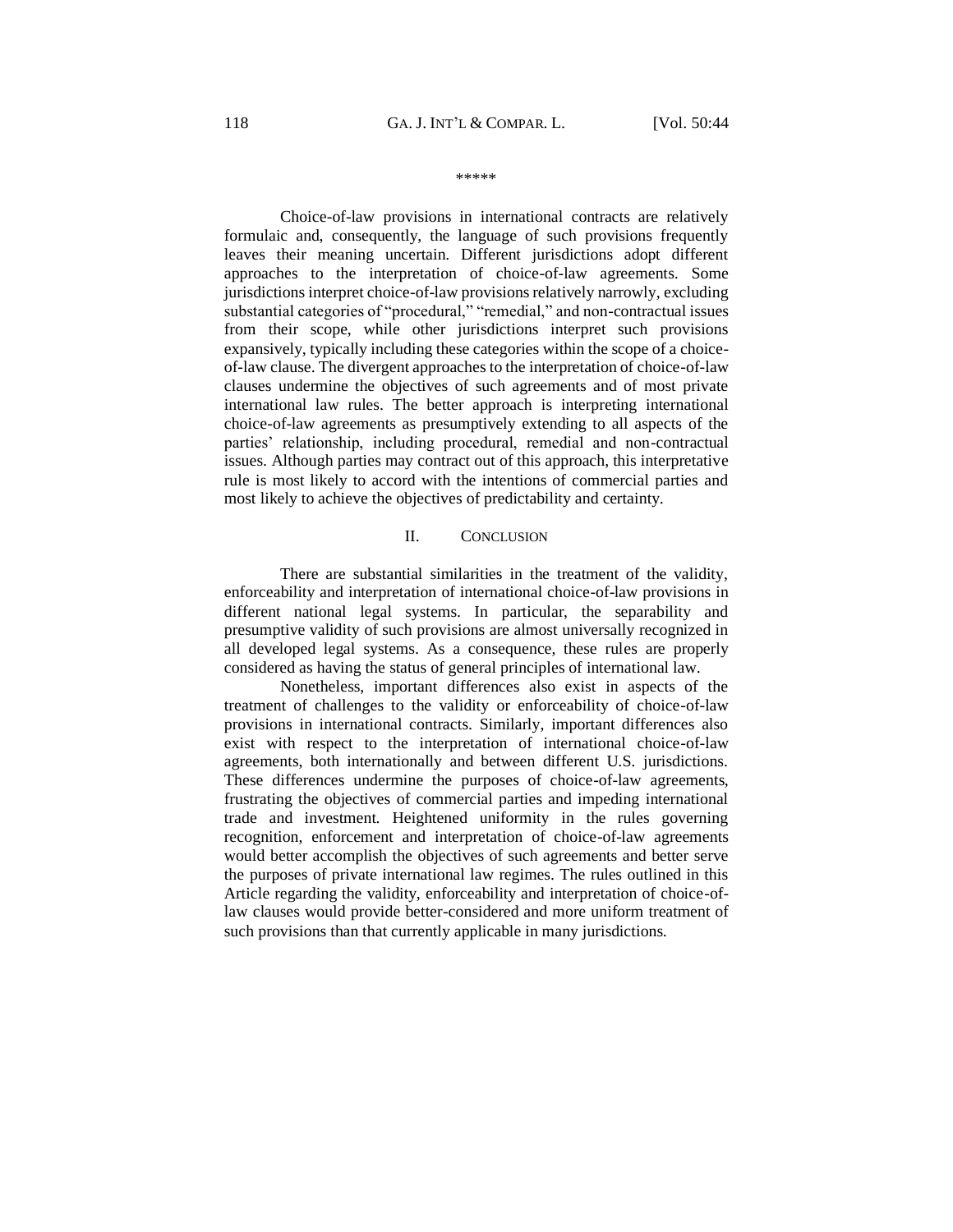\*\*\*\*\*

Choice-of-law provisions in international contracts are relatively formulaic and, consequently, the language of such provisions frequently leaves their meaning uncertain. Different jurisdictions adopt different approaches to the interpretation of choice-of-law agreements. Some jurisdictions interpret choice-of-law provisions relatively narrowly, excluding substantial categories of "procedural," "remedial," and non-contractual issues from their scope, while other jurisdictions interpret such provisions expansively, typically including these categories within the scope of a choice-of-law clause. The divergent approaches to the interpretation of choice-of-law clauses undermine the objectives of such agreements and of most private international law rules. The better approach is interpreting international choice-of-law agreements as presumptively extending to all aspects of the parties' relationship, including procedural, remedial and non-contractual issues. Although parties may contract out of this approach, this interpretative rule is most likely to accord with the intentions of commercial parties and most likely to achieve the objectives of predictability and certainty.

## II. CONCLUSION

There are substantial similarities in the treatment of the validity, enforceability and interpretation of international choice-of-law provisions in different national legal systems. In particular, the separability and presumptive validity of such provisions are almost universally recognized in all developed legal systems. As a consequence, these rules are properly considered as having the status of general principles of international law.

Nonetheless, important differences also exist in aspects of the treatment of challenges to the validity or enforceability of choice-of-law provisions in international contracts. Similarly, important differences also exist with respect to the interpretation of international choice-of-law agreements, both internationally and between different U.S. jurisdictions. These differences undermine the purposes of choice-of-law agreements, frustrating the objectives of commercial parties and impeding international trade and investment. Heightened uniformity in the rules governing recognition, enforcement and interpretation of choice-of-law agreements would better accomplish the objectives of such agreements and better serve the purposes of private international law regimes. The rules outlined in this Article regarding the validity, enforceability and interpretation of choice-of-law clauses would provide better-considered and more uniform treatment of such provisions than that currently applicable in many jurisdictions.